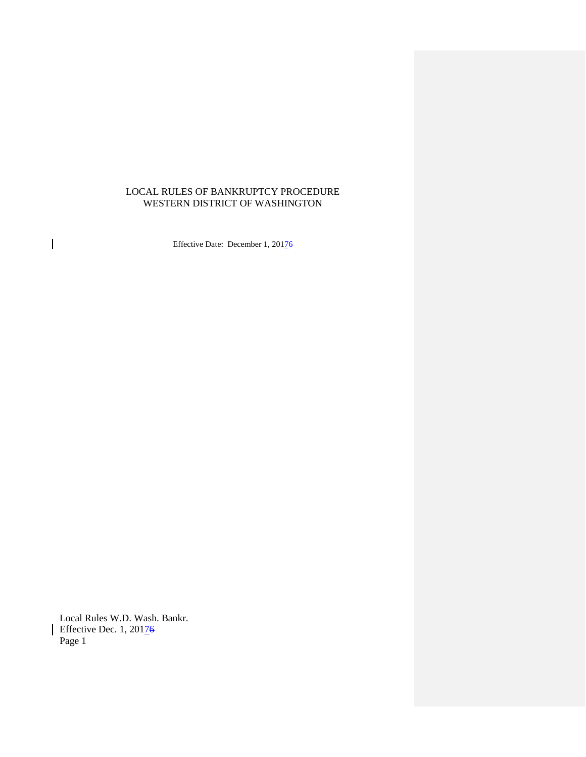LOCAL RULES OF BANKRUPTCY PROCEDURE
WESTERN DISTRICT OF WASHINGTON

Effective Date: December 1, 2017~~6~~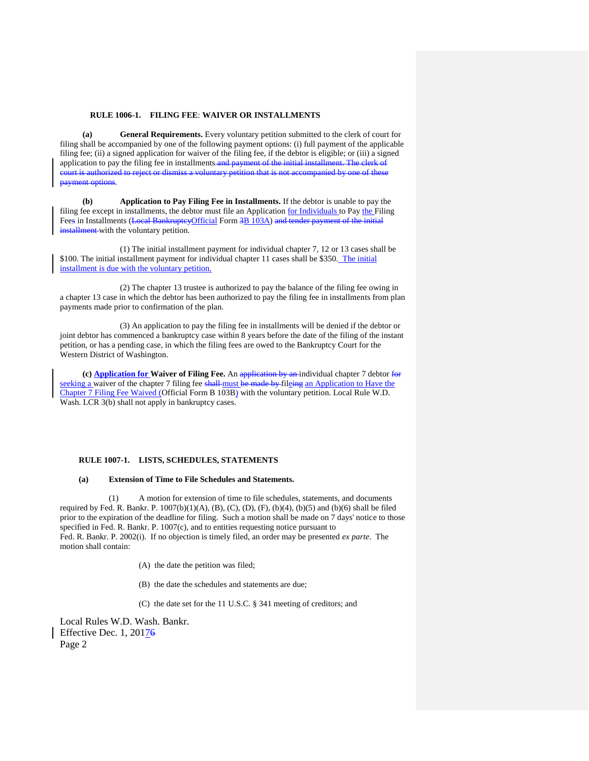**RULE 1006-1. FILING FEE: WAIVER OR INSTALLMENTS**

**(a) General Requirements.** Every voluntary petition submitted to the clerk of court for filing shall be accompanied by one of the following payment options: (i) full payment of the applicable filing fee; (ii) a signed application for waiver of the filing fee, if the debtor is eligible; or (iii) a signed application to pay the filing fee in installments ~~and payment of the initial installment. The clerk of court is authorized to reject or dismiss a voluntary petition that is not accompanied by one of these payment options~~.

**(b) Application to Pay Filing Fee in Installments.** If the debtor is unable to pay the filing fee except in installments, the debtor must file an Application for Individuals to Pay the Filing Fee~~s~~ in Installments (~~Local Bankruptcy~~Official Form ~~3~~B 103A) ~~and tender payment of the initial installment~~ with the voluntary petition.

(1) The initial installment payment for individual chapter 7, 12 or 13 cases shall be $100. The initial installment payment for individual chapter 11 cases shall be $350. The initial installment is due with the voluntary petition.

(2) The chapter 13 trustee is authorized to pay the balance of the filing fee owing in a chapter 13 case in which the debtor has been authorized to pay the filing fee in installments from plan payments made prior to confirmation of the plan.

(3) An application to pay the filing fee in installments will be denied if the debtor or joint debtor has commenced a bankruptcy case within 8 years before the date of the filing of the instant petition, or has a pending case, in which the filing fees are owed to the Bankruptcy Court for the Western District of Washington.

**(c) Application for Waiver of Filing Fee.** An ~~application by an~~ individual chapter 7 debtor ~~for~~ seeking a waiver of the chapter 7 filing fee ~~shall~~ must ~~be made by~~ file~~ing~~ an Application to Have the Chapter 7 Filing Fee Waived (Official Form B 103B) with the voluntary petition. Local Rule W.D. Wash. LCR 3(b) shall not apply in bankruptcy cases.

**RULE 1007-1. LISTS, SCHEDULES, STATEMENTS**

**(a) Extension of Time to File Schedules and Statements.**

(1) A motion for extension of time to file schedules, statements, and documents required by Fed. R. Bankr. P. 1007(b)(1)(A), (B), (C), (D), (F), (b)(4), (b)(5) and (b)(6) shall be filed prior to the expiration of the deadline for filing. Such a motion shall be made on 7 days' notice to those specified in Fed. R. Bankr. P. 1007(c), and to entities requesting notice pursuant to Fed. R. Bankr. P. 2002(i). If no objection is timely filed, an order may be presented *ex parte*. The motion shall contain:

(A) the date the petition was filed;

(B) the date the schedules and statements are due;

(C) the date set for the 11 U.S.C. § 341 meeting of creditors; and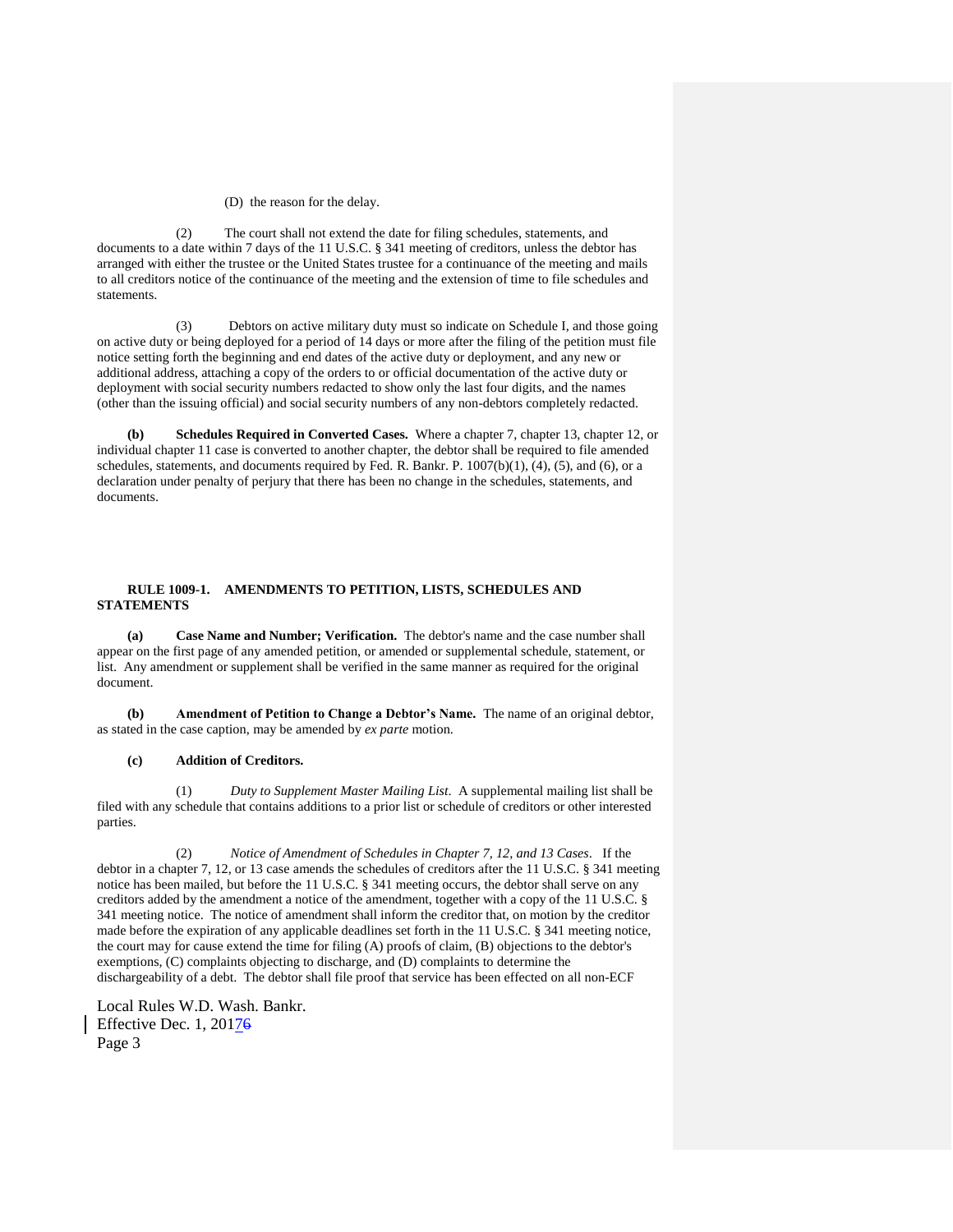(D) the reason for the delay.

(2) The court shall not extend the date for filing schedules, statements, and documents to a date within 7 days of the 11 U.S.C. § 341 meeting of creditors, unless the debtor has arranged with either the trustee or the United States trustee for a continuance of the meeting and mails to all creditors notice of the continuance of the meeting and the extension of time to file schedules and statements.

(3) Debtors on active military duty must so indicate on Schedule I, and those going on active duty or being deployed for a period of 14 days or more after the filing of the petition must file notice setting forth the beginning and end dates of the active duty or deployment, and any new or additional address, attaching a copy of the orders to or official documentation of the active duty or deployment with social security numbers redacted to show only the last four digits, and the names (other than the issuing official) and social security numbers of any non-debtors completely redacted.

**(b) Schedules Required in Converted Cases.** Where a chapter 7, chapter 13, chapter 12, or individual chapter 11 case is converted to another chapter, the debtor shall be required to file amended schedules, statements, and documents required by Fed. R. Bankr. P. 1007(b)(1), (4), (5), and (6), or a declaration under penalty of perjury that there has been no change in the schedules, statements, and documents.

## RULE 1009-1. AMENDMENTS TO PETITION, LISTS, SCHEDULES AND STATEMENTS

**(a) Case Name and Number; Verification.** The debtor's name and the case number shall appear on the first page of any amended petition, or amended or supplemental schedule, statement, or list. Any amendment or supplement shall be verified in the same manner as required for the original document.

**(b) Amendment of Petition to Change a Debtor's Name.** The name of an original debtor, as stated in the case caption, may be amended by *ex parte* motion.

**(c) Addition of Creditors.**

(1) *Duty to Supplement Master Mailing List*. A supplemental mailing list shall be filed with any schedule that contains additions to a prior list or schedule of creditors or other interested parties.

(2) *Notice of Amendment of Schedules in Chapter 7, 12, and 13 Cases*. If the debtor in a chapter 7, 12, or 13 case amends the schedules of creditors after the 11 U.S.C. § 341 meeting notice has been mailed, but before the 11 U.S.C. § 341 meeting occurs, the debtor shall serve on any creditors added by the amendment a notice of the amendment, together with a copy of the 11 U.S.C. § 341 meeting notice. The notice of amendment shall inform the creditor that, on motion by the creditor made before the expiration of any applicable deadlines set forth in the 11 U.S.C. § 341 meeting notice, the court may for cause extend the time for filing (A) proofs of claim, (B) objections to the debtor's exemptions, (C) complaints objecting to discharge, and (D) complaints to determine the dischargeability of a debt. The debtor shall file proof that service has been effected on all non-ECF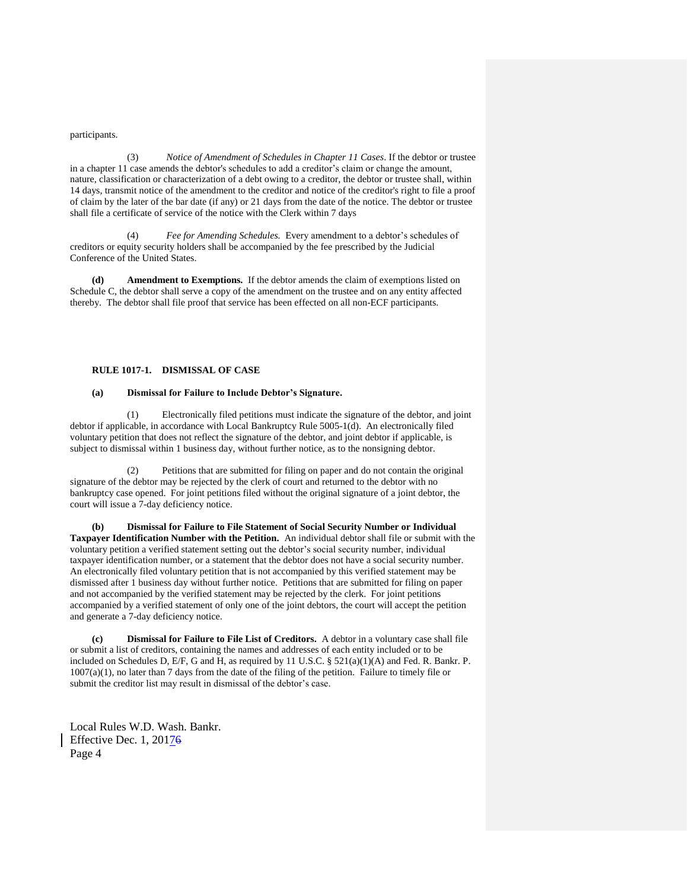participants.

(3) *Notice of Amendment of Schedules in Chapter 11 Cases*. If the debtor or trustee in a chapter 11 case amends the debtor's schedules to add a creditor's claim or change the amount, nature, classification or characterization of a debt owing to a creditor, the debtor or trustee shall, within 14 days, transmit notice of the amendment to the creditor and notice of the creditor's right to file a proof of claim by the later of the bar date (if any) or 21 days from the date of the notice. The debtor or trustee shall file a certificate of service of the notice with the Clerk within 7 days

(4) *Fee for Amending Schedules.* Every amendment to a debtor's schedules of creditors or equity security holders shall be accompanied by the fee prescribed by the Judicial Conference of the United States.

**(d) Amendment to Exemptions.** If the debtor amends the claim of exemptions listed on Schedule C, the debtor shall serve a copy of the amendment on the trustee and on any entity affected thereby. The debtor shall file proof that service has been effected on all non-ECF participants.

## RULE 1017-1. DISMISSAL OF CASE

**(a) Dismissal for Failure to Include Debtor's Signature.**

(1) Electronically filed petitions must indicate the signature of the debtor, and joint debtor if applicable, in accordance with Local Bankruptcy Rule 5005-1(d). An electronically filed voluntary petition that does not reflect the signature of the debtor, and joint debtor if applicable, is subject to dismissal within 1 business day, without further notice, as to the nonsigning debtor.

(2) Petitions that are submitted for filing on paper and do not contain the original signature of the debtor may be rejected by the clerk of court and returned to the debtor with no bankruptcy case opened. For joint petitions filed without the original signature of a joint debtor, the court will issue a 7-day deficiency notice.

**(b) Dismissal for Failure to File Statement of Social Security Number or Individual Taxpayer Identification Number with the Petition.** An individual debtor shall file or submit with the voluntary petition a verified statement setting out the debtor's social security number, individual taxpayer identification number, or a statement that the debtor does not have a social security number. An electronically filed voluntary petition that is not accompanied by this verified statement may be dismissed after 1 business day without further notice. Petitions that are submitted for filing on paper and not accompanied by the verified statement may be rejected by the clerk. For joint petitions accompanied by a verified statement of only one of the joint debtors, the court will accept the petition and generate a 7-day deficiency notice.

**(c) Dismissal for Failure to File List of Creditors.** A debtor in a voluntary case shall file or submit a list of creditors, containing the names and addresses of each entity included or to be included on Schedules D, E/F, G and H, as required by 11 U.S.C. § 521(a)(1)(A) and Fed. R. Bankr. P. 1007(a)(1), no later than 7 days from the date of the filing of the petition. Failure to timely file or submit the creditor list may result in dismissal of the debtor's case.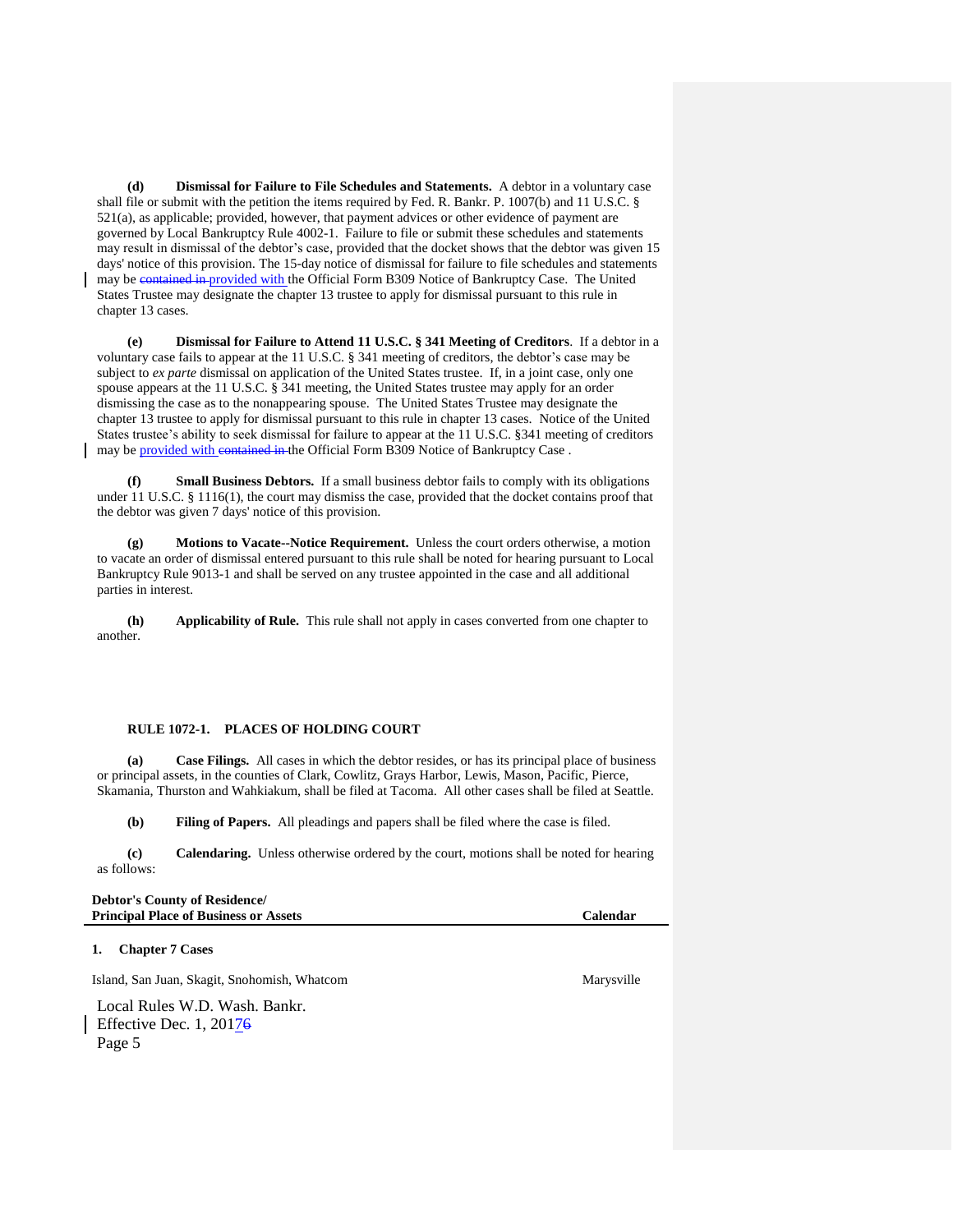**(d) Dismissal for Failure to File Schedules and Statements.** A debtor in a voluntary case shall file or submit with the petition the items required by Fed. R. Bankr. P. 1007(b) and 11 U.S.C. § 521(a), as applicable; provided, however, that payment advices or other evidence of payment are governed by Local Bankruptcy Rule 4002-1. Failure to file or submit these schedules and statements may result in dismissal of the debtor's case, provided that the docket shows that the debtor was given 15 days' notice of this provision. The 15-day notice of dismissal for failure to file schedules and statements may be ~~contained in~~ provided with the Official Form B309 Notice of Bankruptcy Case. The United States Trustee may designate the chapter 13 trustee to apply for dismissal pursuant to this rule in chapter 13 cases.

**(e) Dismissal for Failure to Attend 11 U.S.C. § 341 Meeting of Creditors**. If a debtor in a voluntary case fails to appear at the 11 U.S.C. § 341 meeting of creditors, the debtor's case may be subject to *ex parte* dismissal on application of the United States trustee. If, in a joint case, only one spouse appears at the 11 U.S.C. § 341 meeting, the United States trustee may apply for an order dismissing the case as to the nonappearing spouse. The United States Trustee may designate the chapter 13 trustee to apply for dismissal pursuant to this rule in chapter 13 cases. Notice of the United States trustee's ability to seek dismissal for failure to appear at the 11 U.S.C. §341 meeting of creditors may be provided with ~~contained in~~ the Official Form B309 Notice of Bankruptcy Case .

**(f) Small Business Debtors.** If a small business debtor fails to comply with its obligations under 11 U.S.C. § 1116(1), the court may dismiss the case, provided that the docket contains proof that the debtor was given 7 days' notice of this provision.

**(g) Motions to Vacate--Notice Requirement.** Unless the court orders otherwise, a motion to vacate an order of dismissal entered pursuant to this rule shall be noted for hearing pursuant to Local Bankruptcy Rule 9013-1 and shall be served on any trustee appointed in the case and all additional parties in interest.

**(h) Applicability of Rule.** This rule shall not apply in cases converted from one chapter to another.

## RULE 1072-1. PLACES OF HOLDING COURT

**(a) Case Filings.** All cases in which the debtor resides, or has its principal place of business or principal assets, in the counties of Clark, Cowlitz, Grays Harbor, Lewis, Mason, Pacific, Pierce, Skamania, Thurston and Wahkiakum, shall be filed at Tacoma. All other cases shall be filed at Seattle.

**(b) Filing of Papers.** All pleadings and papers shall be filed where the case is filed.

**(c) Calendaring.** Unless otherwise ordered by the court, motions shall be noted for hearing as follows:

| Debtor's County of Residence/ Principal Place of Business or Assets | Calendar |
|---|---|
| **1. Chapter 7 Cases** | |
| Island, San Juan, Skagit, Snohomish, Whatcom | Marysville |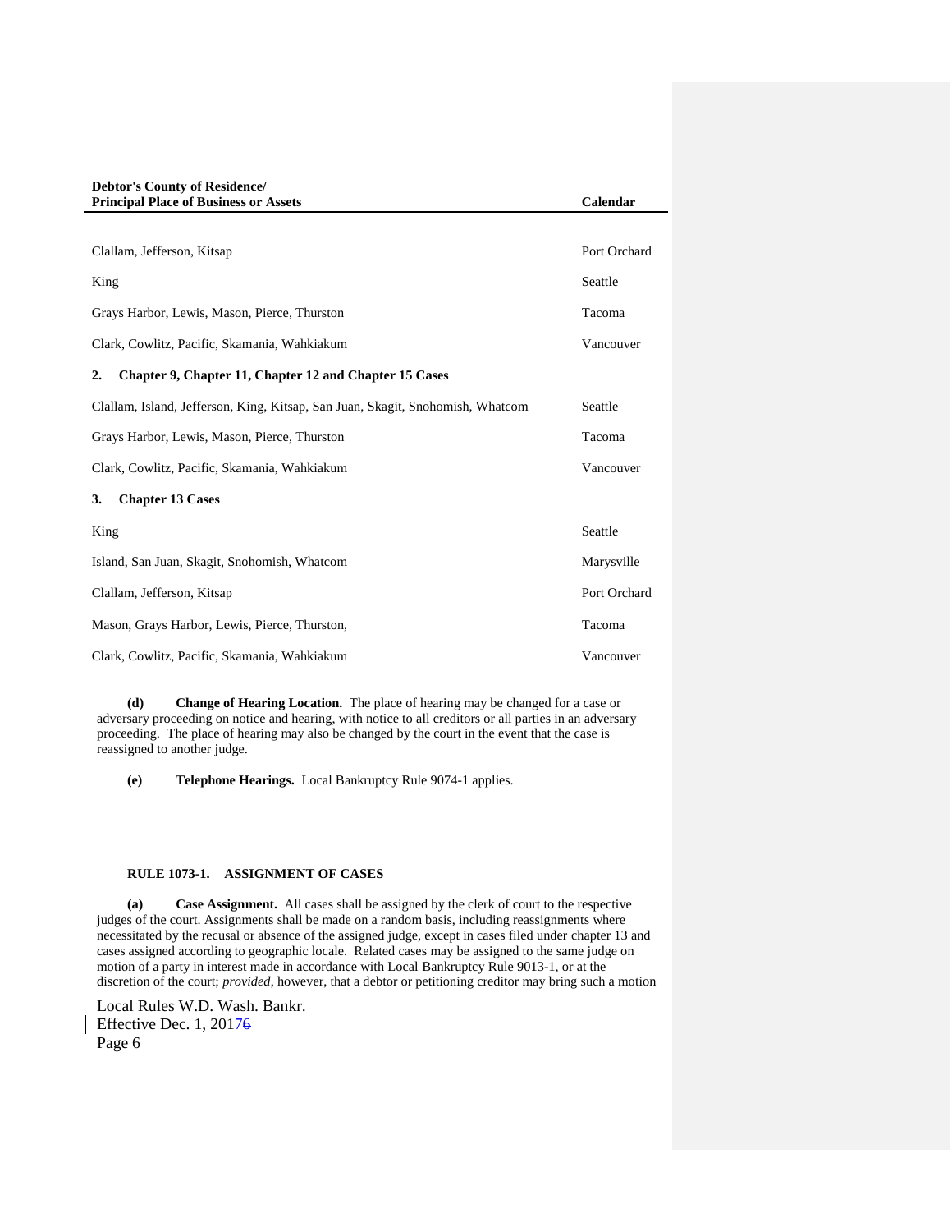| Debtor's County of Residence/ Principal Place of Business or Assets | Calendar |
|---|---|
| Clallam, Jefferson, Kitsap | Port Orchard |
| King | Seattle |
| Grays Harbor, Lewis, Mason, Pierce, Thurston | Tacoma |
| Clark, Cowlitz, Pacific, Skamania, Wahkiakum | Vancouver |
| **2. Chapter 9, Chapter 11, Chapter 12 and Chapter 15 Cases** | |
| Clallam, Island, Jefferson, King, Kitsap, San Juan, Skagit, Snohomish, Whatcom | Seattle |
| Grays Harbor, Lewis, Mason, Pierce, Thurston | Tacoma |
| Clark, Cowlitz, Pacific, Skamania, Wahkiakum | Vancouver |
| **3. Chapter 13 Cases** | |
| King | Seattle |
| Island, San Juan, Skagit, Snohomish, Whatcom | Marysville |
| Clallam, Jefferson, Kitsap | Port Orchard |
| Mason, Grays Harbor, Lewis, Pierce, Thurston, | Tacoma |
| Clark, Cowlitz, Pacific, Skamania, Wahkiakum | Vancouver |

**(d) Change of Hearing Location.** The place of hearing may be changed for a case or adversary proceeding on notice and hearing, with notice to all creditors or all parties in an adversary proceeding. The place of hearing may also be changed by the court in the event that the case is reassigned to another judge.

**(e) Telephone Hearings.** Local Bankruptcy Rule 9074-1 applies.

**RULE 1073-1. ASSIGNMENT OF CASES**

**(a) Case Assignment.** All cases shall be assigned by the clerk of court to the respective judges of the court. Assignments shall be made on a random basis, including reassignments where necessitated by the recusal or absence of the assigned judge, except in cases filed under chapter 13 and cases assigned according to geographic locale. Related cases may be assigned to the same judge on motion of a party in interest made in accordance with Local Bankruptcy Rule 9013-1, or at the discretion of the court; *provided*, however, that a debtor or petitioning creditor may bring such a motion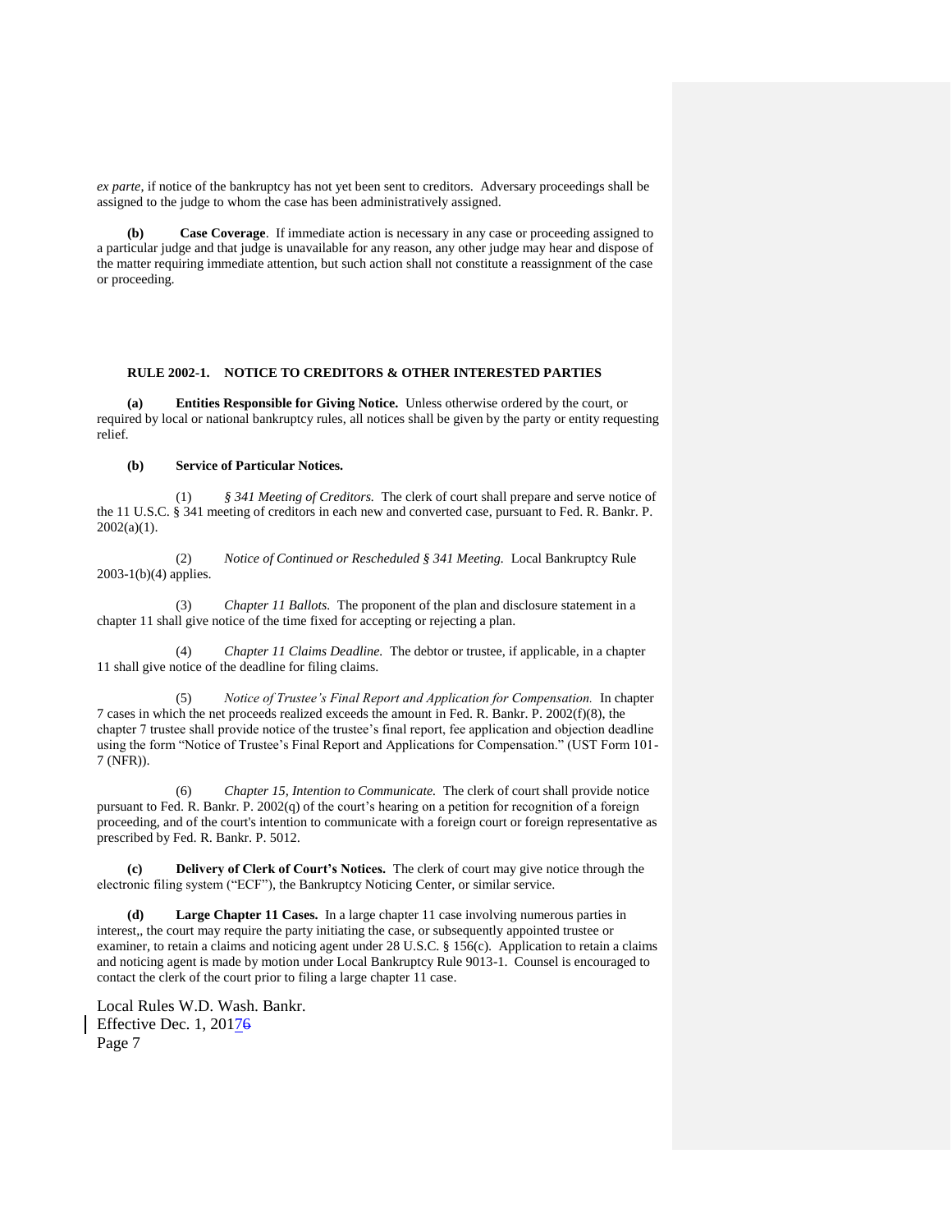*ex parte*, if notice of the bankruptcy has not yet been sent to creditors. Adversary proceedings shall be assigned to the judge to whom the case has been administratively assigned.

**(b) Case Coverage**. If immediate action is necessary in any case or proceeding assigned to a particular judge and that judge is unavailable for any reason, any other judge may hear and dispose of the matter requiring immediate attention, but such action shall not constitute a reassignment of the case or proceeding.

## RULE 2002-1. NOTICE TO CREDITORS & OTHER INTERESTED PARTIES

**(a) Entities Responsible for Giving Notice.** Unless otherwise ordered by the court, or required by local or national bankruptcy rules, all notices shall be given by the party or entity requesting relief.

**(b) Service of Particular Notices.**

(1) *§ 341 Meeting of Creditors.* The clerk of court shall prepare and serve notice of the 11 U.S.C. § 341 meeting of creditors in each new and converted case, pursuant to Fed. R. Bankr. P. 2002(a)(1).

(2) *Notice of Continued or Rescheduled § 341 Meeting.* Local Bankruptcy Rule 2003-1(b)(4) applies.

(3) *Chapter 11 Ballots.* The proponent of the plan and disclosure statement in a chapter 11 shall give notice of the time fixed for accepting or rejecting a plan.

(4) *Chapter 11 Claims Deadline.* The debtor or trustee, if applicable, in a chapter 11 shall give notice of the deadline for filing claims.

(5) *Notice of Trustee's Final Report and Application for Compensation.* In chapter 7 cases in which the net proceeds realized exceeds the amount in Fed. R. Bankr. P. 2002(f)(8), the chapter 7 trustee shall provide notice of the trustee's final report, fee application and objection deadline using the form "Notice of Trustee's Final Report and Applications for Compensation." (UST Form 101-7 (NFR)).

(6) *Chapter 15, Intention to Communicate.* The clerk of court shall provide notice pursuant to Fed. R. Bankr. P. 2002(q) of the court's hearing on a petition for recognition of a foreign proceeding, and of the court's intention to communicate with a foreign court or foreign representative as prescribed by Fed. R. Bankr. P. 5012.

**(c) Delivery of Clerk of Court's Notices.** The clerk of court may give notice through the electronic filing system ("ECF"), the Bankruptcy Noticing Center, or similar service.

**(d) Large Chapter 11 Cases.** In a large chapter 11 case involving numerous parties in interest,, the court may require the party initiating the case, or subsequently appointed trustee or examiner, to retain a claims and noticing agent under 28 U.S.C. § 156(c). Application to retain a claims and noticing agent is made by motion under Local Bankruptcy Rule 9013-1. Counsel is encouraged to contact the clerk of the court prior to filing a large chapter 11 case.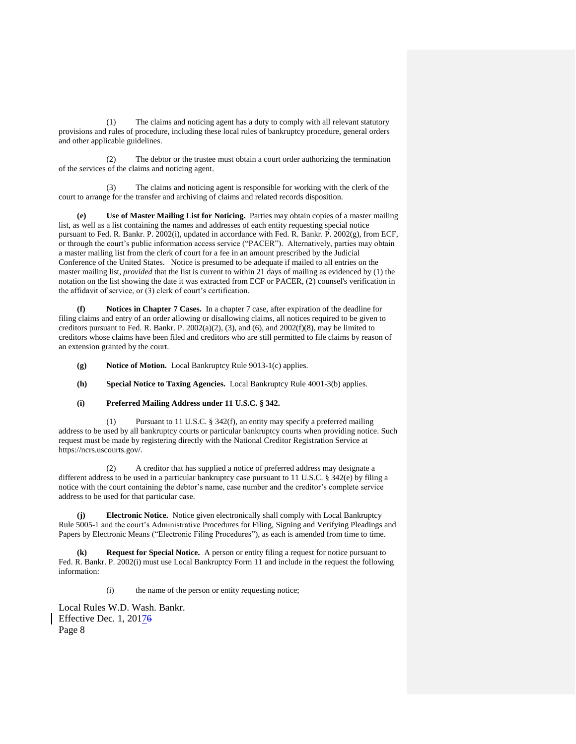(1) The claims and noticing agent has a duty to comply with all relevant statutory provisions and rules of procedure, including these local rules of bankruptcy procedure, general orders and other applicable guidelines.

(2) The debtor or the trustee must obtain a court order authorizing the termination of the services of the claims and noticing agent.

(3) The claims and noticing agent is responsible for working with the clerk of the court to arrange for the transfer and archiving of claims and related records disposition.

**(e) Use of Master Mailing List for Noticing.** Parties may obtain copies of a master mailing list, as well as a list containing the names and addresses of each entity requesting special notice pursuant to Fed. R. Bankr. P. 2002(i), updated in accordance with Fed. R. Bankr. P. 2002(g), from ECF, or through the court's public information access service ("PACER"). Alternatively, parties may obtain a master mailing list from the clerk of court for a fee in an amount prescribed by the Judicial Conference of the United States. Notice is presumed to be adequate if mailed to all entries on the master mailing list, *provided* that the list is current to within 21 days of mailing as evidenced by (1) the notation on the list showing the date it was extracted from ECF or PACER, (2) counsel's verification in the affidavit of service, or (3) clerk of court's certification.

**(f) Notices in Chapter 7 Cases.** In a chapter 7 case, after expiration of the deadline for filing claims and entry of an order allowing or disallowing claims, all notices required to be given to creditors pursuant to Fed. R. Bankr. P. 2002(a)(2), (3), and (6), and 2002(f)(8), may be limited to creditors whose claims have been filed and creditors who are still permitted to file claims by reason of an extension granted by the court.

**(g) Notice of Motion.** Local Bankruptcy Rule 9013-1(c) applies.

**(h) Special Notice to Taxing Agencies.** Local Bankruptcy Rule 4001-3(b) applies.

**(i) Preferred Mailing Address under 11 U.S.C. § 342.**

(1) Pursuant to 11 U.S.C. § 342(f), an entity may specify a preferred mailing address to be used by all bankruptcy courts or particular bankruptcy courts when providing notice. Such request must be made by registering directly with the National Creditor Registration Service at https://ncrs.uscourts.gov/.

(2) A creditor that has supplied a notice of preferred address may designate a different address to be used in a particular bankruptcy case pursuant to 11 U.S.C. § 342(e) by filing a notice with the court containing the debtor's name, case number and the creditor's complete service address to be used for that particular case.

**(j) Electronic Notice.** Notice given electronically shall comply with Local Bankruptcy Rule 5005-1 and the court's Administrative Procedures for Filing, Signing and Verifying Pleadings and Papers by Electronic Means ("Electronic Filing Procedures"), as each is amended from time to time.

**(k) Request for Special Notice.** A person or entity filing a request for notice pursuant to Fed. R. Bankr. P. 2002(i) must use Local Bankruptcy Form 11 and include in the request the following information:

(i) the name of the person or entity requesting notice;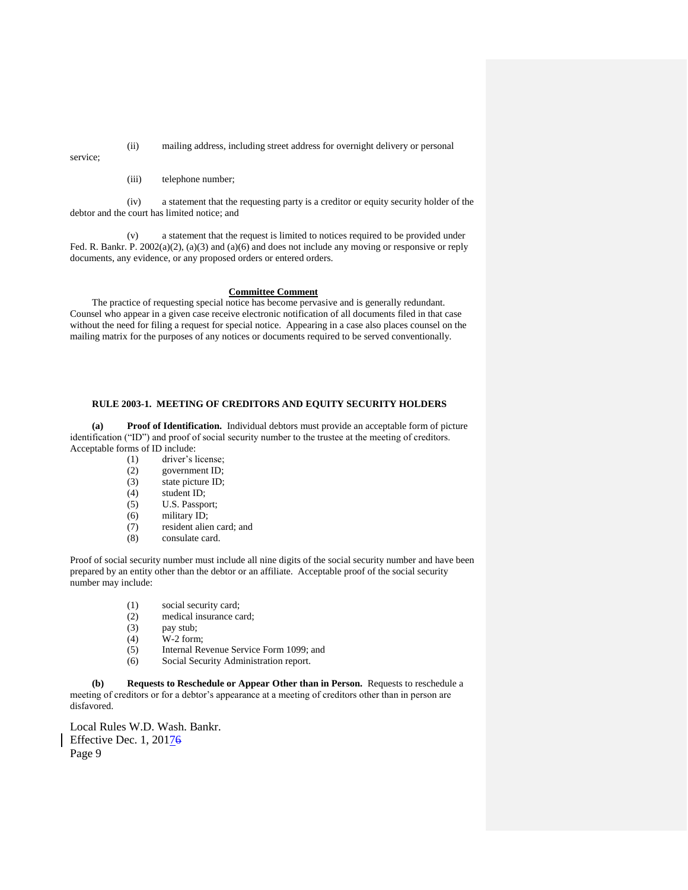(ii) mailing address, including street address for overnight delivery or personal service;

(iii) telephone number;

(iv) a statement that the requesting party is a creditor or equity security holder of the debtor and the court has limited notice; and

(v) a statement that the request is limited to notices required to be provided under Fed. R. Bankr. P. 2002(a)(2), (a)(3) and (a)(6) and does not include any moving or responsive or reply documents, any evidence, or any proposed orders or entered orders.

**Committee Comment**

The practice of requesting special notice has become pervasive and is generally redundant. Counsel who appear in a given case receive electronic notification of all documents filed in that case without the need for filing a request for special notice. Appearing in a case also places counsel on the mailing matrix for the purposes of any notices or documents required to be served conventionally.

## RULE 2003-1. MEETING OF CREDITORS AND EQUITY SECURITY HOLDERS

**(a) Proof of Identification.** Individual debtors must provide an acceptable form of picture identification ("ID") and proof of social security number to the trustee at the meeting of creditors. Acceptable forms of ID include:

(1) driver's license;
(2) government ID;
(3) state picture ID;
(4) student ID;
(5) U.S. Passport;
(6) military ID;
(7) resident alien card; and
(8) consulate card.

Proof of social security number must include all nine digits of the social security number and have been prepared by an entity other than the debtor or an affiliate. Acceptable proof of the social security number may include:

(1) social security card;
(2) medical insurance card;
(3) pay stub;
(4) W-2 form;
(5) Internal Revenue Service Form 1099; and
(6) Social Security Administration report.

**(b) Requests to Reschedule or Appear Other than in Person.** Requests to reschedule a meeting of creditors or for a debtor's appearance at a meeting of creditors other than in person are disfavored.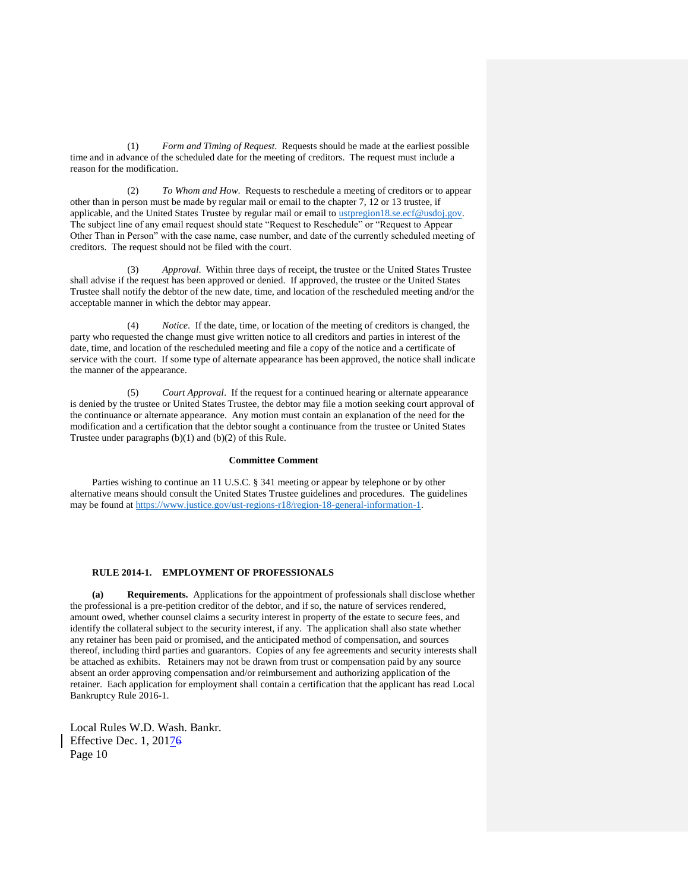(1) *Form and Timing of Request*. Requests should be made at the earliest possible time and in advance of the scheduled date for the meeting of creditors. The request must include a reason for the modification.

(2) *To Whom and How*. Requests to reschedule a meeting of creditors or to appear other than in person must be made by regular mail or email to the chapter 7, 12 or 13 trustee, if applicable, and the United States Trustee by regular mail or email to ustpregion18.se.ecf@usdoj.gov. The subject line of any email request should state "Request to Reschedule" or "Request to Appear Other Than in Person" with the case name, case number, and date of the currently scheduled meeting of creditors. The request should not be filed with the court.

(3) *Approval*. Within three days of receipt, the trustee or the United States Trustee shall advise if the request has been approved or denied. If approved, the trustee or the United States Trustee shall notify the debtor of the new date, time, and location of the rescheduled meeting and/or the acceptable manner in which the debtor may appear.

(4) *Notice*. If the date, time, or location of the meeting of creditors is changed, the party who requested the change must give written notice to all creditors and parties in interest of the date, time, and location of the rescheduled meeting and file a copy of the notice and a certificate of service with the court. If some type of alternate appearance has been approved, the notice shall indicate the manner of the appearance.

(5) *Court Approval*. If the request for a continued hearing or alternate appearance is denied by the trustee or United States Trustee, the debtor may file a motion seeking court approval of the continuance or alternate appearance. Any motion must contain an explanation of the need for the modification and a certification that the debtor sought a continuance from the trustee or United States Trustee under paragraphs (b)(1) and (b)(2) of this Rule.

**Committee Comment**

Parties wishing to continue an 11 U.S.C. § 341 meeting or appear by telephone or by other alternative means should consult the United States Trustee guidelines and procedures. The guidelines may be found at https://www.justice.gov/ust-regions-r18/region-18-general-information-1.

**RULE 2014-1. EMPLOYMENT OF PROFESSIONALS**

**(a) Requirements.** Applications for the appointment of professionals shall disclose whether the professional is a pre-petition creditor of the debtor, and if so, the nature of services rendered, amount owed, whether counsel claims a security interest in property of the estate to secure fees, and identify the collateral subject to the security interest, if any. The application shall also state whether any retainer has been paid or promised, and the anticipated method of compensation, and sources thereof, including third parties and guarantors. Copies of any fee agreements and security interests shall be attached as exhibits. Retainers may not be drawn from trust or compensation paid by any source absent an order approving compensation and/or reimbursement and authorizing application of the retainer. Each application for employment shall contain a certification that the applicant has read Local Bankruptcy Rule 2016-1.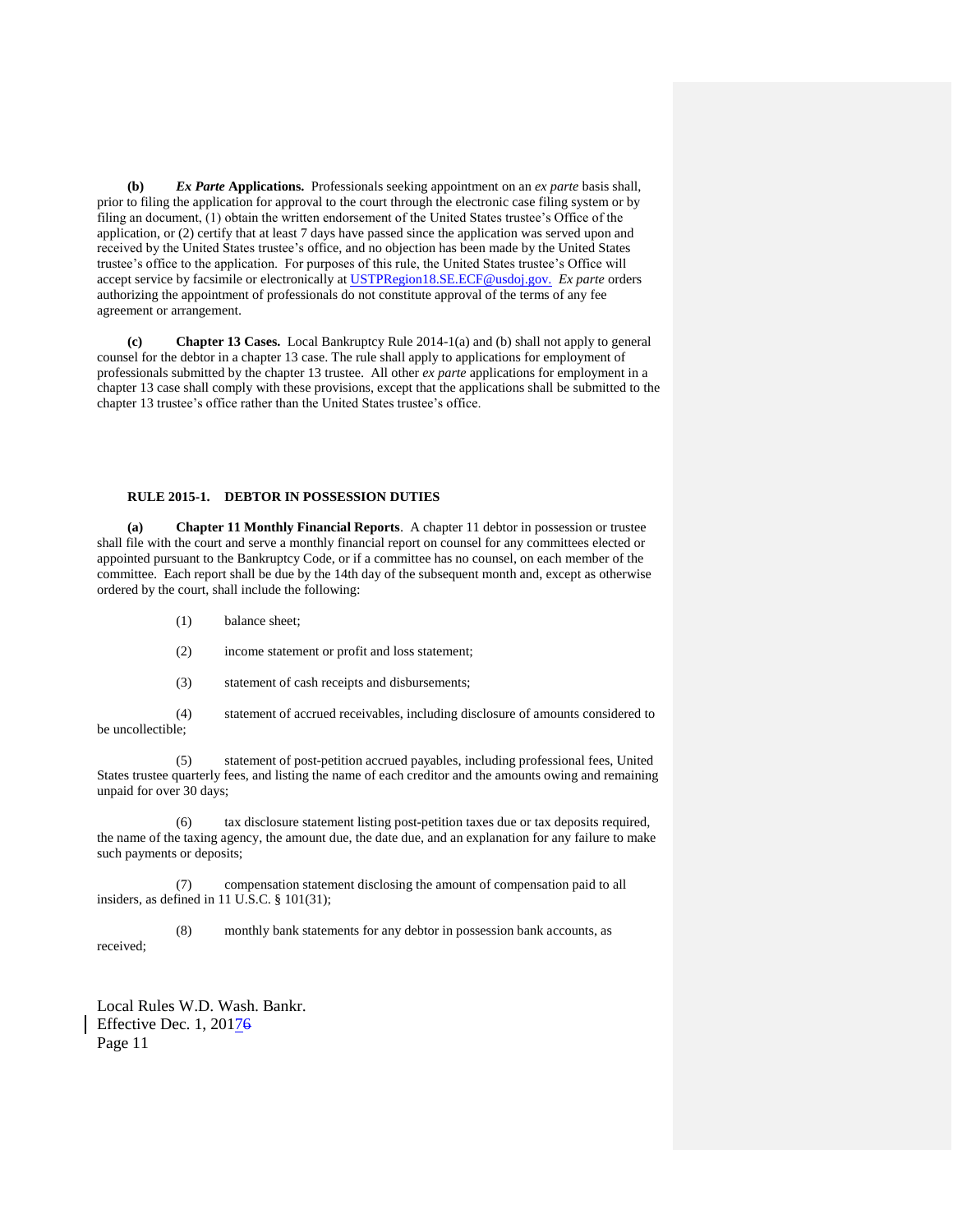**(b)** ***Ex Parte* Applications.** Professionals seeking appointment on an *ex parte* basis shall, prior to filing the application for approval to the court through the electronic case filing system or by filing an document, (1) obtain the written endorsement of the United States trustee's Office of the application, or (2) certify that at least 7 days have passed since the application was served upon and received by the United States trustee's office, and no objection has been made by the United States trustee's office to the application. For purposes of this rule, the United States trustee's Office will accept service by facsimile or electronically at USTPRegion18.SE.ECF@usdoj.gov. *Ex parte* orders authorizing the appointment of professionals do not constitute approval of the terms of any fee agreement or arrangement.

**(c)** **Chapter 13 Cases.** Local Bankruptcy Rule 2014-1(a) and (b) shall not apply to general counsel for the debtor in a chapter 13 case. The rule shall apply to applications for employment of professionals submitted by the chapter 13 trustee. All other *ex parte* applications for employment in a chapter 13 case shall comply with these provisions, except that the applications shall be submitted to the chapter 13 trustee's office rather than the United States trustee's office.

## RULE 2015-1. DEBTOR IN POSSESSION DUTIES

**(a)** **Chapter 11 Monthly Financial Reports**. A chapter 11 debtor in possession or trustee shall file with the court and serve a monthly financial report on counsel for any committees elected or appointed pursuant to the Bankruptcy Code, or if a committee has no counsel, on each member of the committee. Each report shall be due by the 14th day of the subsequent month and, except as otherwise ordered by the court, shall include the following:

(1) balance sheet;

(2) income statement or profit and loss statement;

(3) statement of cash receipts and disbursements;

(4) statement of accrued receivables, including disclosure of amounts considered to be uncollectible;

(5) statement of post-petition accrued payables, including professional fees, United States trustee quarterly fees, and listing the name of each creditor and the amounts owing and remaining unpaid for over 30 days;

(6) tax disclosure statement listing post-petition taxes due or tax deposits required, the name of the taxing agency, the amount due, the date due, and an explanation for any failure to make such payments or deposits;

(7) compensation statement disclosing the amount of compensation paid to all insiders, as defined in 11 U.S.C. § 101(31);

(8) monthly bank statements for any debtor in possession bank accounts, as received;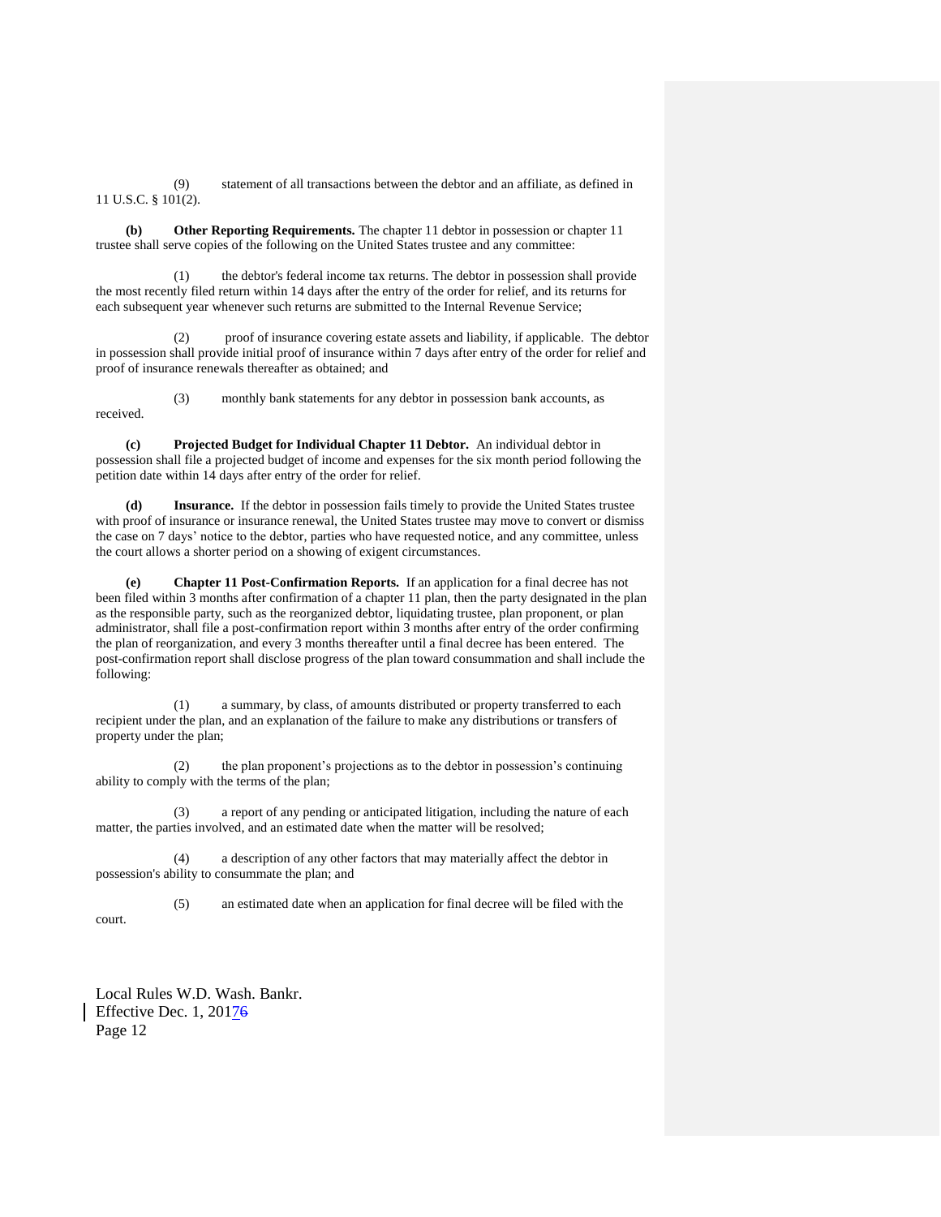(9) statement of all transactions between the debtor and an affiliate, as defined in 11 U.S.C. § 101(2).

**(b) Other Reporting Requirements.** The chapter 11 debtor in possession or chapter 11 trustee shall serve copies of the following on the United States trustee and any committee:

(1) the debtor's federal income tax returns. The debtor in possession shall provide the most recently filed return within 14 days after the entry of the order for relief, and its returns for each subsequent year whenever such returns are submitted to the Internal Revenue Service;

(2) proof of insurance covering estate assets and liability, if applicable. The debtor in possession shall provide initial proof of insurance within 7 days after entry of the order for relief and proof of insurance renewals thereafter as obtained; and

(3) monthly bank statements for any debtor in possession bank accounts, as received.

**(c) Projected Budget for Individual Chapter 11 Debtor.** An individual debtor in possession shall file a projected budget of income and expenses for the six month period following the petition date within 14 days after entry of the order for relief.

**(d) Insurance.** If the debtor in possession fails timely to provide the United States trustee with proof of insurance or insurance renewal, the United States trustee may move to convert or dismiss the case on 7 days' notice to the debtor, parties who have requested notice, and any committee, unless the court allows a shorter period on a showing of exigent circumstances.

**(e) Chapter 11 Post-Confirmation Reports.** If an application for a final decree has not been filed within 3 months after confirmation of a chapter 11 plan, then the party designated in the plan as the responsible party, such as the reorganized debtor, liquidating trustee, plan proponent, or plan administrator, shall file a post-confirmation report within 3 months after entry of the order confirming the plan of reorganization, and every 3 months thereafter until a final decree has been entered. The post-confirmation report shall disclose progress of the plan toward consummation and shall include the following:

(1) a summary, by class, of amounts distributed or property transferred to each recipient under the plan, and an explanation of the failure to make any distributions or transfers of property under the plan;

(2) the plan proponent's projections as to the debtor in possession's continuing ability to comply with the terms of the plan;

(3) a report of any pending or anticipated litigation, including the nature of each matter, the parties involved, and an estimated date when the matter will be resolved;

(4) a description of any other factors that may materially affect the debtor in possession's ability to consummate the plan; and

(5) an estimated date when an application for final decree will be filed with the court.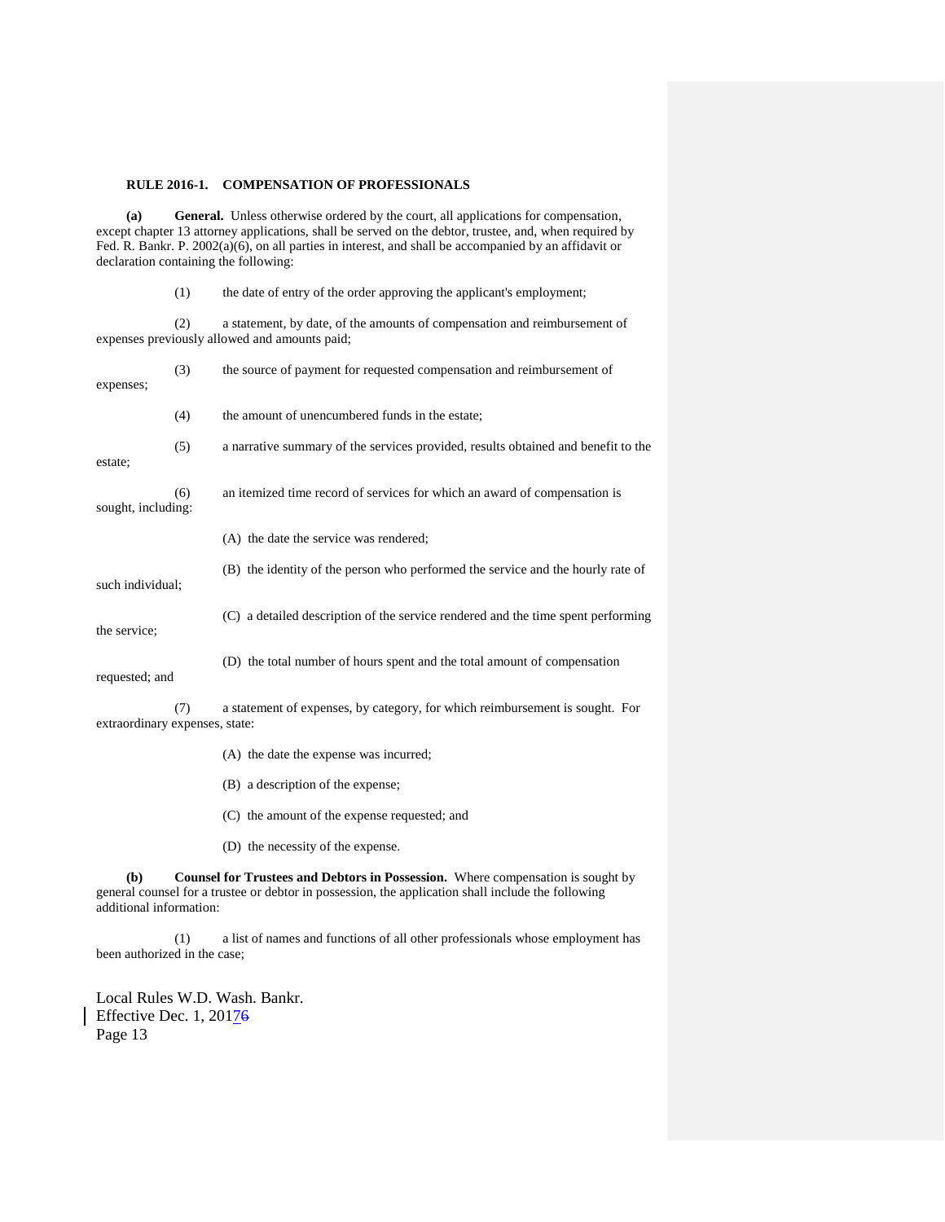**RULE 2016-1. COMPENSATION OF PROFESSIONALS**

**(a) General.** Unless otherwise ordered by the court, all applications for compensation, except chapter 13 attorney applications, shall be served on the debtor, trustee, and, when required by Fed. R. Bankr. P. 2002(a)(6), on all parties in interest, and shall be accompanied by an affidavit or declaration containing the following:

(1) the date of entry of the order approving the applicant's employment;

(2) a statement, by date, of the amounts of compensation and reimbursement of expenses previously allowed and amounts paid;

(3) the source of payment for requested compensation and reimbursement of expenses;

(4) the amount of unencumbered funds in the estate;

(5) a narrative summary of the services provided, results obtained and benefit to the estate;

(6) an itemized time record of services for which an award of compensation is sought, including:

(A) the date the service was rendered;

(B) the identity of the person who performed the service and the hourly rate of such individual;

(C) a detailed description of the service rendered and the time spent performing the service;

(D) the total number of hours spent and the total amount of compensation requested; and

(7) a statement of expenses, by category, for which reimbursement is sought. For extraordinary expenses, state:

(A) the date the expense was incurred;

(B) a description of the expense;

(C) the amount of the expense requested; and

(D) the necessity of the expense.

**(b) Counsel for Trustees and Debtors in Possession.** Where compensation is sought by general counsel for a trustee or debtor in possession, the application shall include the following additional information:

(1) a list of names and functions of all other professionals whose employment has been authorized in the case;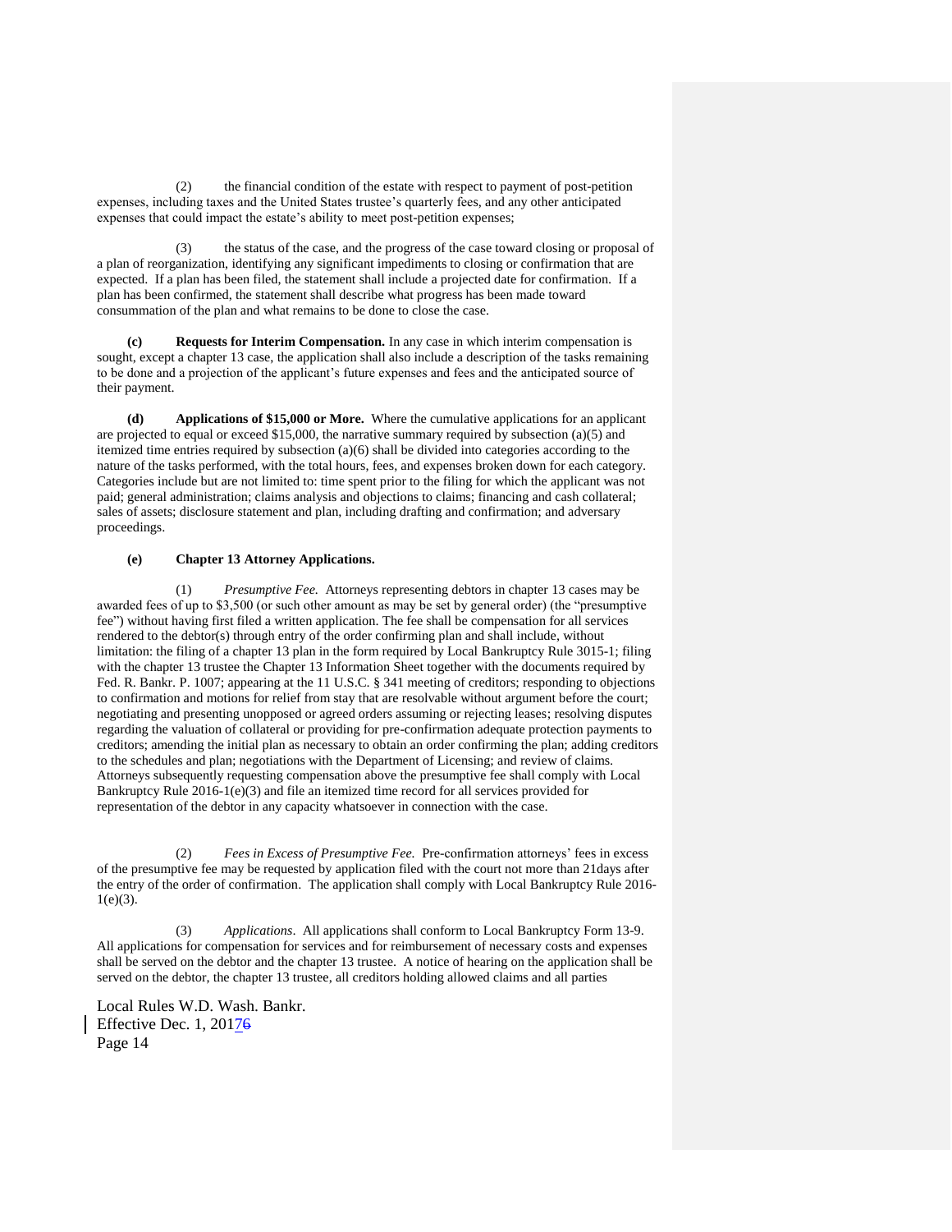(2) the financial condition of the estate with respect to payment of post-petition expenses, including taxes and the United States trustee's quarterly fees, and any other anticipated expenses that could impact the estate's ability to meet post-petition expenses;

(3) the status of the case, and the progress of the case toward closing or proposal of a plan of reorganization, identifying any significant impediments to closing or confirmation that are expected. If a plan has been filed, the statement shall include a projected date for confirmation. If a plan has been confirmed, the statement shall describe what progress has been made toward consummation of the plan and what remains to be done to close the case.

**(c) Requests for Interim Compensation.** In any case in which interim compensation is sought, except a chapter 13 case, the application shall also include a description of the tasks remaining to be done and a projection of the applicant's future expenses and fees and the anticipated source of their payment.

**(d) Applications of $15,000 or More.** Where the cumulative applications for an applicant are projected to equal or exceed $15,000, the narrative summary required by subsection (a)(5) and itemized time entries required by subsection (a)(6) shall be divided into categories according to the nature of the tasks performed, with the total hours, fees, and expenses broken down for each category. Categories include but are not limited to: time spent prior to the filing for which the applicant was not paid; general administration; claims analysis and objections to claims; financing and cash collateral; sales of assets; disclosure statement and plan, including drafting and confirmation; and adversary proceedings.

**(e) Chapter 13 Attorney Applications.**

(1) *Presumptive Fee.* Attorneys representing debtors in chapter 13 cases may be awarded fees of up to $3,500 (or such other amount as may be set by general order) (the "presumptive fee") without having first filed a written application. The fee shall be compensation for all services rendered to the debtor(s) through entry of the order confirming plan and shall include, without limitation: the filing of a chapter 13 plan in the form required by Local Bankruptcy Rule 3015-1; filing with the chapter 13 trustee the Chapter 13 Information Sheet together with the documents required by Fed. R. Bankr. P. 1007; appearing at the 11 U.S.C. § 341 meeting of creditors; responding to objections to confirmation and motions for relief from stay that are resolvable without argument before the court; negotiating and presenting unopposed or agreed orders assuming or rejecting leases; resolving disputes regarding the valuation of collateral or providing for pre-confirmation adequate protection payments to creditors; amending the initial plan as necessary to obtain an order confirming the plan; adding creditors to the schedules and plan; negotiations with the Department of Licensing; and review of claims. Attorneys subsequently requesting compensation above the presumptive fee shall comply with Local Bankruptcy Rule 2016-1(e)(3) and file an itemized time record for all services provided for representation of the debtor in any capacity whatsoever in connection with the case.

(2) *Fees in Excess of Presumptive Fee.* Pre-confirmation attorneys' fees in excess of the presumptive fee may be requested by application filed with the court not more than 21days after the entry of the order of confirmation. The application shall comply with Local Bankruptcy Rule 2016-1(e)(3).

(3) *Applications*. All applications shall conform to Local Bankruptcy Form 13-9. All applications for compensation for services and for reimbursement of necessary costs and expenses shall be served on the debtor and the chapter 13 trustee. A notice of hearing on the application shall be served on the debtor, the chapter 13 trustee, all creditors holding allowed claims and all parties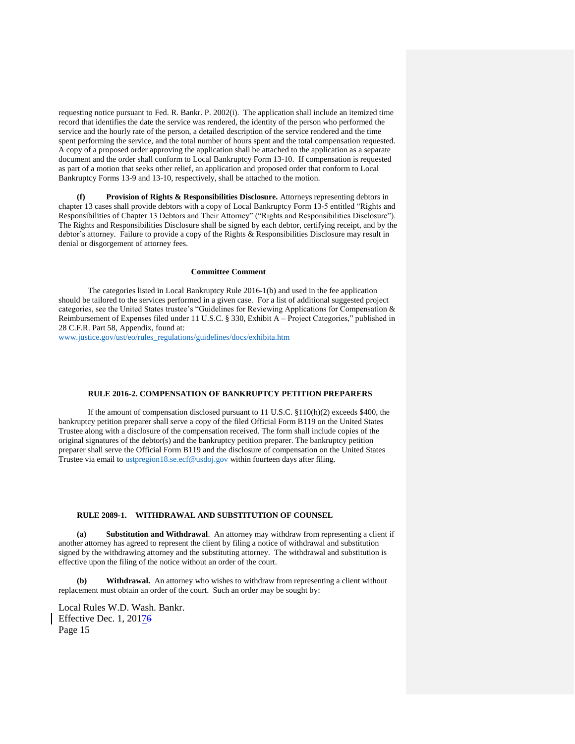requesting notice pursuant to Fed. R. Bankr. P. 2002(i). The application shall include an itemized time record that identifies the date the service was rendered, the identity of the person who performed the service and the hourly rate of the person, a detailed description of the service rendered and the time spent performing the service, and the total number of hours spent and the total compensation requested. A copy of a proposed order approving the application shall be attached to the application as a separate document and the order shall conform to Local Bankruptcy Form 13-10. If compensation is requested as part of a motion that seeks other relief, an application and proposed order that conform to Local Bankruptcy Forms 13-9 and 13-10, respectively, shall be attached to the motion.

**(f) Provision of Rights & Responsibilities Disclosure.** Attorneys representing debtors in chapter 13 cases shall provide debtors with a copy of Local Bankruptcy Form 13-5 entitled "Rights and Responsibilities of Chapter 13 Debtors and Their Attorney" ("Rights and Responsibilities Disclosure"). The Rights and Responsibilities Disclosure shall be signed by each debtor, certifying receipt, and by the debtor's attorney. Failure to provide a copy of the Rights & Responsibilities Disclosure may result in denial or disgorgement of attorney fees.

**Committee Comment**

The categories listed in Local Bankruptcy Rule 2016-1(b) and used in the fee application should be tailored to the services performed in a given case. For a list of additional suggested project categories, see the United States trustee's "Guidelines for Reviewing Applications for Compensation & Reimbursement of Expenses filed under 11 U.S.C. § 330, Exhibit A – Project Categories," published in 28 C.F.R. Part 58, Appendix, found at: www.justice.gov/ust/eo/rules_regulations/guidelines/docs/exhibita.htm

**RULE 2016-2. COMPENSATION OF BANKRUPTCY PETITION PREPARERS**

If the amount of compensation disclosed pursuant to 11 U.S.C. §110(h)(2) exceeds $400, the bankruptcy petition preparer shall serve a copy of the filed Official Form B119 on the United States Trustee along with a disclosure of the compensation received. The form shall include copies of the original signatures of the debtor(s) and the bankruptcy petition preparer. The bankruptcy petition preparer shall serve the Official Form B119 and the disclosure of compensation on the United States Trustee via email to ustpregion18.se.ecf@usdoj.gov within fourteen days after filing.

**RULE 2089-1. WITHDRAWAL AND SUBSTITUTION OF COUNSEL**

**(a) Substitution and Withdrawal**. An attorney may withdraw from representing a client if another attorney has agreed to represent the client by filing a notice of withdrawal and substitution signed by the withdrawing attorney and the substituting attorney. The withdrawal and substitution is effective upon the filing of the notice without an order of the court.

**(b) Withdrawal.** An attorney who wishes to withdraw from representing a client without replacement must obtain an order of the court. Such an order may be sought by: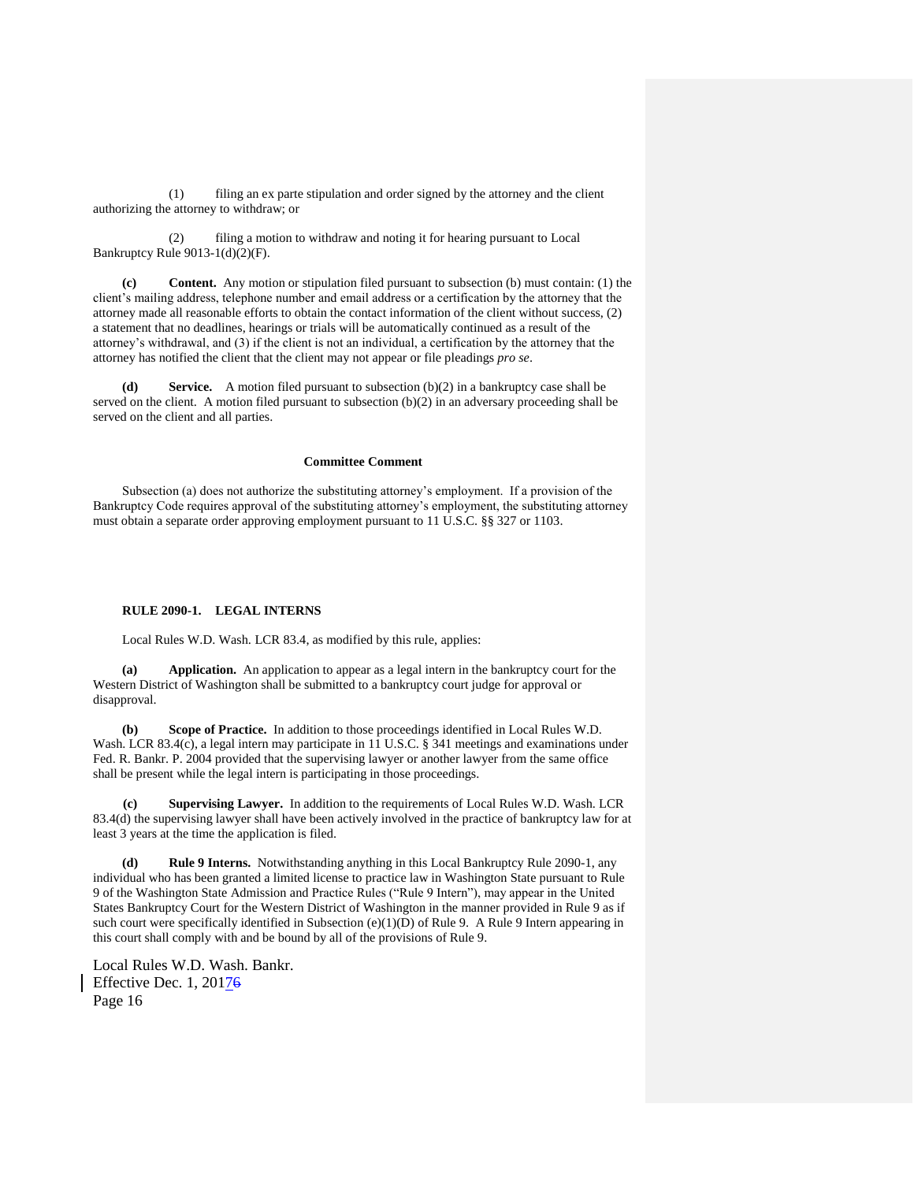(1) filing an ex parte stipulation and order signed by the attorney and the client authorizing the attorney to withdraw; or

(2) filing a motion to withdraw and noting it for hearing pursuant to Local Bankruptcy Rule 9013-1(d)(2)(F).

**(c) Content.** Any motion or stipulation filed pursuant to subsection (b) must contain: (1) the client's mailing address, telephone number and email address or a certification by the attorney that the attorney made all reasonable efforts to obtain the contact information of the client without success, (2) a statement that no deadlines, hearings or trials will be automatically continued as a result of the attorney's withdrawal, and (3) if the client is not an individual, a certification by the attorney that the attorney has notified the client that the client may not appear or file pleadings *pro se*.

**(d) Service.** A motion filed pursuant to subsection (b)(2) in a bankruptcy case shall be served on the client. A motion filed pursuant to subsection (b)(2) in an adversary proceeding shall be served on the client and all parties.

**Committee Comment**

Subsection (a) does not authorize the substituting attorney's employment. If a provision of the Bankruptcy Code requires approval of the substituting attorney's employment, the substituting attorney must obtain a separate order approving employment pursuant to 11 U.S.C. §§ 327 or 1103.

## RULE 2090-1. LEGAL INTERNS

Local Rules W.D. Wash. LCR 83.4, as modified by this rule, applies:

**(a) Application.** An application to appear as a legal intern in the bankruptcy court for the Western District of Washington shall be submitted to a bankruptcy court judge for approval or disapproval.

**(b) Scope of Practice.** In addition to those proceedings identified in Local Rules W.D. Wash. LCR 83.4(c), a legal intern may participate in 11 U.S.C. § 341 meetings and examinations under Fed. R. Bankr. P. 2004 provided that the supervising lawyer or another lawyer from the same office shall be present while the legal intern is participating in those proceedings.

**(c) Supervising Lawyer.** In addition to the requirements of Local Rules W.D. Wash. LCR 83.4(d) the supervising lawyer shall have been actively involved in the practice of bankruptcy law for at least 3 years at the time the application is filed.

**(d) Rule 9 Interns.** Notwithstanding anything in this Local Bankruptcy Rule 2090-1, any individual who has been granted a limited license to practice law in Washington State pursuant to Rule 9 of the Washington State Admission and Practice Rules ("Rule 9 Intern"), may appear in the United States Bankruptcy Court for the Western District of Washington in the manner provided in Rule 9 as if such court were specifically identified in Subsection (e)(1)(D) of Rule 9. A Rule 9 Intern appearing in this court shall comply with and be bound by all of the provisions of Rule 9.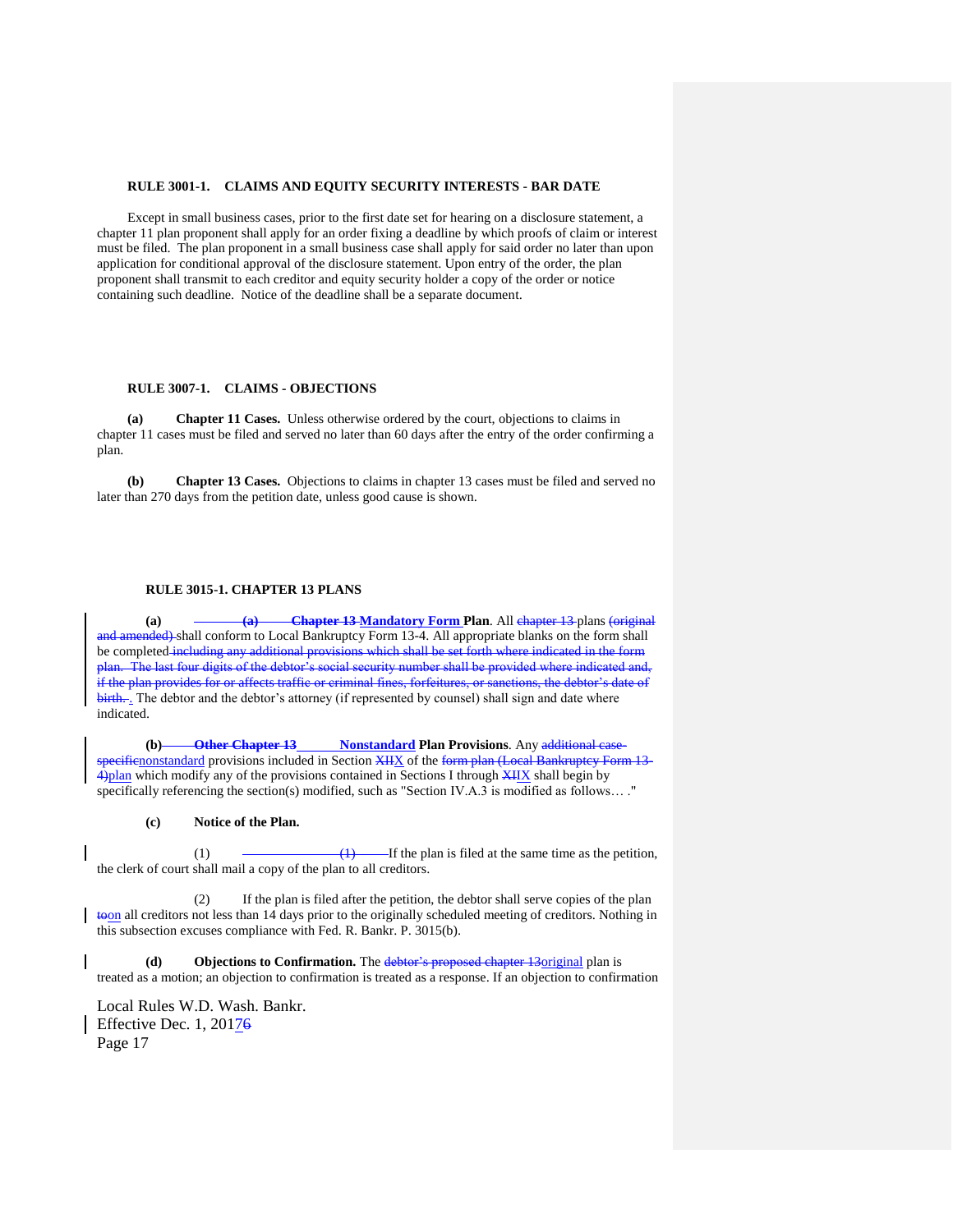**RULE 3001-1. CLAIMS AND EQUITY SECURITY INTERESTS - BAR DATE**

Except in small business cases, prior to the first date set for hearing on a disclosure statement, a chapter 11 plan proponent shall apply for an order fixing a deadline by which proofs of claim or interest must be filed. The plan proponent in a small business case shall apply for said order no later than upon application for conditional approval of the disclosure statement. Upon entry of the order, the plan proponent shall transmit to each creditor and equity security holder a copy of the order or notice containing such deadline. Notice of the deadline shall be a separate document.

**RULE 3007-1. CLAIMS - OBJECTIONS**

**(a) Chapter 11 Cases.** Unless otherwise ordered by the court, objections to claims in chapter 11 cases must be filed and served no later than 60 days after the entry of the order confirming a plan.

**(b) Chapter 13 Cases.** Objections to claims in chapter 13 cases must be filed and served no later than 270 days from the petition date, unless good cause is shown.

**RULE 3015-1. CHAPTER 13 PLANS**

**(a)** ~~**(a) Chapter 13**~~ **Mandatory Form Plan**. All ~~chapter 13~~ plans ~~(original and amended)~~ shall conform to Local Bankruptcy Form 13-4. All appropriate blanks on the form shall be completed~~ including any additional provisions which shall be set forth where indicated in the form plan. The last four digits of the debtor's social security number shall be provided where indicated and, if the plan provides for or affects traffic or criminal fines, forfeitures, or sanctions, the debtor's date of birth. ~~. The debtor and the debtor's attorney (if represented by counsel) shall sign and date where indicated.

**(b)** ~~**Other Chapter 13**~~ **Nonstandard Plan Provisions**. Any ~~additional case-specific~~nonstandard provisions included in Section ~~XII~~X of the ~~form plan (Local Bankruptcy Form 13-4)~~plan which modify any of the provisions contained in Sections I through ~~XII~~X shall begin by specifically referencing the section(s) modified, such as "Section IV.A.3 is modified as follows… ."

**(c) Notice of the Plan.**

(1) ~~(1)~~ If the plan is filed at the same time as the petition, the clerk of court shall mail a copy of the plan to all creditors.

(2) If the plan is filed after the petition, the debtor shall serve copies of the plan ~~to~~on all creditors not less than 14 days prior to the originally scheduled meeting of creditors. Nothing in this subsection excuses compliance with Fed. R. Bankr. P. 3015(b).

**(d) Objections to Confirmation.** The ~~debtor's proposed chapter 13~~original plan is treated as a motion; an objection to confirmation is treated as a response. If an objection to confirmation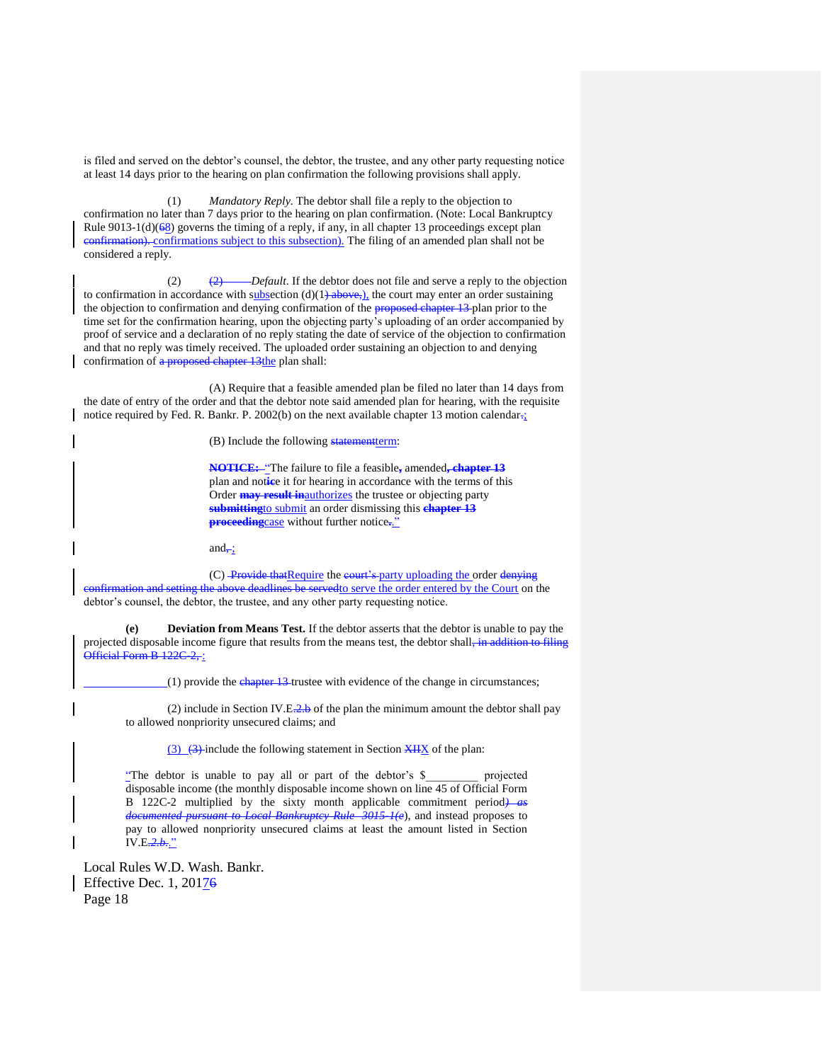is filed and served on the debtor's counsel, the debtor, the trustee, and any other party requesting notice at least 14 days prior to the hearing on plan confirmation the following provisions shall apply.

(1) *Mandatory Reply.* The debtor shall file a reply to the objection to confirmation no later than 7 days prior to the hearing on plan confirmation. (Note: Local Bankruptcy Rule 9013-1(d)(~~6~~8) governs the timing of a reply, if any, in all chapter 13 proceedings except plan ~~confirmation).~~ confirmations subject to this subsection). The filing of an amended plan shall not be considered a reply.

(2) ~~(2)~~ *Default*. If the debtor does not file and serve a reply to the objection to confirmation in accordance with subsection (d)(1~~) above,~~), the court may enter an order sustaining the objection to confirmation and denying confirmation of the ~~proposed chapter 13~~ plan prior to the time set for the confirmation hearing, upon the objecting party's uploading of an order accompanied by proof of service and a declaration of no reply stating the date of service of the objection to confirmation and that no reply was timely received. The uploaded order sustaining an objection to and denying confirmation of ~~a proposed chapter 13~~the plan shall:

(A) Require that a feasible amended plan be filed no later than 14 days from the date of entry of the order and that the debtor note said amended plan for hearing, with the requisite notice required by Fed. R. Bankr. P. 2002(b) on the next available chapter 13 motion calendar~~.~~;

(B) Include the following ~~statement~~term:

> ~~**NOTICE:**~~ "The failure to file a feasible~~,~~ amended~~, chapter 13~~ plan and not~~ic~~e it for hearing in accordance with the terms of this Order ~~may result in~~authorizes the trustee or objecting party ~~submitting~~to submit an order dismissing this ~~chapter 13~~ ~~proceeding~~case without further notice~~.~~."

and~~,~~;

(C) ~~Provide that~~Require the ~~court's~~ party uploading the order ~~denying confirmation and setting the above deadlines be served~~to serve the order entered by the Court on the debtor's counsel, the debtor, the trustee, and any other party requesting notice.

**(e) Deviation from Means Test.** If the debtor asserts that the debtor is unable to pay the projected disposable income figure that results from the means test, the debtor shall~~, in addition to filing Official Form B 122C-2,~~:

(1) provide the ~~chapter 13~~ trustee with evidence of the change in circumstances;

(2) include in Section IV.E~~.2.b~~ of the plan the minimum amount the debtor shall pay to allowed nonpriority unsecured claims; and

(3) ~~(3)~~ include the following statement in Section ~~XII~~X of the plan:

> "The debtor is unable to pay all or part of the debtor's $\_\_\_\_\_\_\_\_\_ projected disposable income (the monthly disposable income shown on line 45 of Official Form B 122C-2 multiplied by the sixty month applicable commitment period~~) as documented pursuant to Local Bankruptcy Rule 3015-1(e)~~), and instead proposes to pay to allowed nonpriority unsecured claims at least the amount listed in Section IV.E~~.2.b.~~."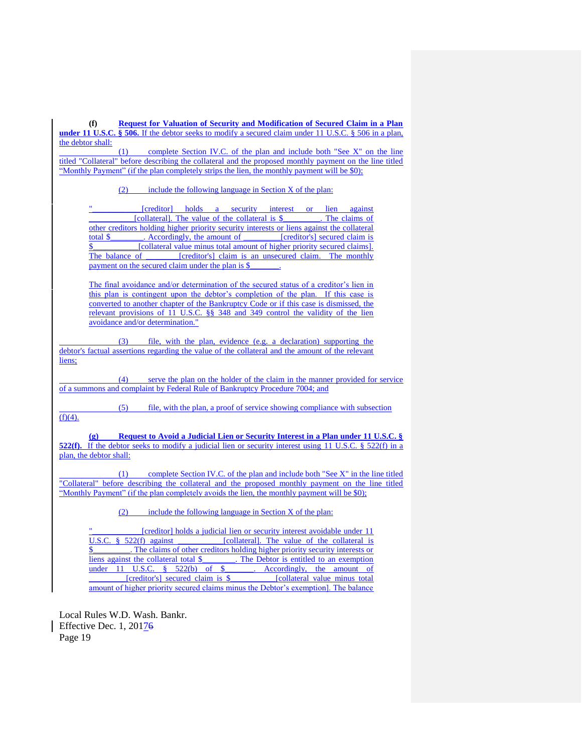**(f) Request for Valuation of Security and Modification of Secured Claim in a Plan under 11 U.S.C. § 506.** If the debtor seeks to modify a secured claim under 11 U.S.C. § 506 in a plan, the debtor shall:

(1) complete Section IV.C. of the plan and include both "See X" on the line titled "Collateral" before describing the collateral and the proposed monthly payment on the line titled "Monthly Payment" (if the plan completely strips the lien, the monthly payment will be $0);

(2) include the following language in Section X of the plan:

> "___________ [creditor] holds a security interest or lien against __________ [collateral]. The value of the collateral is $_________. The claims of other creditors holding higher priority security interests or liens against the collateral total $________. Accordingly, the amount of _________ [creditor's] secured claim is $___________ [collateral value minus total amount of higher priority secured claims]. The balance of ________ [creditor's] claim is an unsecured claim. The monthly payment on the secured claim under the plan is $_______.
>
> The final avoidance and/or determination of the secured status of a creditor's lien in this plan is contingent upon the debtor's completion of the plan. If this case is converted to another chapter of the Bankruptcy Code or if this case is dismissed, the relevant provisions of 11 U.S.C. §§ 348 and 349 control the validity of the lien avoidance and/or determination."

(3) file, with the plan, evidence (e.g. a declaration) supporting the debtor's factual assertions regarding the value of the collateral and the amount of the relevant liens;

(4) serve the plan on the holder of the claim in the manner provided for service of a summons and complaint by Federal Rule of Bankruptcy Procedure 7004; and

(5) file, with the plan, a proof of service showing compliance with subsection (f)(4).

**(g) Request to Avoid a Judicial Lien or Security Interest in a Plan under 11 U.S.C. § 522(f).** If the debtor seeks to modify a judicial lien or security interest using 11 U.S.C. § 522(f) in a plan, the debtor shall:

(1) complete Section IV.C. of the plan and include both "See X" in the line titled "Collateral" before describing the collateral and the proposed monthly payment on the line titled "Monthly Payment" (if the plan completely avoids the lien, the monthly payment will be $0);

(2) include the following language in Section X of the plan:

> "___________ [creditor] holds a judicial lien or security interest avoidable under 11 U.S.C. § 522(f) against ___________ [collateral]. The value of the collateral is $_________. The claims of other creditors holding higher priority security interests or liens against the collateral total $________. The Debtor is entitled to an exemption under 11 U.S.C. § 522(b) of $_______. Accordingly, the amount of _________ [creditor's] secured claim is $___________ [collateral value minus total amount of higher priority secured claims minus the Debtor's exemption]. The balance

Local Rules W.D. Wash. Bankr.
Effective Dec. 1, 2017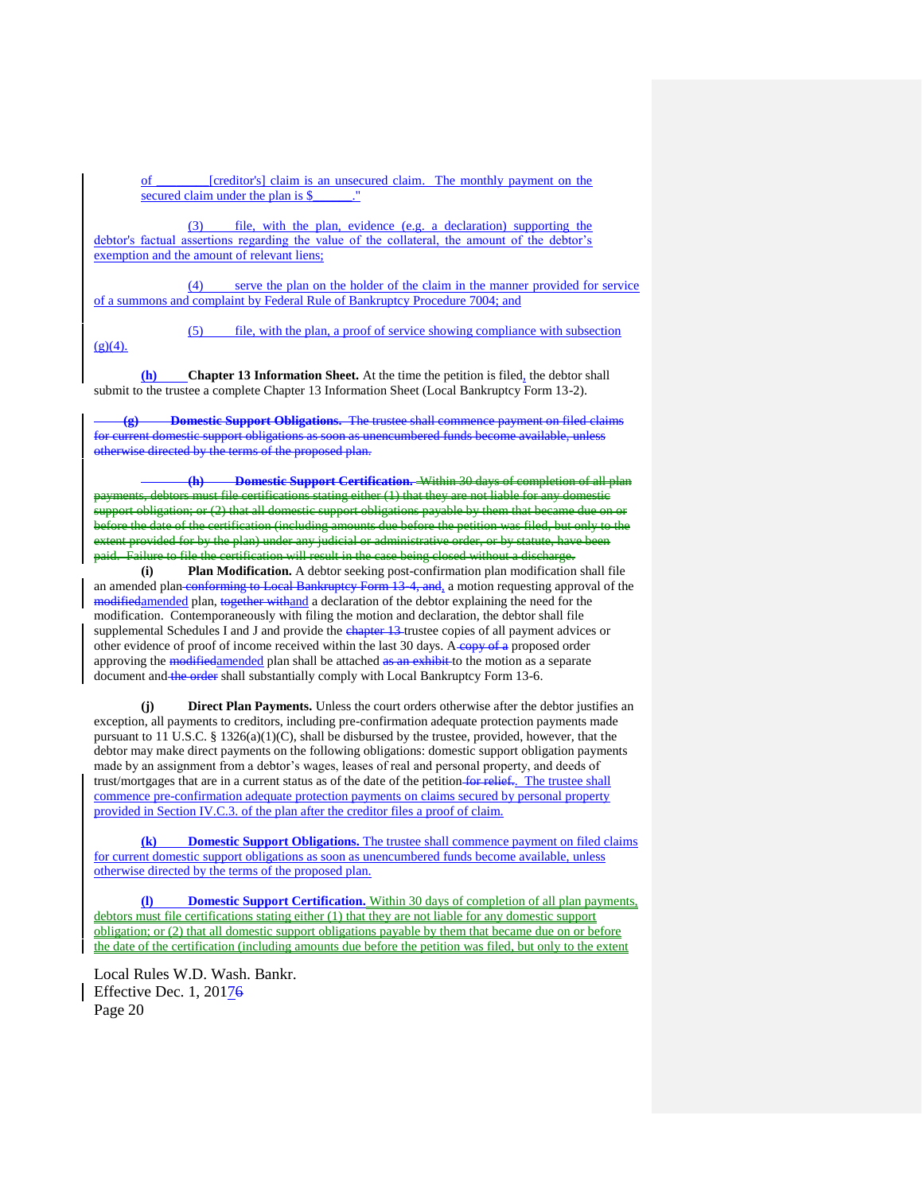of ________[creditor's] claim is an unsecured claim. The monthly payment on the secured claim under the plan is $______."

(3) file, with the plan, evidence (e.g. a declaration) supporting the debtor's factual assertions regarding the value of the collateral, the amount of the debtor's exemption and the amount of relevant liens;

(4) serve the plan on the holder of the claim in the manner provided for service of a summons and complaint by Federal Rule of Bankruptcy Procedure 7004; and

(5) file, with the plan, a proof of service showing compliance with subsection (g)(4).

**(h) Chapter 13 Information Sheet.** At the time the petition is filed, the debtor shall submit to the trustee a complete Chapter 13 Information Sheet (Local Bankruptcy Form 13-2).

~~**(g) Domestic Support Obligations.** The trustee shall commence payment on filed claims for current domestic support obligations as soon as unencumbered funds become available, unless otherwise directed by the terms of the proposed plan.~~

~~**(h) Domestic Support Certification.** Within 30 days of completion of all plan payments, debtors must file certifications stating either (1) that they are not liable for any domestic support obligation; or (2) that all domestic support obligations payable by them that became due on or before the date of the certification (including amounts due before the petition was filed, but only to the extent provided for by the plan) under any judicial or administrative order, or by statute, have been paid. Failure to file the certification will result in the case being closed without a discharge.~~

**(i) Plan Modification.** A debtor seeking post-confirmation plan modification shall file an amended plan ~~conforming to Local Bankruptcy Form 13-4, and~~, a motion requesting approval of the ~~modified~~amended plan, ~~together with~~and a declaration of the debtor explaining the need for the modification. Contemporaneously with filing the motion and declaration, the debtor shall file supplemental Schedules I and J and provide the ~~chapter 13~~ trustee copies of all payment advices or other evidence of proof of income received within the last 30 days. A ~~copy of a~~ proposed order approving the ~~modified~~amended plan shall be attached ~~as an exhibit~~ to the motion as a separate document and ~~the order~~ shall substantially comply with Local Bankruptcy Form 13-6.

**(j) Direct Plan Payments.** Unless the court orders otherwise after the debtor justifies an exception, all payments to creditors, including pre-confirmation adequate protection payments made pursuant to 11 U.S.C. § 1326(a)(1)(C), shall be disbursed by the trustee, provided, however, that the debtor may make direct payments on the following obligations: domestic support obligation payments made by an assignment from a debtor's wages, leases of real and personal property, and deeds of trust/mortgages that are in a current status as of the date of the petition ~~for relief~~. The trustee shall commence pre-confirmation adequate protection payments on claims secured by personal property provided in Section IV.C.3. of the plan after the creditor files a proof of claim.

**(k) Domestic Support Obligations.** The trustee shall commence payment on filed claims for current domestic support obligations as soon as unencumbered funds become available, unless otherwise directed by the terms of the proposed plan.

**(l) Domestic Support Certification.** Within 30 days of completion of all plan payments, debtors must file certifications stating either (1) that they are not liable for any domestic support obligation; or (2) that all domestic support obligations payable by them that became due on or before the date of the certification (including amounts due before the petition was filed, but only to the extent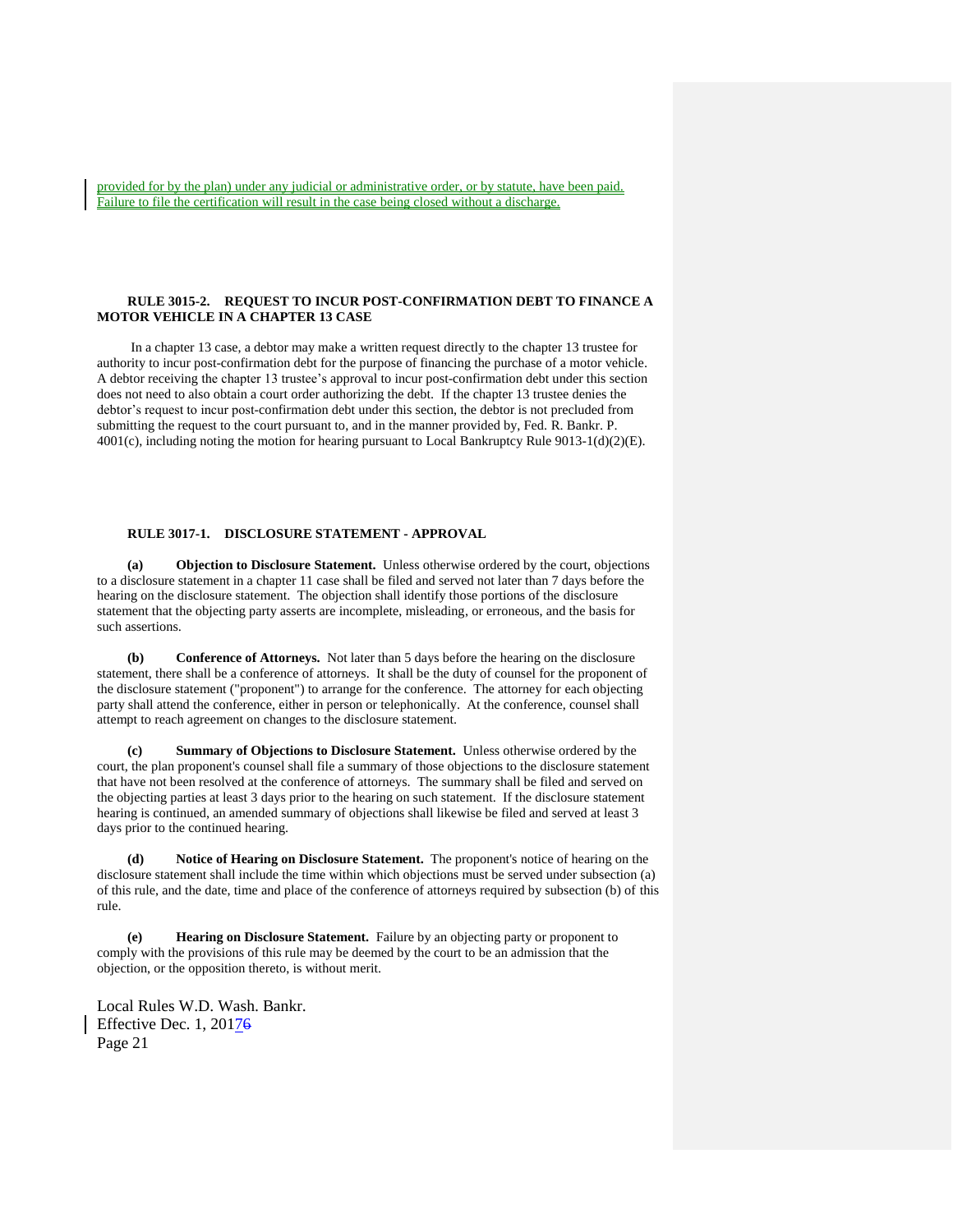provided for by the plan) under any judicial or administrative order, or by statute, have been paid. Failure to file the certification will result in the case being closed without a discharge.

**RULE 3015-2. REQUEST TO INCUR POST-CONFIRMATION DEBT TO FINANCE A MOTOR VEHICLE IN A CHAPTER 13 CASE**

In a chapter 13 case, a debtor may make a written request directly to the chapter 13 trustee for authority to incur post-confirmation debt for the purpose of financing the purchase of a motor vehicle. A debtor receiving the chapter 13 trustee's approval to incur post-confirmation debt under this section does not need to also obtain a court order authorizing the debt. If the chapter 13 trustee denies the debtor's request to incur post-confirmation debt under this section, the debtor is not precluded from submitting the request to the court pursuant to, and in the manner provided by, Fed. R. Bankr. P. 4001(c), including noting the motion for hearing pursuant to Local Bankruptcy Rule 9013-1(d)(2)(E).

**RULE 3017-1. DISCLOSURE STATEMENT - APPROVAL**

**(a) Objection to Disclosure Statement.** Unless otherwise ordered by the court, objections to a disclosure statement in a chapter 11 case shall be filed and served not later than 7 days before the hearing on the disclosure statement. The objection shall identify those portions of the disclosure statement that the objecting party asserts are incomplete, misleading, or erroneous, and the basis for such assertions.

**(b) Conference of Attorneys.** Not later than 5 days before the hearing on the disclosure statement, there shall be a conference of attorneys. It shall be the duty of counsel for the proponent of the disclosure statement ("proponent") to arrange for the conference. The attorney for each objecting party shall attend the conference, either in person or telephonically. At the conference, counsel shall attempt to reach agreement on changes to the disclosure statement.

**(c) Summary of Objections to Disclosure Statement.** Unless otherwise ordered by the court, the plan proponent's counsel shall file a summary of those objections to the disclosure statement that have not been resolved at the conference of attorneys. The summary shall be filed and served on the objecting parties at least 3 days prior to the hearing on such statement. If the disclosure statement hearing is continued, an amended summary of objections shall likewise be filed and served at least 3 days prior to the continued hearing.

**(d) Notice of Hearing on Disclosure Statement.** The proponent's notice of hearing on the disclosure statement shall include the time within which objections must be served under subsection (a) of this rule, and the date, time and place of the conference of attorneys required by subsection (b) of this rule.

**(e) Hearing on Disclosure Statement.** Failure by an objecting party or proponent to comply with the provisions of this rule may be deemed by the court to be an admission that the objection, or the opposition thereto, is without merit.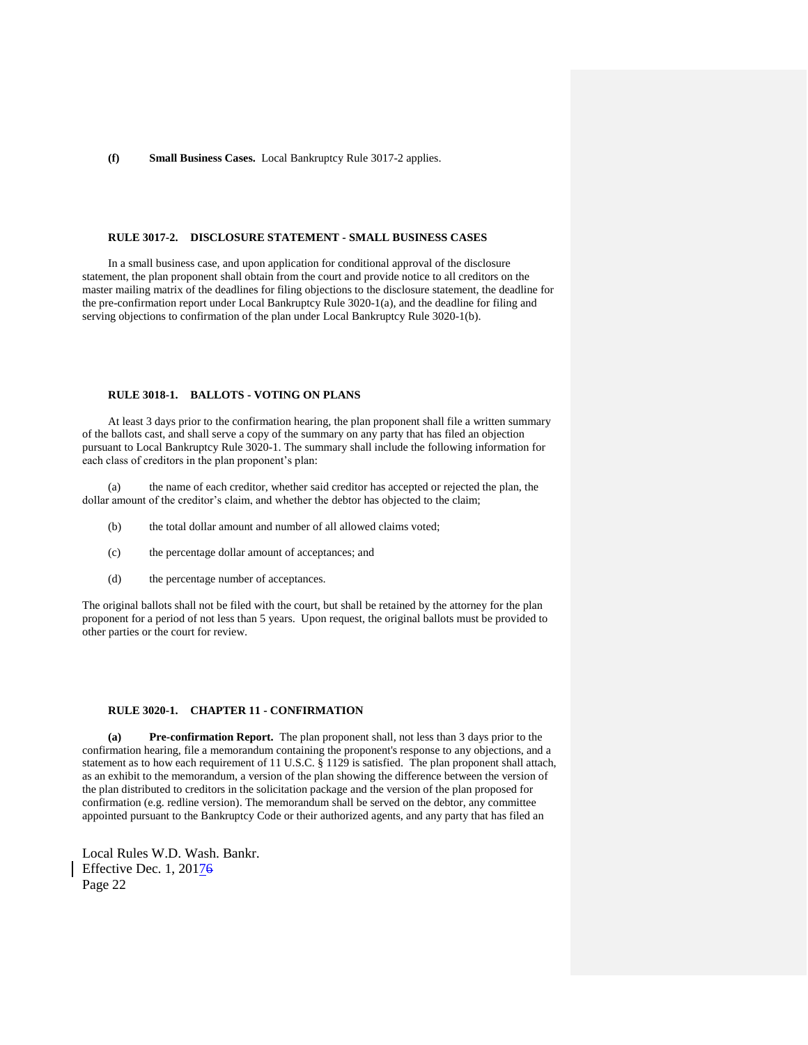**(f) Small Business Cases.** Local Bankruptcy Rule 3017-2 applies.

## RULE 3017-2. DISCLOSURE STATEMENT - SMALL BUSINESS CASES

In a small business case, and upon application for conditional approval of the disclosure statement, the plan proponent shall obtain from the court and provide notice to all creditors on the master mailing matrix of the deadlines for filing objections to the disclosure statement, the deadline for the pre-confirmation report under Local Bankruptcy Rule 3020-1(a), and the deadline for filing and serving objections to confirmation of the plan under Local Bankruptcy Rule 3020-1(b).

## RULE 3018-1. BALLOTS - VOTING ON PLANS

At least 3 days prior to the confirmation hearing, the plan proponent shall file a written summary of the ballots cast, and shall serve a copy of the summary on any party that has filed an objection pursuant to Local Bankruptcy Rule 3020-1. The summary shall include the following information for each class of creditors in the plan proponent's plan:

(a) the name of each creditor, whether said creditor has accepted or rejected the plan, the dollar amount of the creditor's claim, and whether the debtor has objected to the claim;

(b) the total dollar amount and number of all allowed claims voted;

(c) the percentage dollar amount of acceptances; and

(d) the percentage number of acceptances.

The original ballots shall not be filed with the court, but shall be retained by the attorney for the plan proponent for a period of not less than 5 years. Upon request, the original ballots must be provided to other parties or the court for review.

## RULE 3020-1. CHAPTER 11 - CONFIRMATION

**(a) Pre-confirmation Report.** The plan proponent shall, not less than 3 days prior to the confirmation hearing, file a memorandum containing the proponent's response to any objections, and a statement as to how each requirement of 11 U.S.C. § 1129 is satisfied. The plan proponent shall attach, as an exhibit to the memorandum, a version of the plan showing the difference between the version of the plan distributed to creditors in the solicitation package and the version of the plan proposed for confirmation (e.g. redline version). The memorandum shall be served on the debtor, any committee appointed pursuant to the Bankruptcy Code or their authorized agents, and any party that has filed an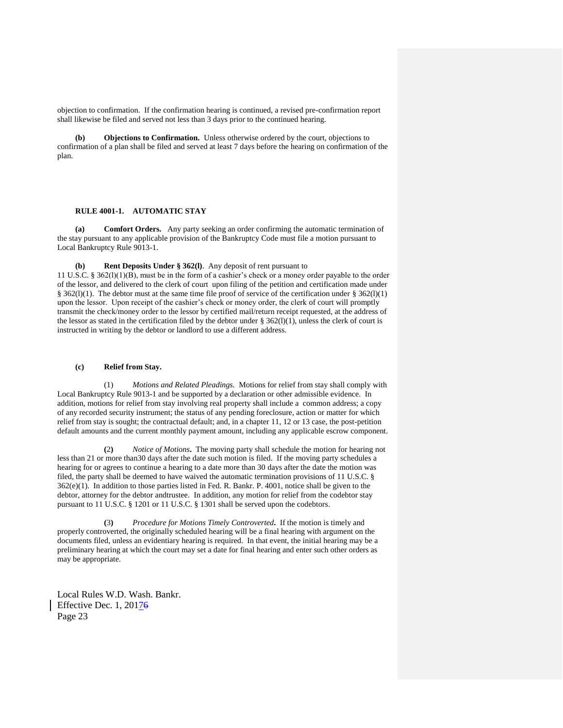objection to confirmation. If the confirmation hearing is continued, a revised pre-confirmation report shall likewise be filed and served not less than 3 days prior to the continued hearing.

**(b) Objections to Confirmation.** Unless otherwise ordered by the court, objections to confirmation of a plan shall be filed and served at least 7 days before the hearing on confirmation of the plan.

## RULE 4001-1. AUTOMATIC STAY

**(a) Comfort Orders.** Any party seeking an order confirming the automatic termination of the stay pursuant to any applicable provision of the Bankruptcy Code must file a motion pursuant to Local Bankruptcy Rule 9013-1.

**(b) Rent Deposits Under § 362(l)**. Any deposit of rent pursuant to 11 U.S.C. § 362(l)(1)(B), must be in the form of a cashier's check or a money order payable to the order of the lessor, and delivered to the clerk of court upon filing of the petition and certification made under § 362(l)(1). The debtor must at the same time file proof of service of the certification under § 362(l)(1) upon the lessor. Upon receipt of the cashier's check or money order, the clerk of court will promptly transmit the check/money order to the lessor by certified mail/return receipt requested, at the address of the lessor as stated in the certification filed by the debtor under § 362(l)(1), unless the clerk of court is instructed in writing by the debtor or landlord to use a different address.

**(c) Relief from Stay.**

(1) *Motions and Related Pleadings.* Motions for relief from stay shall comply with Local Bankruptcy Rule 9013-1 and be supported by a declaration or other admissible evidence. In addition, motions for relief from stay involving real property shall include a common address; a copy of any recorded security instrument; the status of any pending foreclosure, action or matter for which relief from stay is sought; the contractual default; and, in a chapter 11, 12 or 13 case, the post-petition default amounts and the current monthly payment amount, including any applicable escrow component.

(2) *Notice of Motions***.** The moving party shall schedule the motion for hearing not less than 21 or more than30 days after the date such motion is filed. If the moving party schedules a hearing for or agrees to continue a hearing to a date more than 30 days after the date the motion was filed, the party shall be deemed to have waived the automatic termination provisions of 11 U.S.C. § 362(e)(1). In addition to those parties listed in Fed. R. Bankr. P. 4001, notice shall be given to the debtor, attorney for the debtor andtrustee. In addition, any motion for relief from the codebtor stay pursuant to 11 U.S.C. § 1201 or 11 U.S.C. § 1301 shall be served upon the codebtors.

(3) *Procedure for Motions Timely Controverted***.** If the motion is timely and properly controverted, the originally scheduled hearing will be a final hearing with argument on the documents filed, unless an evidentiary hearing is required. In that event, the initial hearing may be a preliminary hearing at which the court may set a date for final hearing and enter such other orders as may be appropriate.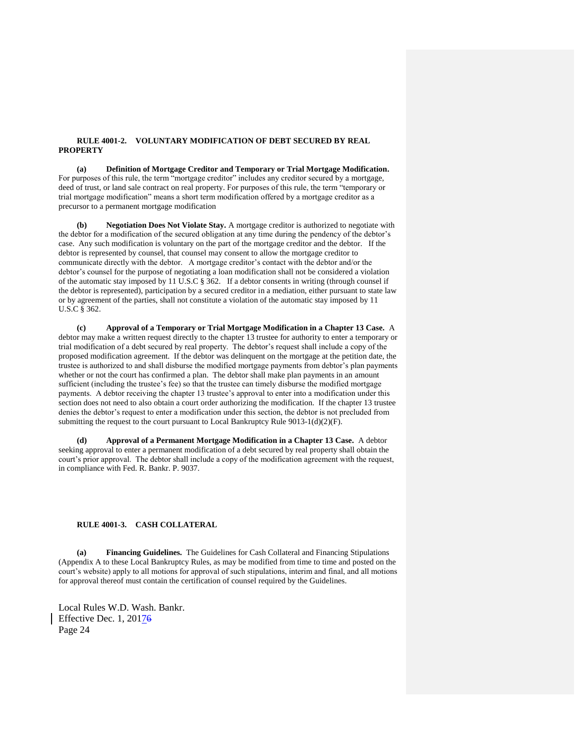**RULE 4001-2. VOLUNTARY MODIFICATION OF DEBT SECURED BY REAL PROPERTY**

**(a) Definition of Mortgage Creditor and Temporary or Trial Mortgage Modification.** For purposes of this rule, the term "mortgage creditor" includes any creditor secured by a mortgage, deed of trust, or land sale contract on real property. For purposes of this rule, the term "temporary or trial mortgage modification" means a short term modification offered by a mortgage creditor as a precursor to a permanent mortgage modification

**(b) Negotiation Does Not Violate Stay.** A mortgage creditor is authorized to negotiate with the debtor for a modification of the secured obligation at any time during the pendency of the debtor's case. Any such modification is voluntary on the part of the mortgage creditor and the debtor. If the debtor is represented by counsel, that counsel may consent to allow the mortgage creditor to communicate directly with the debtor. A mortgage creditor's contact with the debtor and/or the debtor's counsel for the purpose of negotiating a loan modification shall not be considered a violation of the automatic stay imposed by 11 U.S.C § 362. If a debtor consents in writing (through counsel if the debtor is represented), participation by a secured creditor in a mediation, either pursuant to state law or by agreement of the parties, shall not constitute a violation of the automatic stay imposed by 11 U.S.C § 362.

**(c) Approval of a Temporary or Trial Mortgage Modification in a Chapter 13 Case.** A debtor may make a written request directly to the chapter 13 trustee for authority to enter a temporary or trial modification of a debt secured by real property. The debtor's request shall include a copy of the proposed modification agreement. If the debtor was delinquent on the mortgage at the petition date, the trustee is authorized to and shall disburse the modified mortgage payments from debtor's plan payments whether or not the court has confirmed a plan. The debtor shall make plan payments in an amount sufficient (including the trustee's fee) so that the trustee can timely disburse the modified mortgage payments. A debtor receiving the chapter 13 trustee's approval to enter into a modification under this section does not need to also obtain a court order authorizing the modification. If the chapter 13 trustee denies the debtor's request to enter a modification under this section, the debtor is not precluded from submitting the request to the court pursuant to Local Bankruptcy Rule 9013-1(d)(2)(F).

**(d) Approval of a Permanent Mortgage Modification in a Chapter 13 Case.** A debtor seeking approval to enter a permanent modification of a debt secured by real property shall obtain the court's prior approval. The debtor shall include a copy of the modification agreement with the request, in compliance with Fed. R. Bankr. P. 9037.

**RULE 4001-3. CASH COLLATERAL**

**(a) Financing Guidelines.** The Guidelines for Cash Collateral and Financing Stipulations (Appendix A to these Local Bankruptcy Rules, as may be modified from time to time and posted on the court's website) apply to all motions for approval of such stipulations, interim and final, and all motions for approval thereof must contain the certification of counsel required by the Guidelines.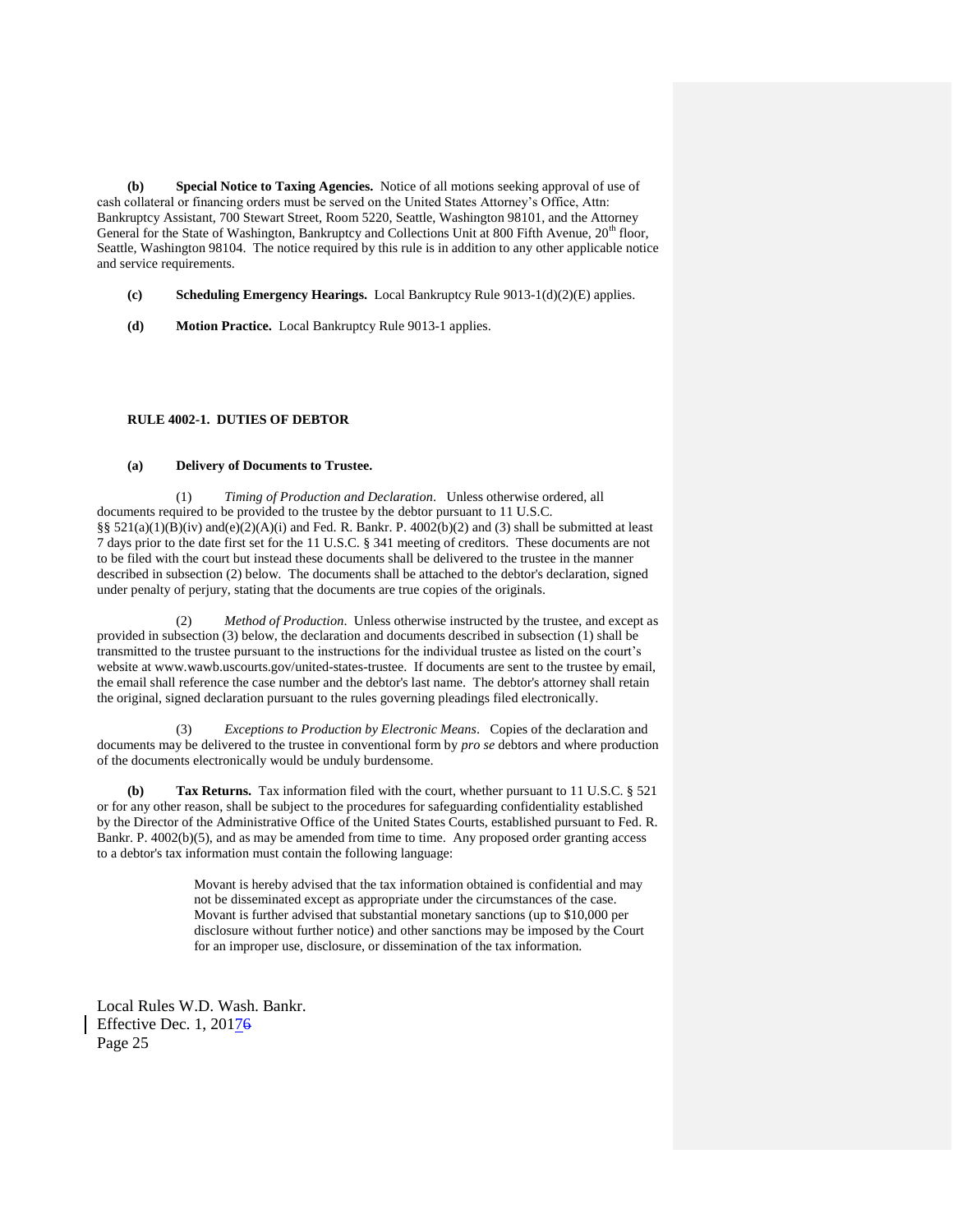**(b) Special Notice to Taxing Agencies.** Notice of all motions seeking approval of use of cash collateral or financing orders must be served on the United States Attorney's Office, Attn: Bankruptcy Assistant, 700 Stewart Street, Room 5220, Seattle, Washington 98101, and the Attorney General for the State of Washington, Bankruptcy and Collections Unit at 800 Fifth Avenue, 20th floor, Seattle, Washington 98104. The notice required by this rule is in addition to any other applicable notice and service requirements.

**(c) Scheduling Emergency Hearings.** Local Bankruptcy Rule 9013-1(d)(2)(E) applies.

**(d) Motion Practice.** Local Bankruptcy Rule 9013-1 applies.

## RULE 4002-1. DUTIES OF DEBTOR

**(a) Delivery of Documents to Trustee.**

(1) *Timing of Production and Declaration*. Unless otherwise ordered, all documents required to be provided to the trustee by the debtor pursuant to 11 U.S.C. §§ 521(a)(1)(B)(iv) and(e)(2)(A)(i) and Fed. R. Bankr. P. 4002(b)(2) and (3) shall be submitted at least 7 days prior to the date first set for the 11 U.S.C. § 341 meeting of creditors. These documents are not to be filed with the court but instead these documents shall be delivered to the trustee in the manner described in subsection (2) below. The documents shall be attached to the debtor's declaration, signed under penalty of perjury, stating that the documents are true copies of the originals.

(2) *Method of Production*. Unless otherwise instructed by the trustee, and except as provided in subsection (3) below, the declaration and documents described in subsection (1) shall be transmitted to the trustee pursuant to the instructions for the individual trustee as listed on the court's website at www.wawb.uscourts.gov/united-states-trustee. If documents are sent to the trustee by email, the email shall reference the case number and the debtor's last name. The debtor's attorney shall retain the original, signed declaration pursuant to the rules governing pleadings filed electronically.

(3) *Exceptions to Production by Electronic Means*. Copies of the declaration and documents may be delivered to the trustee in conventional form by *pro se* debtors and where production of the documents electronically would be unduly burdensome.

**(b) Tax Returns.** Tax information filed with the court, whether pursuant to 11 U.S.C. § 521 or for any other reason, shall be subject to the procedures for safeguarding confidentiality established by the Director of the Administrative Office of the United States Courts, established pursuant to Fed. R. Bankr. P. 4002(b)(5), and as may be amended from time to time. Any proposed order granting access to a debtor's tax information must contain the following language:

> Movant is hereby advised that the tax information obtained is confidential and may not be disseminated except as appropriate under the circumstances of the case. Movant is further advised that substantial monetary sanctions (up to $10,000 per disclosure without further notice) and other sanctions may be imposed by the Court for an improper use, disclosure, or dissemination of the tax information.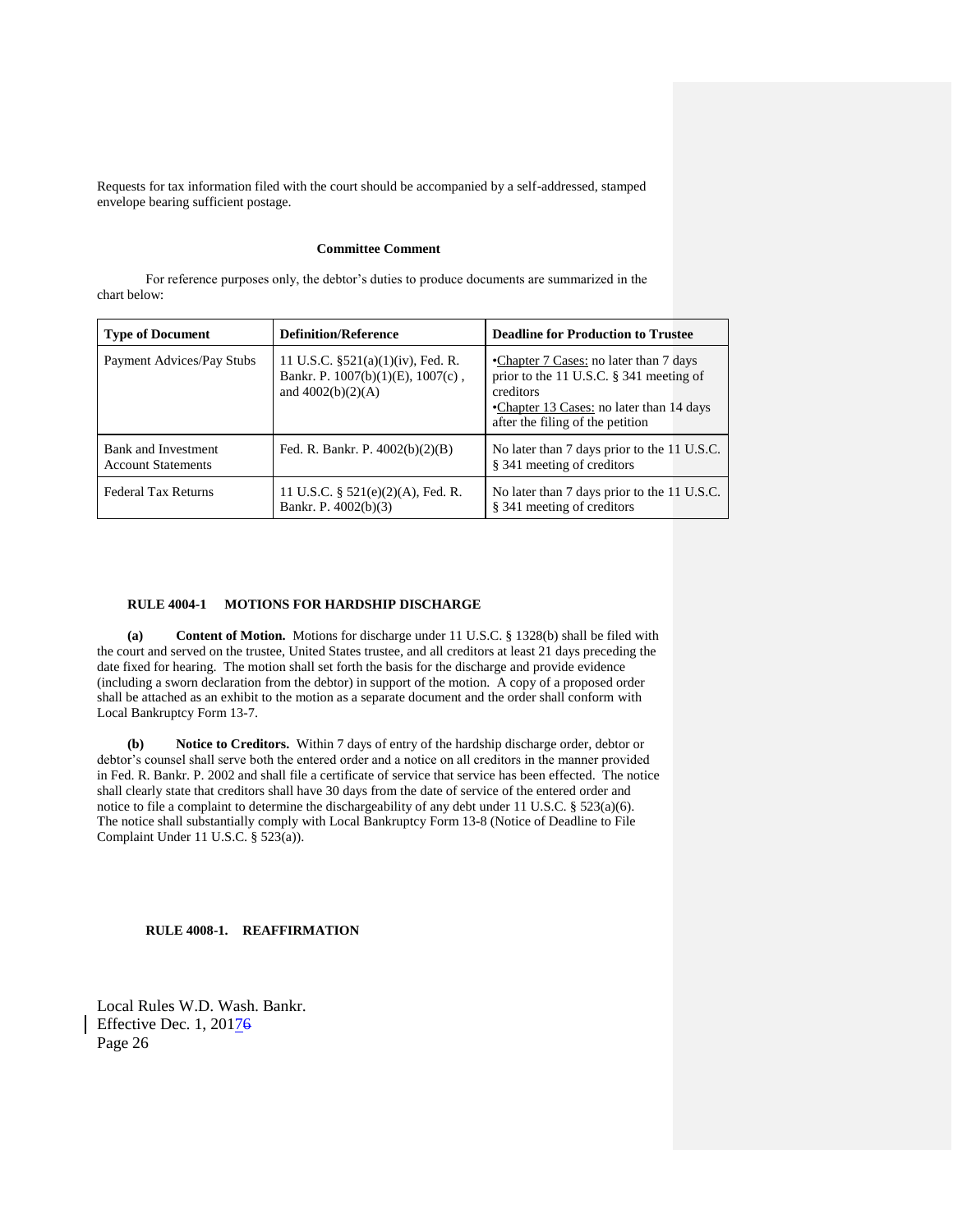Requests for tax information filed with the court should be accompanied by a self-addressed, stamped envelope bearing sufficient postage.

**Committee Comment**

For reference purposes only, the debtor's duties to produce documents are summarized in the chart below:

| **Type of Document** | **Definition/Reference** | **Deadline for Production to Trustee** |
|---|---|---|
| Payment Advices/Pay Stubs | 11 U.S.C. §521(a)(1)(iv), Fed. R. Bankr. P. 1007(b)(1)(E), 1007(c) , and 4002(b)(2)(A) | •Chapter 7 Cases: no later than 7 days prior to the 11 U.S.C. § 341 meeting of creditors<br>•Chapter 13 Cases: no later than 14 days after the filing of the petition |
| Bank and Investment Account Statements | Fed. R. Bankr. P. 4002(b)(2)(B) | No later than 7 days prior to the 11 U.S.C. § 341 meeting of creditors |
| Federal Tax Returns | 11 U.S.C. § 521(e)(2)(A), Fed. R. Bankr. P. 4002(b)(3) | No later than 7 days prior to the 11 U.S.C. § 341 meeting of creditors |

## RULE 4004-1 MOTIONS FOR HARDSHIP DISCHARGE

**(a) Content of Motion.** Motions for discharge under 11 U.S.C. § 1328(b) shall be filed with the court and served on the trustee, United States trustee, and all creditors at least 21 days preceding the date fixed for hearing. The motion shall set forth the basis for the discharge and provide evidence (including a sworn declaration from the debtor) in support of the motion. A copy of a proposed order shall be attached as an exhibit to the motion as a separate document and the order shall conform with Local Bankruptcy Form 13-7.

**(b) Notice to Creditors.** Within 7 days of entry of the hardship discharge order, debtor or debtor's counsel shall serve both the entered order and a notice on all creditors in the manner provided in Fed. R. Bankr. P. 2002 and shall file a certificate of service that service has been effected. The notice shall clearly state that creditors shall have 30 days from the date of service of the entered order and notice to file a complaint to determine the dischargeability of any debt under 11 U.S.C. § 523(a)(6). The notice shall substantially comply with Local Bankruptcy Form 13-8 (Notice of Deadline to File Complaint Under 11 U.S.C. § 523(a)).

## RULE 4008-1. REAFFIRMATION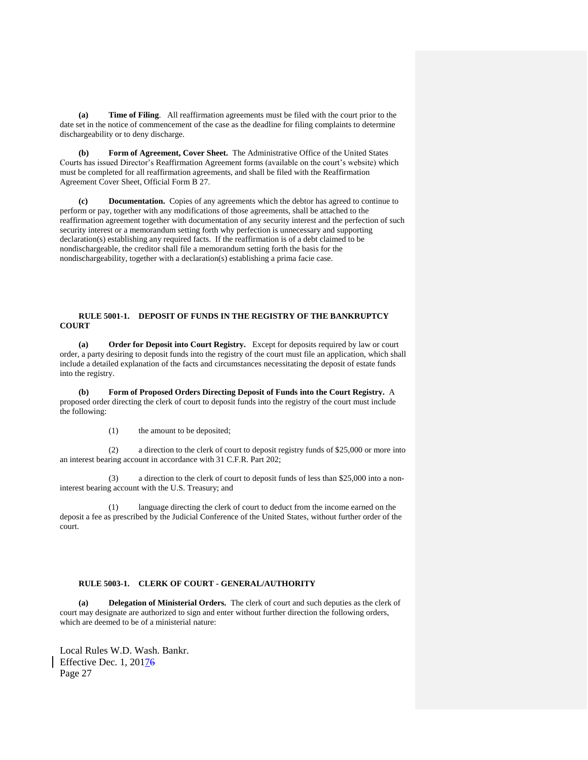**(a) Time of Filing**. All reaffirmation agreements must be filed with the court prior to the date set in the notice of commencement of the case as the deadline for filing complaints to determine dischargeability or to deny discharge.

**(b) Form of Agreement, Cover Sheet.** The Administrative Office of the United States Courts has issued Director's Reaffirmation Agreement forms (available on the court's website) which must be completed for all reaffirmation agreements, and shall be filed with the Reaffirmation Agreement Cover Sheet, Official Form B 27.

**(c) Documentation.** Copies of any agreements which the debtor has agreed to continue to perform or pay, together with any modifications of those agreements, shall be attached to the reaffirmation agreement together with documentation of any security interest and the perfection of such security interest or a memorandum setting forth why perfection is unnecessary and supporting declaration(s) establishing any required facts. If the reaffirmation is of a debt claimed to be nondischargeable, the creditor shall file a memorandum setting forth the basis for the nondischargeability, together with a declaration(s) establishing a prima facie case.

## RULE 5001-1. DEPOSIT OF FUNDS IN THE REGISTRY OF THE BANKRUPTCY COURT

**(a) Order for Deposit into Court Registry.** Except for deposits required by law or court order, a party desiring to deposit funds into the registry of the court must file an application, which shall include a detailed explanation of the facts and circumstances necessitating the deposit of estate funds into the registry.

**(b) Form of Proposed Orders Directing Deposit of Funds into the Court Registry.** A proposed order directing the clerk of court to deposit funds into the registry of the court must include the following:

(1) the amount to be deposited;

(2) a direction to the clerk of court to deposit registry funds of $25,000 or more into an interest bearing account in accordance with 31 C.F.R. Part 202;

(3) a direction to the clerk of court to deposit funds of less than $25,000 into a non-interest bearing account with the U.S. Treasury; and

(1) language directing the clerk of court to deduct from the income earned on the deposit a fee as prescribed by the Judicial Conference of the United States, without further order of the court.

## RULE 5003-1. CLERK OF COURT - GENERAL/AUTHORITY

**(a) Delegation of Ministerial Orders.** The clerk of court and such deputies as the clerk of court may designate are authorized to sign and enter without further direction the following orders, which are deemed to be of a ministerial nature: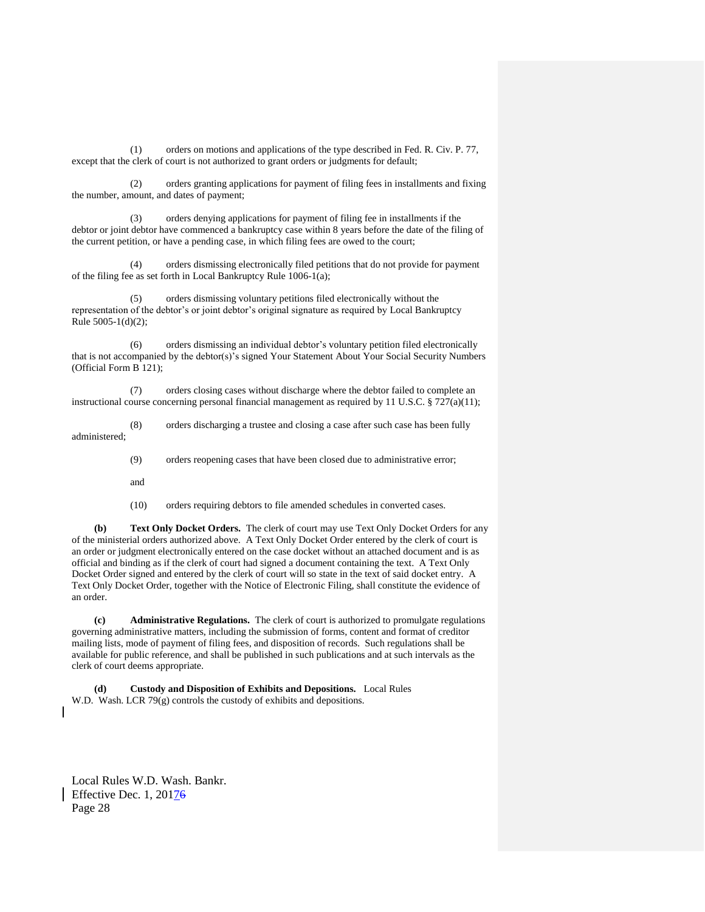(1) orders on motions and applications of the type described in Fed. R. Civ. P. 77, except that the clerk of court is not authorized to grant orders or judgments for default;

(2) orders granting applications for payment of filing fees in installments and fixing the number, amount, and dates of payment;

(3) orders denying applications for payment of filing fee in installments if the debtor or joint debtor have commenced a bankruptcy case within 8 years before the date of the filing of the current petition, or have a pending case, in which filing fees are owed to the court;

(4) orders dismissing electronically filed petitions that do not provide for payment of the filing fee as set forth in Local Bankruptcy Rule 1006-1(a);

(5) orders dismissing voluntary petitions filed electronically without the representation of the debtor's or joint debtor's original signature as required by Local Bankruptcy Rule 5005-1(d)(2);

(6) orders dismissing an individual debtor's voluntary petition filed electronically that is not accompanied by the debtor(s)'s signed Your Statement About Your Social Security Numbers (Official Form B 121);

(7) orders closing cases without discharge where the debtor failed to complete an instructional course concerning personal financial management as required by 11 U.S.C. § 727(a)(11);

(8) orders discharging a trustee and closing a case after such case has been fully administered;

(9) orders reopening cases that have been closed due to administrative error;

and

(10) orders requiring debtors to file amended schedules in converted cases.

**(b) Text Only Docket Orders.** The clerk of court may use Text Only Docket Orders for any of the ministerial orders authorized above. A Text Only Docket Order entered by the clerk of court is an order or judgment electronically entered on the case docket without an attached document and is as official and binding as if the clerk of court had signed a document containing the text. A Text Only Docket Order signed and entered by the clerk of court will so state in the text of said docket entry. A Text Only Docket Order, together with the Notice of Electronic Filing, shall constitute the evidence of an order.

**(c) Administrative Regulations.** The clerk of court is authorized to promulgate regulations governing administrative matters, including the submission of forms, content and format of creditor mailing lists, mode of payment of filing fees, and disposition of records. Such regulations shall be available for public reference, and shall be published in such publications and at such intervals as the clerk of court deems appropriate.

**(d) Custody and Disposition of Exhibits and Depositions.** Local Rules W.D. Wash. LCR 79(g) controls the custody of exhibits and depositions.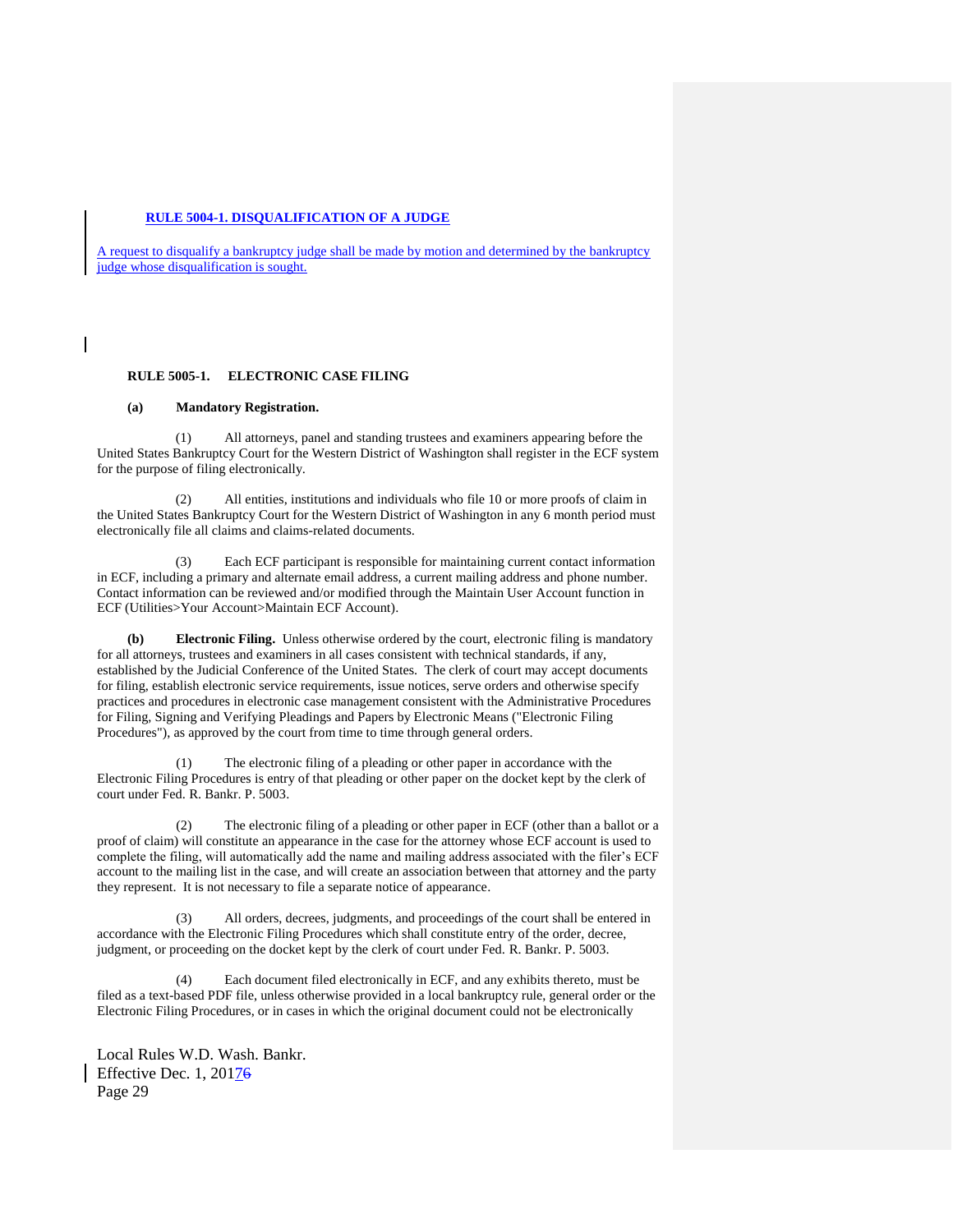### RULE 5004-1. DISQUALIFICATION OF A JUDGE

A request to disqualify a bankruptcy judge shall be made by motion and determined by the bankruptcy judge whose disqualification is sought.

### RULE 5005-1. ELECTRONIC CASE FILING

**(a) Mandatory Registration.**

(1) All attorneys, panel and standing trustees and examiners appearing before the United States Bankruptcy Court for the Western District of Washington shall register in the ECF system for the purpose of filing electronically.

(2) All entities, institutions and individuals who file 10 or more proofs of claim in the United States Bankruptcy Court for the Western District of Washington in any 6 month period must electronically file all claims and claims-related documents.

(3) Each ECF participant is responsible for maintaining current contact information in ECF, including a primary and alternate email address, a current mailing address and phone number. Contact information can be reviewed and/or modified through the Maintain User Account function in ECF (Utilities>Your Account>Maintain ECF Account).

**(b) Electronic Filing.** Unless otherwise ordered by the court, electronic filing is mandatory for all attorneys, trustees and examiners in all cases consistent with technical standards, if any, established by the Judicial Conference of the United States. The clerk of court may accept documents for filing, establish electronic service requirements, issue notices, serve orders and otherwise specify practices and procedures in electronic case management consistent with the Administrative Procedures for Filing, Signing and Verifying Pleadings and Papers by Electronic Means ("Electronic Filing Procedures"), as approved by the court from time to time through general orders.

(1) The electronic filing of a pleading or other paper in accordance with the Electronic Filing Procedures is entry of that pleading or other paper on the docket kept by the clerk of court under Fed. R. Bankr. P. 5003.

(2) The electronic filing of a pleading or other paper in ECF (other than a ballot or a proof of claim) will constitute an appearance in the case for the attorney whose ECF account is used to complete the filing, will automatically add the name and mailing address associated with the filer's ECF account to the mailing list in the case, and will create an association between that attorney and the party they represent. It is not necessary to file a separate notice of appearance.

(3) All orders, decrees, judgments, and proceedings of the court shall be entered in accordance with the Electronic Filing Procedures which shall constitute entry of the order, decree, judgment, or proceeding on the docket kept by the clerk of court under Fed. R. Bankr. P. 5003.

(4) Each document filed electronically in ECF, and any exhibits thereto, must be filed as a text-based PDF file, unless otherwise provided in a local bankruptcy rule, general order or the Electronic Filing Procedures, or in cases in which the original document could not be electronically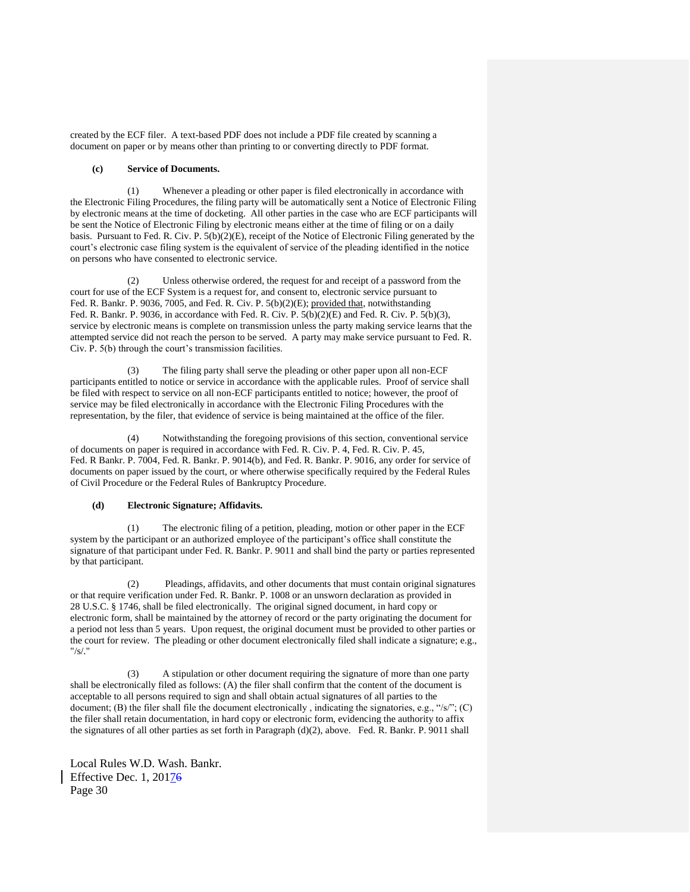created by the ECF filer. A text-based PDF does not include a PDF file created by scanning a document on paper or by means other than printing to or converting directly to PDF format.

**(c) Service of Documents.**

(1) Whenever a pleading or other paper is filed electronically in accordance with the Electronic Filing Procedures, the filing party will be automatically sent a Notice of Electronic Filing by electronic means at the time of docketing. All other parties in the case who are ECF participants will be sent the Notice of Electronic Filing by electronic means either at the time of filing or on a daily basis. Pursuant to Fed. R. Civ. P. 5(b)(2)(E), receipt of the Notice of Electronic Filing generated by the court's electronic case filing system is the equivalent of service of the pleading identified in the notice on persons who have consented to electronic service.

(2) Unless otherwise ordered, the request for and receipt of a password from the court for use of the ECF System is a request for, and consent to, electronic service pursuant to Fed. R. Bankr. P. 9036, 7005, and Fed. R. Civ. P. 5(b)(2)(E); provided that, notwithstanding Fed. R. Bankr. P. 9036, in accordance with Fed. R. Civ. P. 5(b)(2)(E) and Fed. R. Civ. P. 5(b)(3), service by electronic means is complete on transmission unless the party making service learns that the attempted service did not reach the person to be served. A party may make service pursuant to Fed. R. Civ. P. 5(b) through the court's transmission facilities.

(3) The filing party shall serve the pleading or other paper upon all non-ECF participants entitled to notice or service in accordance with the applicable rules. Proof of service shall be filed with respect to service on all non-ECF participants entitled to notice; however, the proof of service may be filed electronically in accordance with the Electronic Filing Procedures with the representation, by the filer, that evidence of service is being maintained at the office of the filer.

(4) Notwithstanding the foregoing provisions of this section, conventional service of documents on paper is required in accordance with Fed. R. Civ. P. 4, Fed. R. Civ. P. 45, Fed. R Bankr. P. 7004, Fed. R. Bankr. P. 9014(b), and Fed. R. Bankr. P. 9016, any order for service of documents on paper issued by the court, or where otherwise specifically required by the Federal Rules of Civil Procedure or the Federal Rules of Bankruptcy Procedure.

**(d) Electronic Signature; Affidavits.**

(1) The electronic filing of a petition, pleading, motion or other paper in the ECF system by the participant or an authorized employee of the participant's office shall constitute the signature of that participant under Fed. R. Bankr. P. 9011 and shall bind the party or parties represented by that participant.

(2) Pleadings, affidavits, and other documents that must contain original signatures or that require verification under Fed. R. Bankr. P. 1008 or an unsworn declaration as provided in 28 U.S.C. § 1746, shall be filed electronically. The original signed document, in hard copy or electronic form, shall be maintained by the attorney of record or the party originating the document for a period not less than 5 years. Upon request, the original document must be provided to other parties or the court for review. The pleading or other document electronically filed shall indicate a signature; e.g., "/s/."

(3) A stipulation or other document requiring the signature of more than one party shall be electronically filed as follows: (A) the filer shall confirm that the content of the document is acceptable to all persons required to sign and shall obtain actual signatures of all parties to the document; (B) the filer shall file the document electronically , indicating the signatories, e.g., "/s/"; (C) the filer shall retain documentation, in hard copy or electronic form, evidencing the authority to affix the signatures of all other parties as set forth in Paragraph (d)(2), above. Fed. R. Bankr. P. 9011 shall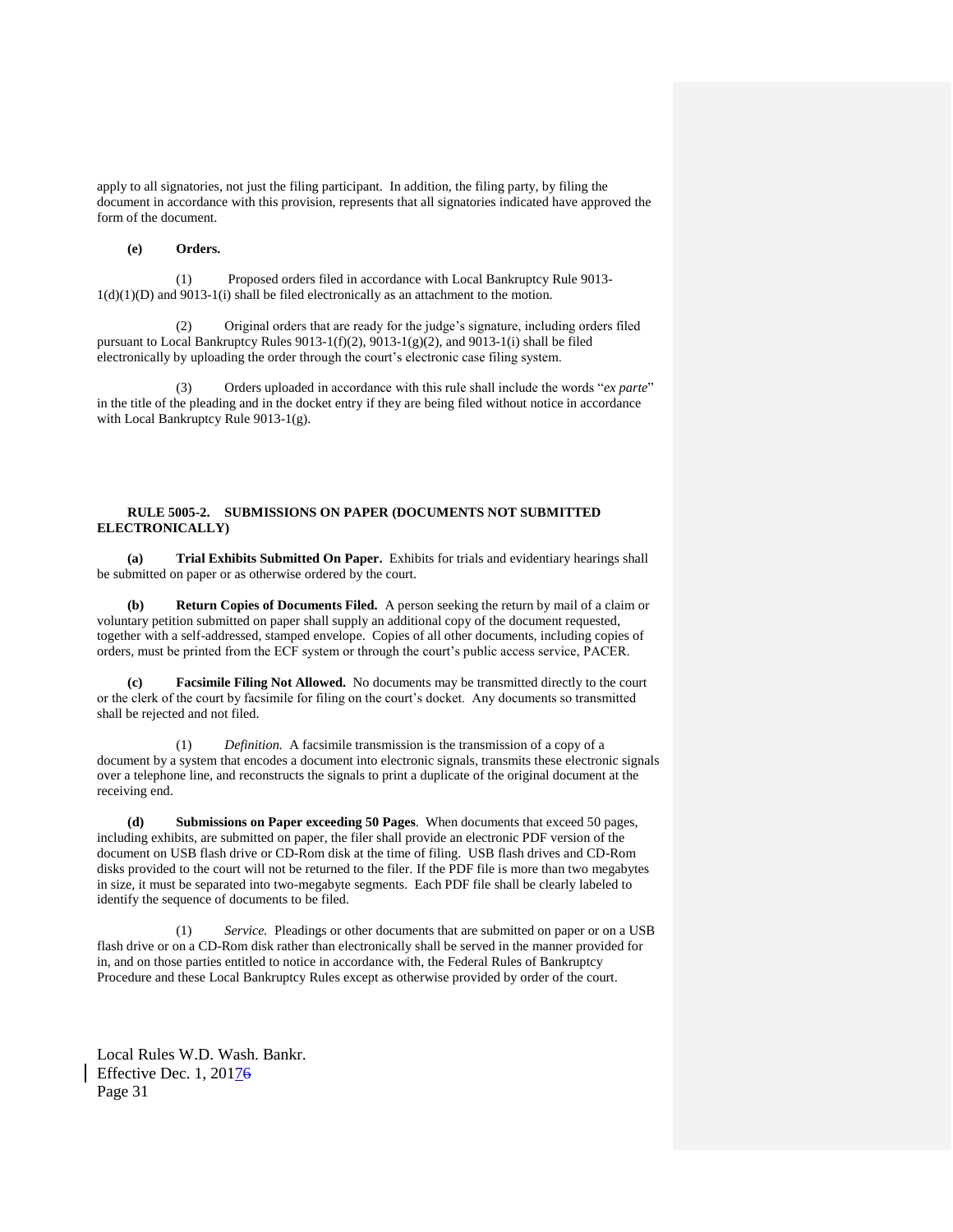apply to all signatories, not just the filing participant. In addition, the filing party, by filing the document in accordance with this provision, represents that all signatories indicated have approved the form of the document.

**(e) Orders.**

(1) Proposed orders filed in accordance with Local Bankruptcy Rule 9013-1(d)(1)(D) and 9013-1(i) shall be filed electronically as an attachment to the motion.

(2) Original orders that are ready for the judge's signature, including orders filed pursuant to Local Bankruptcy Rules 9013-1(f)(2), 9013-1(g)(2), and 9013-1(i) shall be filed electronically by uploading the order through the court's electronic case filing system.

(3) Orders uploaded in accordance with this rule shall include the words "*ex parte*" in the title of the pleading and in the docket entry if they are being filed without notice in accordance with Local Bankruptcy Rule 9013-1(g).

## RULE 5005-2. SUBMISSIONS ON PAPER (DOCUMENTS NOT SUBMITTED ELECTRONICALLY)

**(a) Trial Exhibits Submitted On Paper.** Exhibits for trials and evidentiary hearings shall be submitted on paper or as otherwise ordered by the court.

**(b) Return Copies of Documents Filed.** A person seeking the return by mail of a claim or voluntary petition submitted on paper shall supply an additional copy of the document requested, together with a self-addressed, stamped envelope. Copies of all other documents, including copies of orders, must be printed from the ECF system or through the court's public access service, PACER.

**(c) Facsimile Filing Not Allowed.** No documents may be transmitted directly to the court or the clerk of the court by facsimile for filing on the court's docket. Any documents so transmitted shall be rejected and not filed.

(1) *Definition.* A facsimile transmission is the transmission of a copy of a document by a system that encodes a document into electronic signals, transmits these electronic signals over a telephone line, and reconstructs the signals to print a duplicate of the original document at the receiving end.

**(d) Submissions on Paper exceeding 50 Pages**. When documents that exceed 50 pages, including exhibits, are submitted on paper, the filer shall provide an electronic PDF version of the document on USB flash drive or CD-Rom disk at the time of filing. USB flash drives and CD-Rom disks provided to the court will not be returned to the filer. If the PDF file is more than two megabytes in size, it must be separated into two-megabyte segments. Each PDF file shall be clearly labeled to identify the sequence of documents to be filed.

(1) *Service.* Pleadings or other documents that are submitted on paper or on a USB flash drive or on a CD-Rom disk rather than electronically shall be served in the manner provided for in, and on those parties entitled to notice in accordance with, the Federal Rules of Bankruptcy Procedure and these Local Bankruptcy Rules except as otherwise provided by order of the court.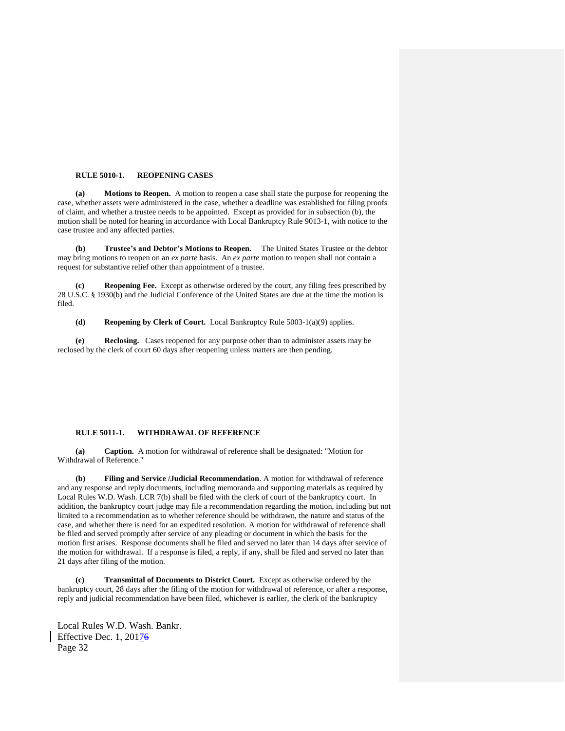**RULE 5010-1. REOPENING CASES**

**(a) Motions to Reopen.** A motion to reopen a case shall state the purpose for reopening the case, whether assets were administered in the case, whether a deadline was established for filing proofs of claim, and whether a trustee needs to be appointed. Except as provided for in subsection (b), the motion shall be noted for hearing in accordance with Local Bankruptcy Rule 9013-1, with notice to the case trustee and any affected parties.

**(b) Trustee's and Debtor's Motions to Reopen.** The United States Trustee or the debtor may bring motions to reopen on an *ex parte* basis. An *ex parte* motion to reopen shall not contain a request for substantive relief other than appointment of a trustee.

**(c) Reopening Fee.** Except as otherwise ordered by the court, any filing fees prescribed by 28 U.S.C. § 1930(b) and the Judicial Conference of the United States are due at the time the motion is filed.

**(d) Reopening by Clerk of Court.** Local Bankruptcy Rule 5003-1(a)(9) applies.

**(e) Reclosing.** Cases reopened for any purpose other than to administer assets may be reclosed by the clerk of court 60 days after reopening unless matters are then pending.

**RULE 5011-1. WITHDRAWAL OF REFERENCE**

**(a) Caption.** A motion for withdrawal of reference shall be designated: "Motion for Withdrawal of Reference."

**(b) Filing and Service /Judicial Recommendation**. A motion for withdrawal of reference and any response and reply documents, including memoranda and supporting materials as required by Local Rules W.D. Wash. LCR 7(b) shall be filed with the clerk of court of the bankruptcy court. In addition, the bankruptcy court judge may file a recommendation regarding the motion, including but not limited to a recommendation as to whether reference should be withdrawn, the nature and status of the case, and whether there is need for an expedited resolution. A motion for withdrawal of reference shall be filed and served promptly after service of any pleading or document in which the basis for the motion first arises. Response documents shall be filed and served no later than 14 days after service of the motion for withdrawal. If a response is filed, a reply, if any, shall be filed and served no later than 21 days after filing of the motion.

**(c) Transmittal of Documents to District Court.** Except as otherwise ordered by the bankruptcy court, 28 days after the filing of the motion for withdrawal of reference, or after a response, reply and judicial recommendation have been filed, whichever is earlier, the clerk of the bankruptcy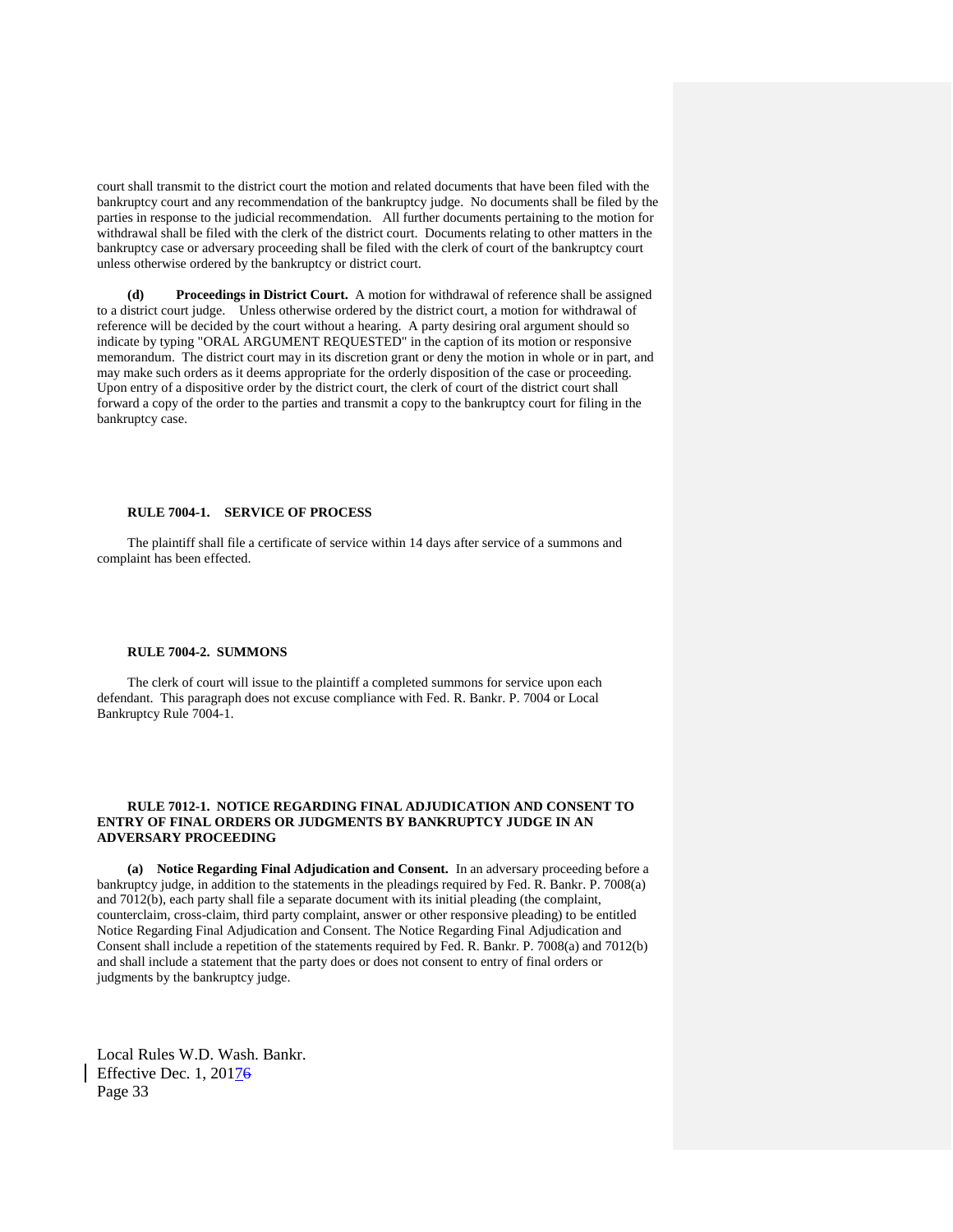court shall transmit to the district court the motion and related documents that have been filed with the bankruptcy court and any recommendation of the bankruptcy judge. No documents shall be filed by the parties in response to the judicial recommendation. All further documents pertaining to the motion for withdrawal shall be filed with the clerk of the district court. Documents relating to other matters in the bankruptcy case or adversary proceeding shall be filed with the clerk of court of the bankruptcy court unless otherwise ordered by the bankruptcy or district court.

**(d) Proceedings in District Court.** A motion for withdrawal of reference shall be assigned to a district court judge. Unless otherwise ordered by the district court, a motion for withdrawal of reference will be decided by the court without a hearing. A party desiring oral argument should so indicate by typing "ORAL ARGUMENT REQUESTED" in the caption of its motion or responsive memorandum. The district court may in its discretion grant or deny the motion in whole or in part, and may make such orders as it deems appropriate for the orderly disposition of the case or proceeding. Upon entry of a dispositive order by the district court, the clerk of court of the district court shall forward a copy of the order to the parties and transmit a copy to the bankruptcy court for filing in the bankruptcy case.

## RULE 7004-1. SERVICE OF PROCESS

The plaintiff shall file a certificate of service within 14 days after service of a summons and complaint has been effected.

## RULE 7004-2. SUMMONS

The clerk of court will issue to the plaintiff a completed summons for service upon each defendant. This paragraph does not excuse compliance with Fed. R. Bankr. P. 7004 or Local Bankruptcy Rule 7004-1.

## RULE 7012-1. NOTICE REGARDING FINAL ADJUDICATION AND CONSENT TO ENTRY OF FINAL ORDERS OR JUDGMENTS BY BANKRUPTCY JUDGE IN AN ADVERSARY PROCEEDING

**(a) Notice Regarding Final Adjudication and Consent.** In an adversary proceeding before a bankruptcy judge, in addition to the statements in the pleadings required by Fed. R. Bankr. P. 7008(a) and 7012(b), each party shall file a separate document with its initial pleading (the complaint, counterclaim, cross-claim, third party complaint, answer or other responsive pleading) to be entitled Notice Regarding Final Adjudication and Consent. The Notice Regarding Final Adjudication and Consent shall include a repetition of the statements required by Fed. R. Bankr. P. 7008(a) and 7012(b) and shall include a statement that the party does or does not consent to entry of final orders or judgments by the bankruptcy judge.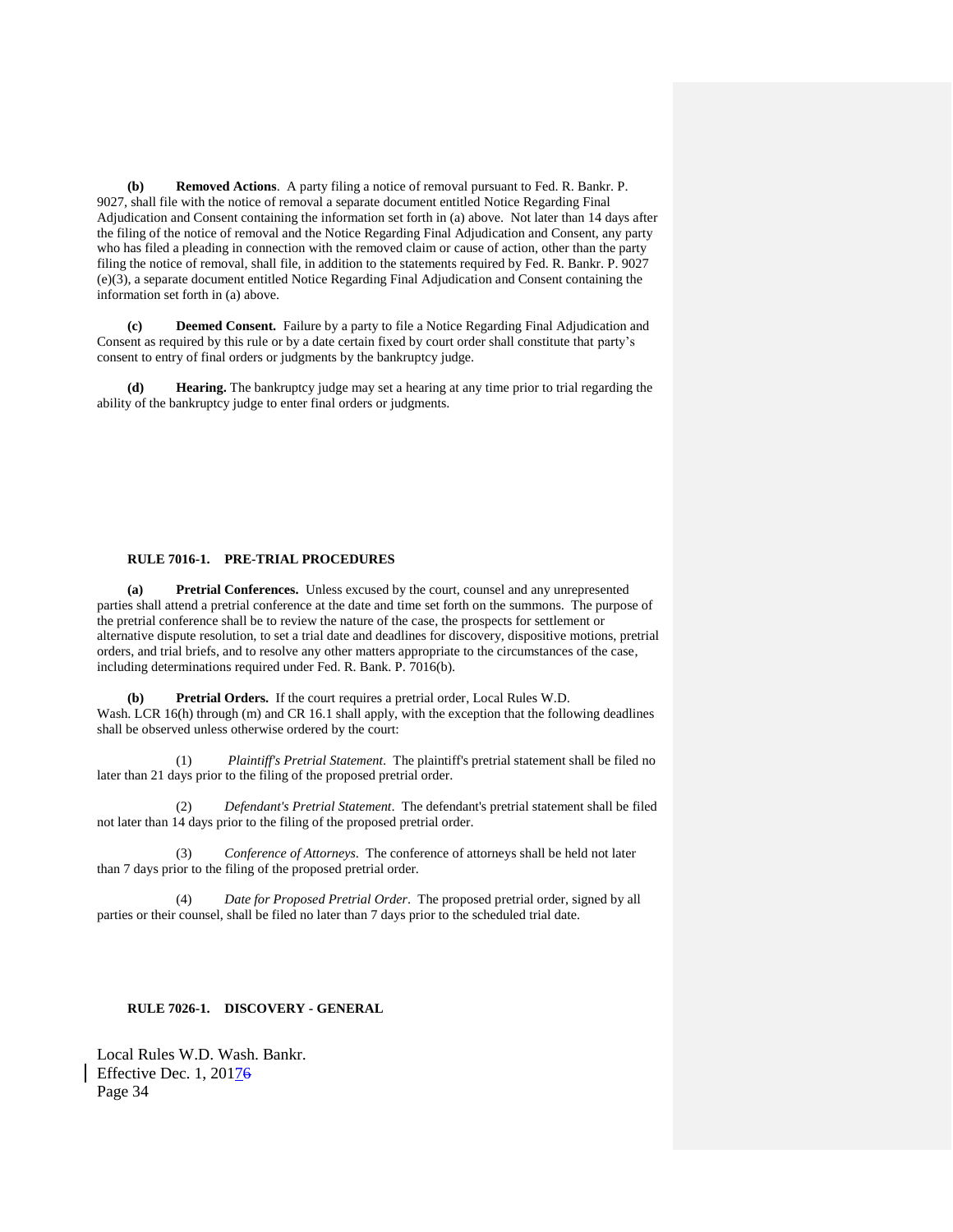**(b) Removed Actions**. A party filing a notice of removal pursuant to Fed. R. Bankr. P. 9027, shall file with the notice of removal a separate document entitled Notice Regarding Final Adjudication and Consent containing the information set forth in (a) above. Not later than 14 days after the filing of the notice of removal and the Notice Regarding Final Adjudication and Consent, any party who has filed a pleading in connection with the removed claim or cause of action, other than the party filing the notice of removal, shall file, in addition to the statements required by Fed. R. Bankr. P. 9027 (e)(3), a separate document entitled Notice Regarding Final Adjudication and Consent containing the information set forth in (a) above.

**(c) Deemed Consent.** Failure by a party to file a Notice Regarding Final Adjudication and Consent as required by this rule or by a date certain fixed by court order shall constitute that party's consent to entry of final orders or judgments by the bankruptcy judge.

**(d) Hearing.** The bankruptcy judge may set a hearing at any time prior to trial regarding the ability of the bankruptcy judge to enter final orders or judgments.

## RULE 7016-1. PRE-TRIAL PROCEDURES

**(a) Pretrial Conferences.** Unless excused by the court, counsel and any unrepresented parties shall attend a pretrial conference at the date and time set forth on the summons. The purpose of the pretrial conference shall be to review the nature of the case, the prospects for settlement or alternative dispute resolution, to set a trial date and deadlines for discovery, dispositive motions, pretrial orders, and trial briefs, and to resolve any other matters appropriate to the circumstances of the case, including determinations required under Fed. R. Bank. P. 7016(b).

**(b) Pretrial Orders.** If the court requires a pretrial order, Local Rules W.D. Wash. LCR 16(h) through (m) and CR 16.1 shall apply, with the exception that the following deadlines shall be observed unless otherwise ordered by the court:

(1) *Plaintiff's Pretrial Statement*. The plaintiff's pretrial statement shall be filed no later than 21 days prior to the filing of the proposed pretrial order.

(2) *Defendant's Pretrial Statement*. The defendant's pretrial statement shall be filed not later than 14 days prior to the filing of the proposed pretrial order.

(3) *Conference of Attorneys*. The conference of attorneys shall be held not later than 7 days prior to the filing of the proposed pretrial order.

(4) *Date for Proposed Pretrial Order*. The proposed pretrial order, signed by all parties or their counsel, shall be filed no later than 7 days prior to the scheduled trial date.

## RULE 7026-1. DISCOVERY - GENERAL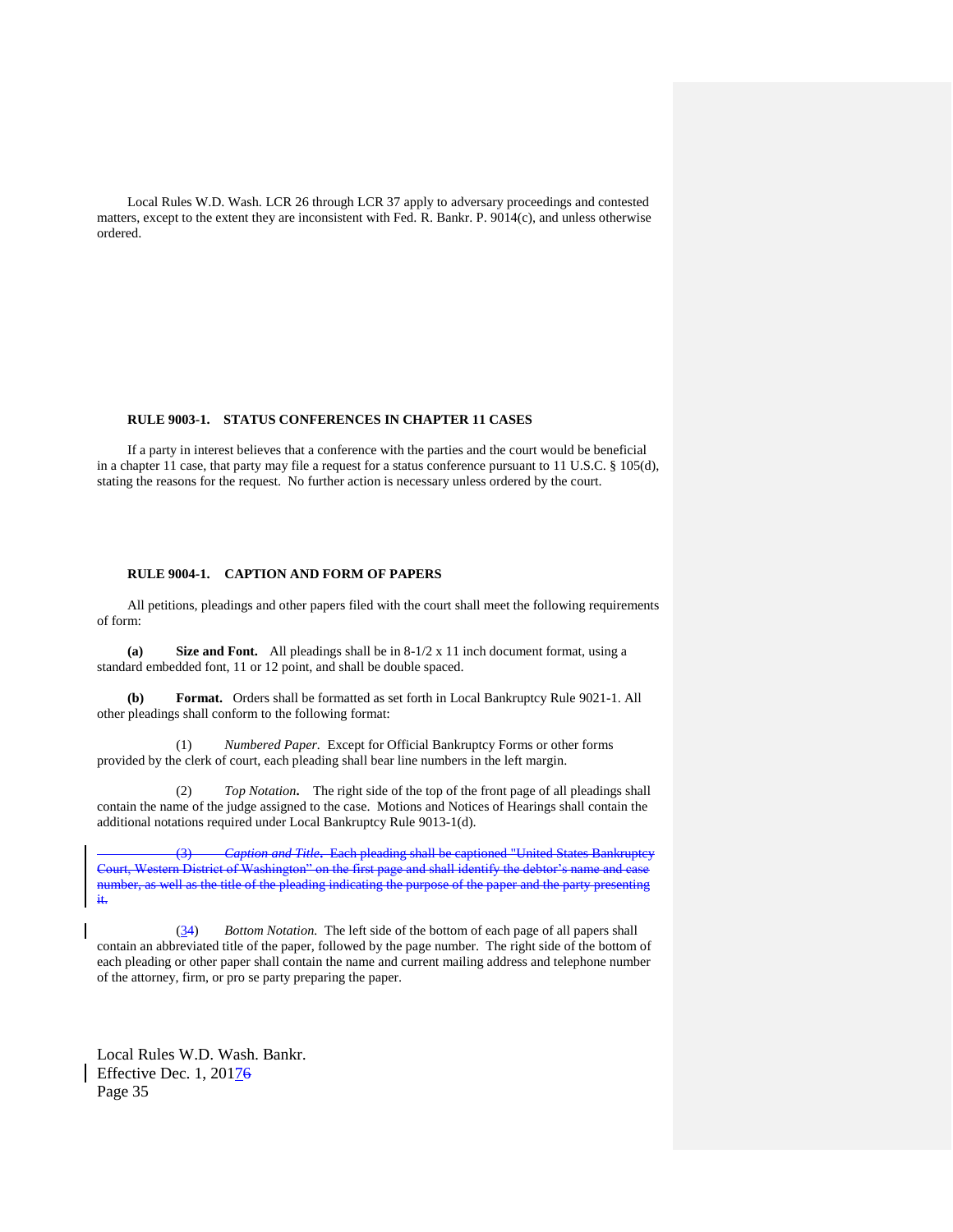Local Rules W.D. Wash. LCR 26 through LCR 37 apply to adversary proceedings and contested matters, except to the extent they are inconsistent with Fed. R. Bankr. P. 9014(c), and unless otherwise ordered.

**RULE 9003-1. STATUS CONFERENCES IN CHAPTER 11 CASES**

If a party in interest believes that a conference with the parties and the court would be beneficial in a chapter 11 case, that party may file a request for a status conference pursuant to 11 U.S.C. § 105(d), stating the reasons for the request. No further action is necessary unless ordered by the court.

**RULE 9004-1. CAPTION AND FORM OF PAPERS**

All petitions, pleadings and other papers filed with the court shall meet the following requirements of form:

**(a) Size and Font.** All pleadings shall be in 8-1/2 x 11 inch document format, using a standard embedded font, 11 or 12 point, and shall be double spaced.

**(b) Format.** Orders shall be formatted as set forth in Local Bankruptcy Rule 9021-1. All other pleadings shall conform to the following format:

(1) *Numbered Paper.* Except for Official Bankruptcy Forms or other forms provided by the clerk of court, each pleading shall bear line numbers in the left margin.

(2) *Top Notation.* The right side of the top of the front page of all pleadings shall contain the name of the judge assigned to the case. Motions and Notices of Hearings shall contain the additional notations required under Local Bankruptcy Rule 9013-1(d).

~~(3) *Caption and Title.* Each pleading shall be captioned "United States Bankruptcy Court, Western District of Washington" on the first page and shall identify the debtor's name and case number, as well as the title of the pleading indicating the purpose of the paper and the party presenting it.~~

(3~~4~~) *Bottom Notation.* The left side of the bottom of each page of all papers shall contain an abbreviated title of the paper, followed by the page number. The right side of the bottom of each pleading or other paper shall contain the name and current mailing address and telephone number of the attorney, firm, or pro se party preparing the paper.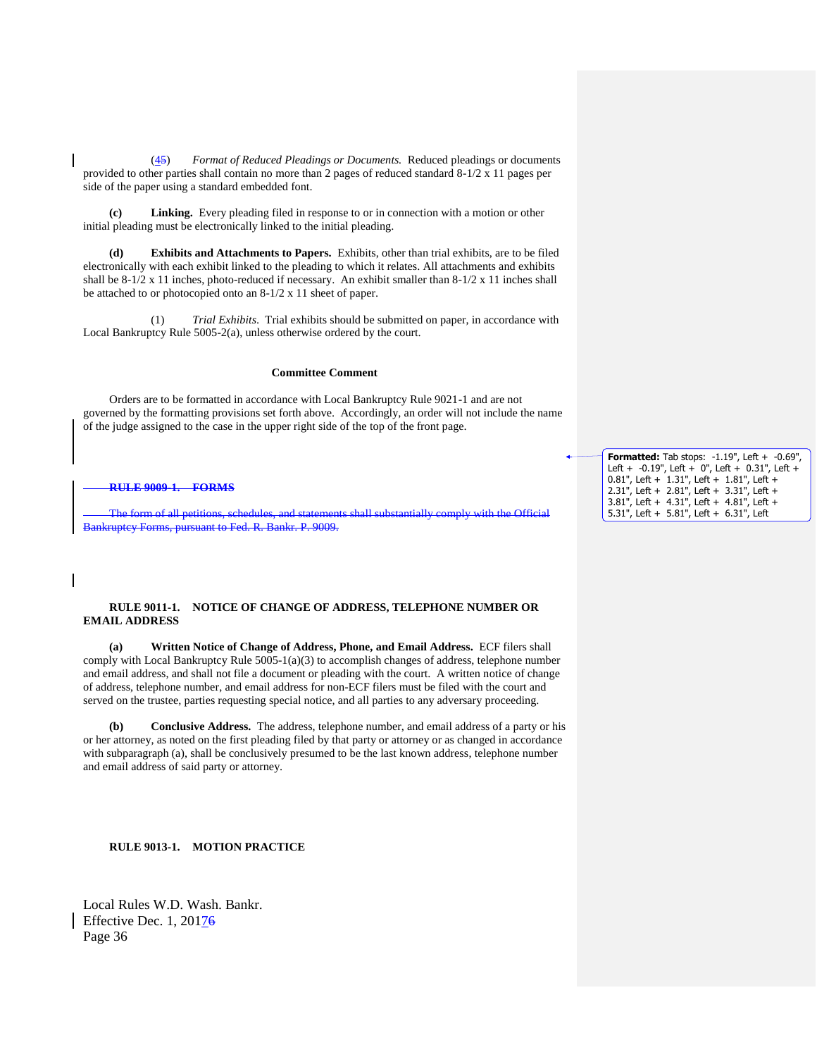(45) *Format of Reduced Pleadings or Documents.* Reduced pleadings or documents provided to other parties shall contain no more than 2 pages of reduced standard 8-1/2 x 11 pages per side of the paper using a standard embedded font.

**(c) Linking.** Every pleading filed in response to or in connection with a motion or other initial pleading must be electronically linked to the initial pleading.

**(d) Exhibits and Attachments to Papers.** Exhibits, other than trial exhibits, are to be filed electronically with each exhibit linked to the pleading to which it relates. All attachments and exhibits shall be 8-1/2 x 11 inches, photo-reduced if necessary. An exhibit smaller than 8-1/2 x 11 inches shall be attached to or photocopied onto an 8-1/2 x 11 sheet of paper.

(1) *Trial Exhibits*. Trial exhibits should be submitted on paper, in accordance with Local Bankruptcy Rule 5005-2(a), unless otherwise ordered by the court.

**Committee Comment**

Orders are to be formatted in accordance with Local Bankruptcy Rule 9021-1 and are not governed by the formatting provisions set forth above. Accordingly, an order will not include the name of the judge assigned to the case in the upper right side of the top of the front page.

~~**RULE 9009-1. FORMS**~~

~~The form of all petitions, schedules, and statements shall substantially comply with the Official Bankruptcy Forms, pursuant to Fed. R. Bankr. P. 9009.~~

**Formatted:** Tab stops: -1.19", Left + -0.69", Left + -0.19", Left + 0", Left + 0.31", Left + 0.81", Left + 1.31", Left + 1.81", Left + 2.31", Left + 2.81", Left + 3.31", Left + 3.81", Left + 4.31", Left + 4.81", Left + 5.31", Left + 5.81", Left + 6.31", Left

## RULE 9011-1. NOTICE OF CHANGE OF ADDRESS, TELEPHONE NUMBER OR EMAIL ADDRESS

**(a) Written Notice of Change of Address, Phone, and Email Address.** ECF filers shall comply with Local Bankruptcy Rule 5005-1(a)(3) to accomplish changes of address, telephone number and email address, and shall not file a document or pleading with the court. A written notice of change of address, telephone number, and email address for non-ECF filers must be filed with the court and served on the trustee, parties requesting special notice, and all parties to any adversary proceeding.

**(b) Conclusive Address.** The address, telephone number, and email address of a party or his or her attorney, as noted on the first pleading filed by that party or attorney or as changed in accordance with subparagraph (a), shall be conclusively presumed to be the last known address, telephone number and email address of said party or attorney.

## RULE 9013-1. MOTION PRACTICE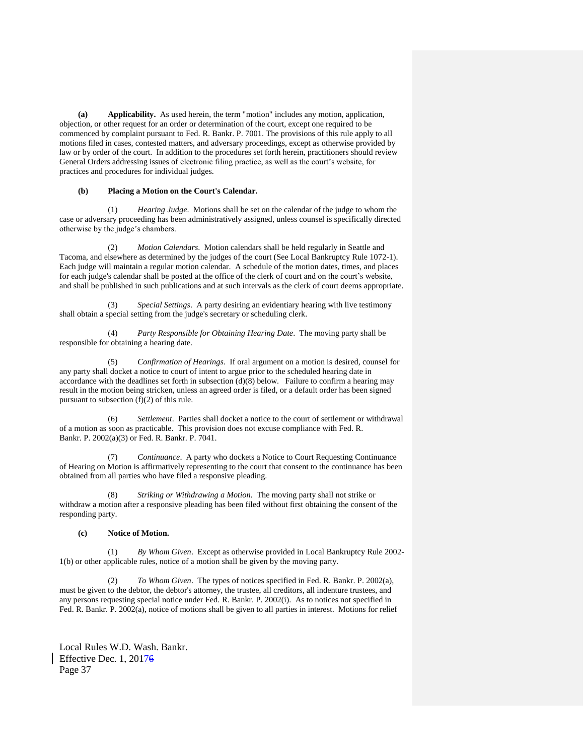**(a) Applicability.** As used herein, the term "motion" includes any motion, application, objection, or other request for an order or determination of the court, except one required to be commenced by complaint pursuant to Fed. R. Bankr. P. 7001. The provisions of this rule apply to all motions filed in cases, contested matters, and adversary proceedings, except as otherwise provided by law or by order of the court. In addition to the procedures set forth herein, practitioners should review General Orders addressing issues of electronic filing practice, as well as the court's website, for practices and procedures for individual judges.

**(b) Placing a Motion on the Court's Calendar.**

(1) *Hearing Judge*. Motions shall be set on the calendar of the judge to whom the case or adversary proceeding has been administratively assigned, unless counsel is specifically directed otherwise by the judge's chambers.

(2) *Motion Calendars.* Motion calendars shall be held regularly in Seattle and Tacoma, and elsewhere as determined by the judges of the court (See Local Bankruptcy Rule 1072-1). Each judge will maintain a regular motion calendar. A schedule of the motion dates, times, and places for each judge's calendar shall be posted at the office of the clerk of court and on the court's website, and shall be published in such publications and at such intervals as the clerk of court deems appropriate.

(3) *Special Settings*. A party desiring an evidentiary hearing with live testimony shall obtain a special setting from the judge's secretary or scheduling clerk.

(4) *Party Responsible for Obtaining Hearing Date*. The moving party shall be responsible for obtaining a hearing date.

(5) *Confirmation of Hearings*. If oral argument on a motion is desired, counsel for any party shall docket a notice to court of intent to argue prior to the scheduled hearing date in accordance with the deadlines set forth in subsection (d)(8) below. Failure to confirm a hearing may result in the motion being stricken, unless an agreed order is filed, or a default order has been signed pursuant to subsection (f)(2) of this rule.

(6) *Settlement*. Parties shall docket a notice to the court of settlement or withdrawal of a motion as soon as practicable. This provision does not excuse compliance with Fed. R. Bankr. P. 2002(a)(3) or Fed. R. Bankr. P. 7041.

(7) *Continuance*. A party who dockets a Notice to Court Requesting Continuance of Hearing on Motion is affirmatively representing to the court that consent to the continuance has been obtained from all parties who have filed a responsive pleading.

(8) *Striking or Withdrawing a Motion.* The moving party shall not strike or withdraw a motion after a responsive pleading has been filed without first obtaining the consent of the responding party.

**(c) Notice of Motion.**

(1) *By Whom Given*. Except as otherwise provided in Local Bankruptcy Rule 2002-1(b) or other applicable rules, notice of a motion shall be given by the moving party.

(2) *To Whom Given*. The types of notices specified in Fed. R. Bankr. P. 2002(a), must be given to the debtor, the debtor's attorney, the trustee, all creditors, all indenture trustees, and any persons requesting special notice under Fed. R. Bankr. P. 2002(i). As to notices not specified in Fed. R. Bankr. P. 2002(a), notice of motions shall be given to all parties in interest. Motions for relief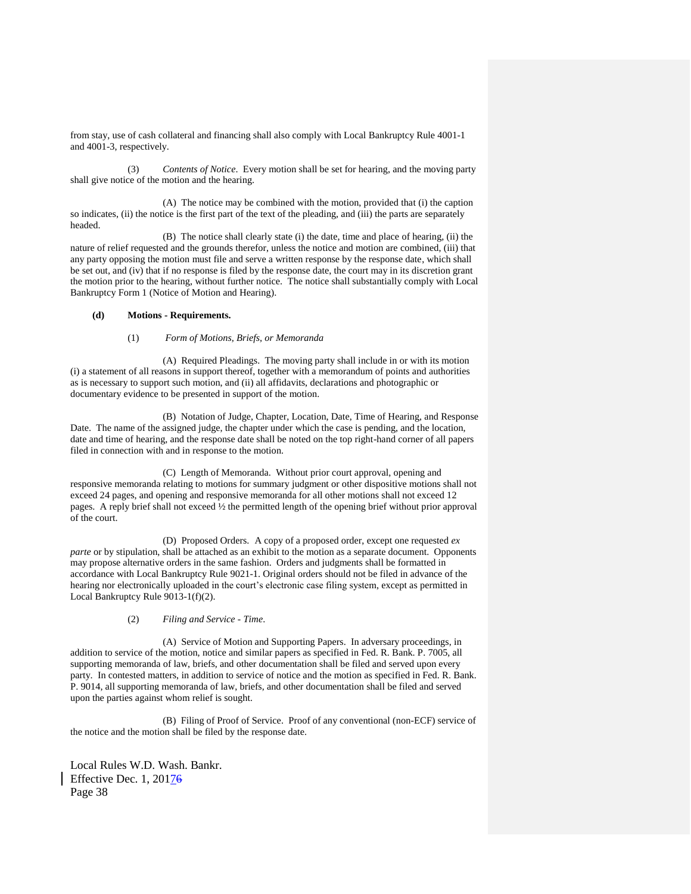from stay, use of cash collateral and financing shall also comply with Local Bankruptcy Rule 4001-1 and 4001-3, respectively.

(3) *Contents of Notice*. Every motion shall be set for hearing, and the moving party shall give notice of the motion and the hearing.

(A) The notice may be combined with the motion, provided that (i) the caption so indicates, (ii) the notice is the first part of the text of the pleading, and (iii) the parts are separately headed.

(B) The notice shall clearly state (i) the date, time and place of hearing, (ii) the nature of relief requested and the grounds therefor, unless the notice and motion are combined, (iii) that any party opposing the motion must file and serve a written response by the response date, which shall be set out, and (iv) that if no response is filed by the response date, the court may in its discretion grant the motion prior to the hearing, without further notice. The notice shall substantially comply with Local Bankruptcy Form 1 (Notice of Motion and Hearing).

**(d) Motions - Requirements.**

(1) *Form of Motions, Briefs, or Memoranda*

(A) Required Pleadings. The moving party shall include in or with its motion (i) a statement of all reasons in support thereof, together with a memorandum of points and authorities as is necessary to support such motion, and (ii) all affidavits, declarations and photographic or documentary evidence to be presented in support of the motion.

(B) Notation of Judge, Chapter, Location, Date, Time of Hearing, and Response Date. The name of the assigned judge, the chapter under which the case is pending, and the location, date and time of hearing, and the response date shall be noted on the top right-hand corner of all papers filed in connection with and in response to the motion.

(C) Length of Memoranda. Without prior court approval, opening and responsive memoranda relating to motions for summary judgment or other dispositive motions shall not exceed 24 pages, and opening and responsive memoranda for all other motions shall not exceed 12 pages. A reply brief shall not exceed ½ the permitted length of the opening brief without prior approval of the court.

(D) Proposed Orders. A copy of a proposed order, except one requested *ex parte* or by stipulation, shall be attached as an exhibit to the motion as a separate document. Opponents may propose alternative orders in the same fashion. Orders and judgments shall be formatted in accordance with Local Bankruptcy Rule 9021-1. Original orders should not be filed in advance of the hearing nor electronically uploaded in the court's electronic case filing system, except as permitted in Local Bankruptcy Rule 9013-1(f)(2).

(2) *Filing and Service - Time*.

(A) Service of Motion and Supporting Papers. In adversary proceedings, in addition to service of the motion, notice and similar papers as specified in Fed. R. Bank. P. 7005, all supporting memoranda of law, briefs, and other documentation shall be filed and served upon every party. In contested matters, in addition to service of notice and the motion as specified in Fed. R. Bank. P. 9014, all supporting memoranda of law, briefs, and other documentation shall be filed and served upon the parties against whom relief is sought.

(B) Filing of Proof of Service. Proof of any conventional (non-ECF) service of the notice and the motion shall be filed by the response date.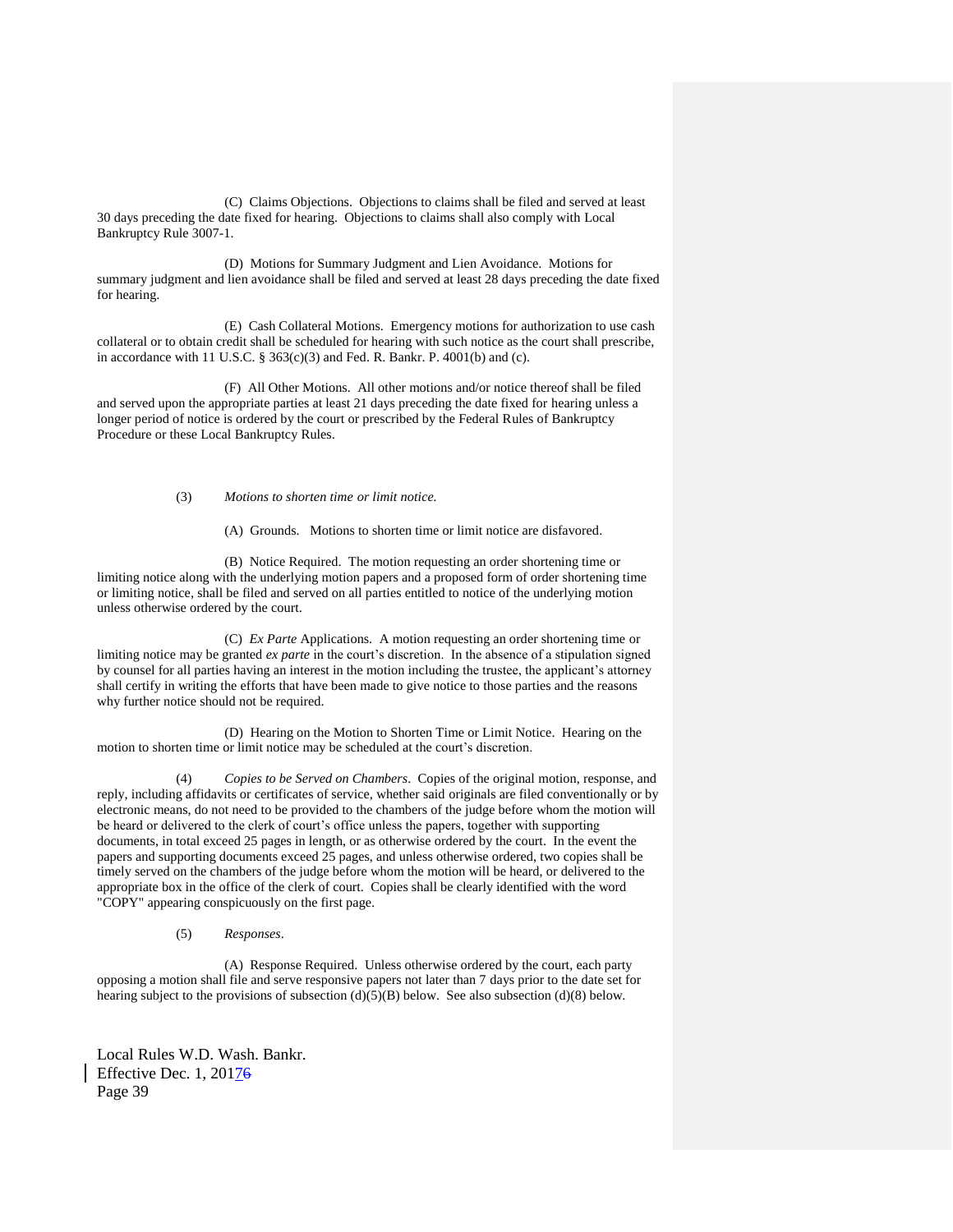(C) Claims Objections. Objections to claims shall be filed and served at least 30 days preceding the date fixed for hearing. Objections to claims shall also comply with Local Bankruptcy Rule 3007-1.

(D) Motions for Summary Judgment and Lien Avoidance. Motions for summary judgment and lien avoidance shall be filed and served at least 28 days preceding the date fixed for hearing.

(E) Cash Collateral Motions. Emergency motions for authorization to use cash collateral or to obtain credit shall be scheduled for hearing with such notice as the court shall prescribe, in accordance with 11 U.S.C. § 363(c)(3) and Fed. R. Bankr. P. 4001(b) and (c).

(F) All Other Motions. All other motions and/or notice thereof shall be filed and served upon the appropriate parties at least 21 days preceding the date fixed for hearing unless a longer period of notice is ordered by the court or prescribed by the Federal Rules of Bankruptcy Procedure or these Local Bankruptcy Rules.

(3) *Motions to shorten time or limit notice.*

(A) Grounds. Motions to shorten time or limit notice are disfavored.

(B) Notice Required. The motion requesting an order shortening time or limiting notice along with the underlying motion papers and a proposed form of order shortening time or limiting notice, shall be filed and served on all parties entitled to notice of the underlying motion unless otherwise ordered by the court.

(C) *Ex Parte* Applications. A motion requesting an order shortening time or limiting notice may be granted *ex parte* in the court's discretion. In the absence of a stipulation signed by counsel for all parties having an interest in the motion including the trustee, the applicant's attorney shall certify in writing the efforts that have been made to give notice to those parties and the reasons why further notice should not be required.

(D) Hearing on the Motion to Shorten Time or Limit Notice. Hearing on the motion to shorten time or limit notice may be scheduled at the court's discretion.

(4) *Copies to be Served on Chambers*. Copies of the original motion, response, and reply, including affidavits or certificates of service, whether said originals are filed conventionally or by electronic means, do not need to be provided to the chambers of the judge before whom the motion will be heard or delivered to the clerk of court's office unless the papers, together with supporting documents, in total exceed 25 pages in length, or as otherwise ordered by the court. In the event the papers and supporting documents exceed 25 pages, and unless otherwise ordered, two copies shall be timely served on the chambers of the judge before whom the motion will be heard, or delivered to the appropriate box in the office of the clerk of court. Copies shall be clearly identified with the word "COPY" appearing conspicuously on the first page.

(5) *Responses*.

(A) Response Required. Unless otherwise ordered by the court, each party opposing a motion shall file and serve responsive papers not later than 7 days prior to the date set for hearing subject to the provisions of subsection (d)(5)(B) below. See also subsection (d)(8) below.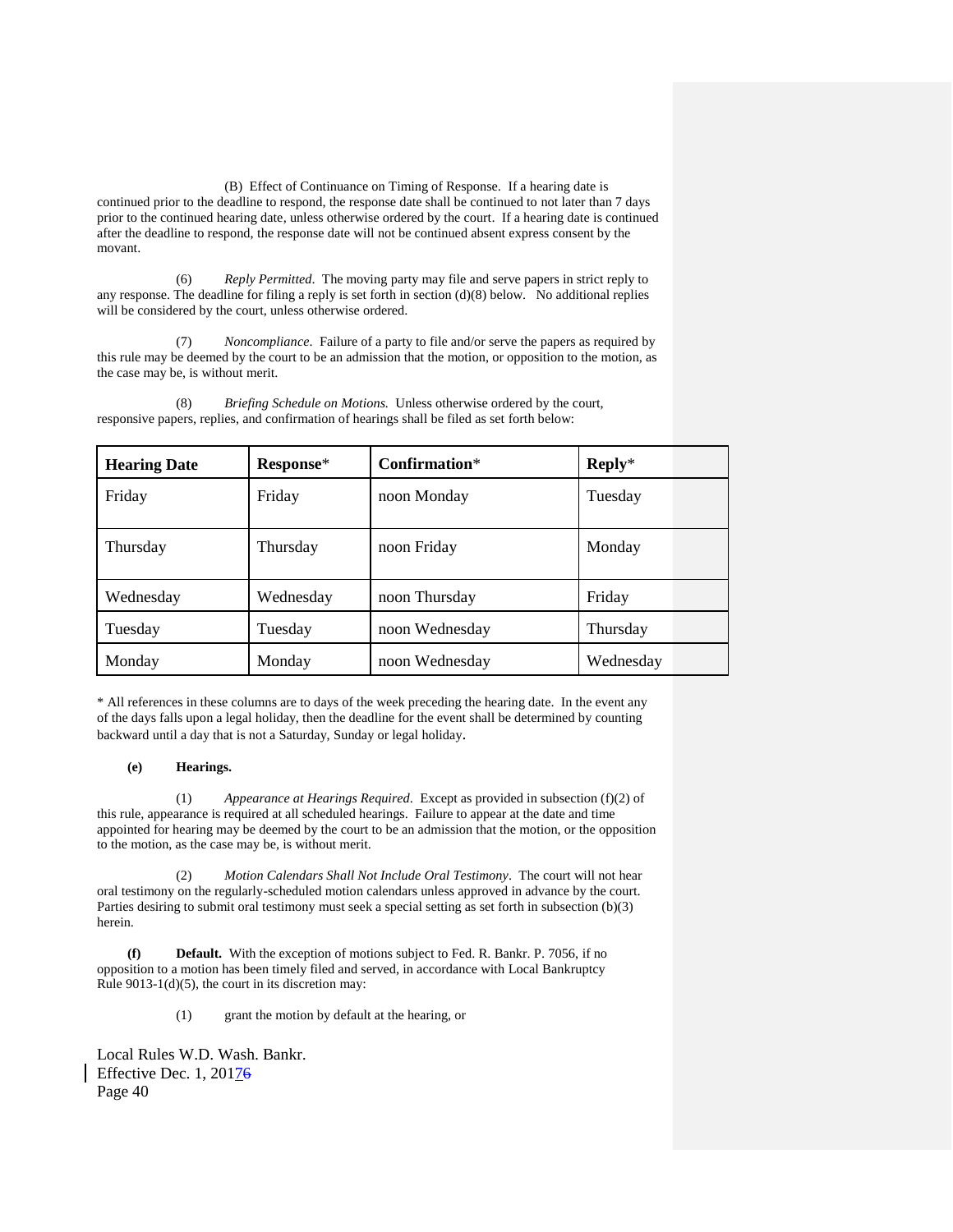(B) Effect of Continuance on Timing of Response. If a hearing date is continued prior to the deadline to respond, the response date shall be continued to not later than 7 days prior to the continued hearing date, unless otherwise ordered by the court. If a hearing date is continued after the deadline to respond, the response date will not be continued absent express consent by the movant.

(6) *Reply Permitted*. The moving party may file and serve papers in strict reply to any response. The deadline for filing a reply is set forth in section (d)(8) below. No additional replies will be considered by the court, unless otherwise ordered.

(7) *Noncompliance*. Failure of a party to file and/or serve the papers as required by this rule may be deemed by the court to be an admission that the motion, or opposition to the motion, as the case may be, is without merit.

(8) *Briefing Schedule on Motions.* Unless otherwise ordered by the court, responsive papers, replies, and confirmation of hearings shall be filed as set forth below:

| **Hearing Date** | **Response*** | **Confirmation*** | **Reply*** |
|---|---|---|---|
| Friday | Friday | noon Monday | Tuesday |
| Thursday | Thursday | noon Friday | Monday |
| Wednesday | Wednesday | noon Thursday | Friday |
| Tuesday | Tuesday | noon Wednesday | Thursday |
| Monday | Monday | noon Wednesday | Wednesday |

* All references in these columns are to days of the week preceding the hearing date. In the event any of the days falls upon a legal holiday, then the deadline for the event shall be determined by counting backward until a day that is not a Saturday, Sunday or legal holiday.

**(e) Hearings.**

(1) *Appearance at Hearings Required*. Except as provided in subsection (f)(2) of this rule, appearance is required at all scheduled hearings. Failure to appear at the date and time appointed for hearing may be deemed by the court to be an admission that the motion, or the opposition to the motion, as the case may be, is without merit.

(2) *Motion Calendars Shall Not Include Oral Testimony*. The court will not hear oral testimony on the regularly-scheduled motion calendars unless approved in advance by the court. Parties desiring to submit oral testimony must seek a special setting as set forth in subsection (b)(3) herein.

**(f) Default.** With the exception of motions subject to Fed. R. Bankr. P. 7056, if no opposition to a motion has been timely filed and served, in accordance with Local Bankruptcy Rule 9013-1(d)(5), the court in its discretion may:

(1) grant the motion by default at the hearing, or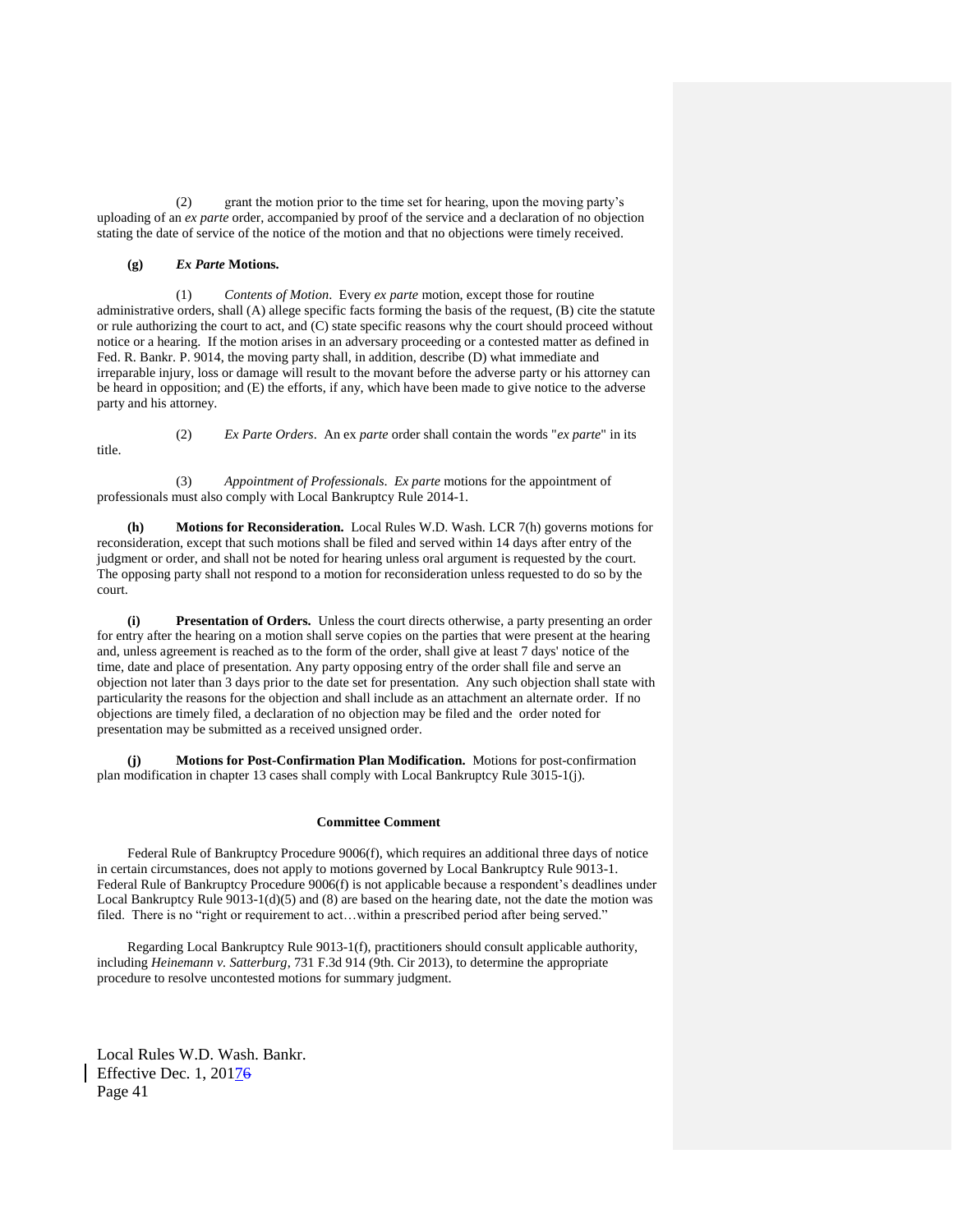(2) grant the motion prior to the time set for hearing, upon the moving party's uploading of an *ex parte* order, accompanied by proof of the service and a declaration of no objection stating the date of service of the notice of the motion and that no objections were timely received.

**(g)** ***Ex Parte* Motions.**

(1) *Contents of Motion*. Every *ex parte* motion, except those for routine administrative orders, shall (A) allege specific facts forming the basis of the request, (B) cite the statute or rule authorizing the court to act, and (C) state specific reasons why the court should proceed without notice or a hearing. If the motion arises in an adversary proceeding or a contested matter as defined in Fed. R. Bankr. P. 9014, the moving party shall, in addition, describe (D) what immediate and irreparable injury, loss or damage will result to the movant before the adverse party or his attorney can be heard in opposition; and (E) the efforts, if any, which have been made to give notice to the adverse party and his attorney.

(2) *Ex Parte Orders*. An ex *parte* order shall contain the words "*ex parte*" in its title.

(3) *Appointment of Professionals*. *Ex parte* motions for the appointment of professionals must also comply with Local Bankruptcy Rule 2014-1.

**(h) Motions for Reconsideration.** Local Rules W.D. Wash. LCR 7(h) governs motions for reconsideration, except that such motions shall be filed and served within 14 days after entry of the judgment or order, and shall not be noted for hearing unless oral argument is requested by the court. The opposing party shall not respond to a motion for reconsideration unless requested to do so by the court.

**(i) Presentation of Orders.** Unless the court directs otherwise, a party presenting an order for entry after the hearing on a motion shall serve copies on the parties that were present at the hearing and, unless agreement is reached as to the form of the order, shall give at least 7 days' notice of the time, date and place of presentation. Any party opposing entry of the order shall file and serve an objection not later than 3 days prior to the date set for presentation. Any such objection shall state with particularity the reasons for the objection and shall include as an attachment an alternate order. If no objections are timely filed, a declaration of no objection may be filed and the order noted for presentation may be submitted as a received unsigned order.

**(j) Motions for Post-Confirmation Plan Modification.** Motions for post-confirmation plan modification in chapter 13 cases shall comply with Local Bankruptcy Rule 3015-1(j).

**Committee Comment**

Federal Rule of Bankruptcy Procedure 9006(f), which requires an additional three days of notice in certain circumstances, does not apply to motions governed by Local Bankruptcy Rule 9013-1. Federal Rule of Bankruptcy Procedure 9006(f) is not applicable because a respondent's deadlines under Local Bankruptcy Rule 9013-1(d)(5) and (8) are based on the hearing date, not the date the motion was filed. There is no "right or requirement to act…within a prescribed period after being served."

Regarding Local Bankruptcy Rule 9013-1(f), practitioners should consult applicable authority, including *Heinemann v. Satterburg*, 731 F.3d 914 (9th. Cir 2013), to determine the appropriate procedure to resolve uncontested motions for summary judgment.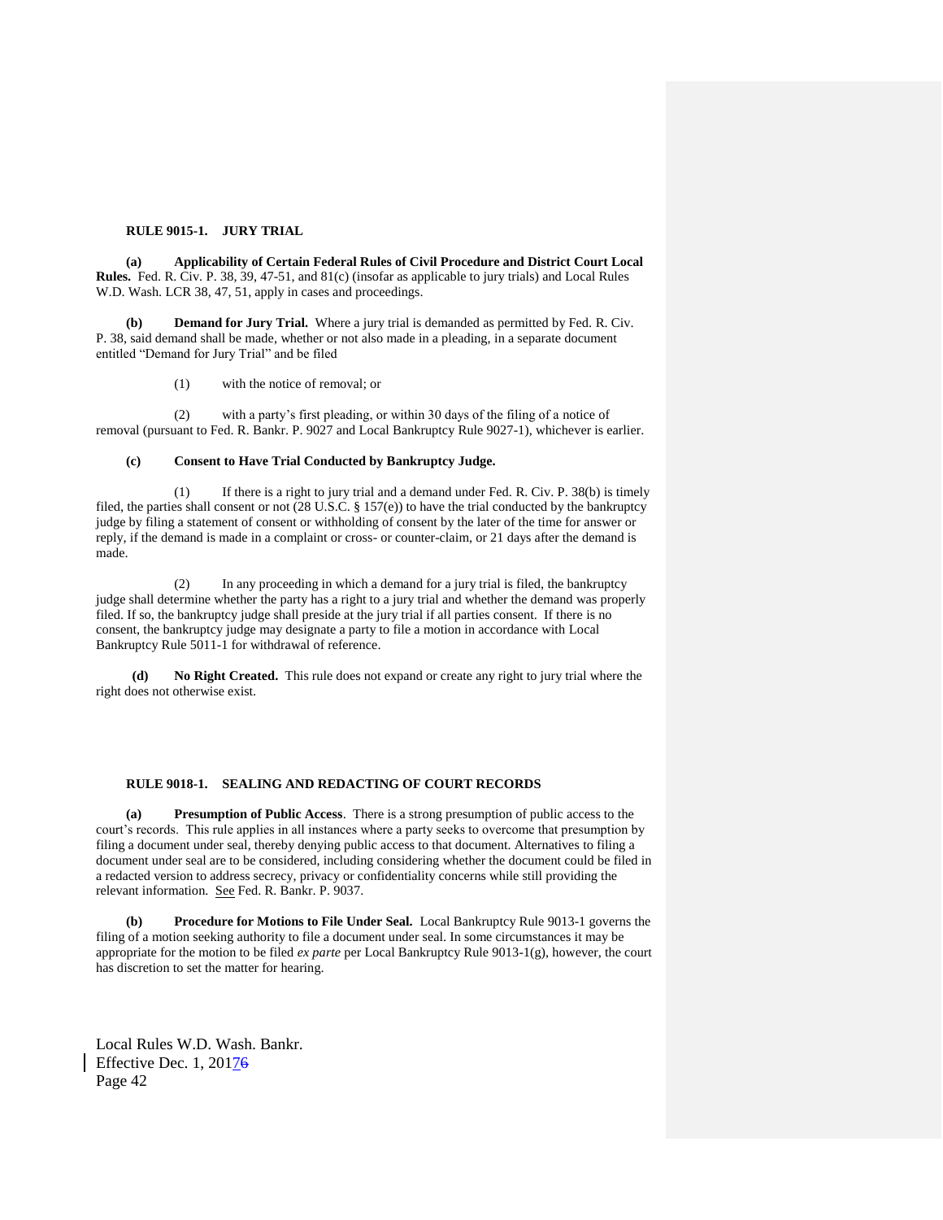## RULE 9015-1. JURY TRIAL

**(a) Applicability of Certain Federal Rules of Civil Procedure and District Court Local Rules.** Fed. R. Civ. P. 38, 39, 47-51, and 81(c) (insofar as applicable to jury trials) and Local Rules W.D. Wash. LCR 38, 47, 51, apply in cases and proceedings.

**(b) Demand for Jury Trial.** Where a jury trial is demanded as permitted by Fed. R. Civ. P. 38, said demand shall be made, whether or not also made in a pleading, in a separate document entitled "Demand for Jury Trial" and be filed

(1) with the notice of removal; or

(2) with a party's first pleading, or within 30 days of the filing of a notice of removal (pursuant to Fed. R. Bankr. P. 9027 and Local Bankruptcy Rule 9027-1), whichever is earlier.

**(c) Consent to Have Trial Conducted by Bankruptcy Judge.**

(1) If there is a right to jury trial and a demand under Fed. R. Civ. P. 38(b) is timely filed, the parties shall consent or not (28 U.S.C. § 157(e)) to have the trial conducted by the bankruptcy judge by filing a statement of consent or withholding of consent by the later of the time for answer or reply, if the demand is made in a complaint or cross- or counter-claim, or 21 days after the demand is made.

(2) In any proceeding in which a demand for a jury trial is filed, the bankruptcy judge shall determine whether the party has a right to a jury trial and whether the demand was properly filed. If so, the bankruptcy judge shall preside at the jury trial if all parties consent. If there is no consent, the bankruptcy judge may designate a party to file a motion in accordance with Local Bankruptcy Rule 5011-1 for withdrawal of reference.

**(d) No Right Created.** This rule does not expand or create any right to jury trial where the right does not otherwise exist.

## RULE 9018-1. SEALING AND REDACTING OF COURT RECORDS

**(a) Presumption of Public Access**. There is a strong presumption of public access to the court's records. This rule applies in all instances where a party seeks to overcome that presumption by filing a document under seal, thereby denying public access to that document. Alternatives to filing a document under seal are to be considered, including considering whether the document could be filed in a redacted version to address secrecy, privacy or confidentiality concerns while still providing the relevant information. See Fed. R. Bankr. P. 9037.

**(b) Procedure for Motions to File Under Seal.** Local Bankruptcy Rule 9013-1 governs the filing of a motion seeking authority to file a document under seal. In some circumstances it may be appropriate for the motion to be filed *ex parte* per Local Bankruptcy Rule 9013-1(g), however, the court has discretion to set the matter for hearing.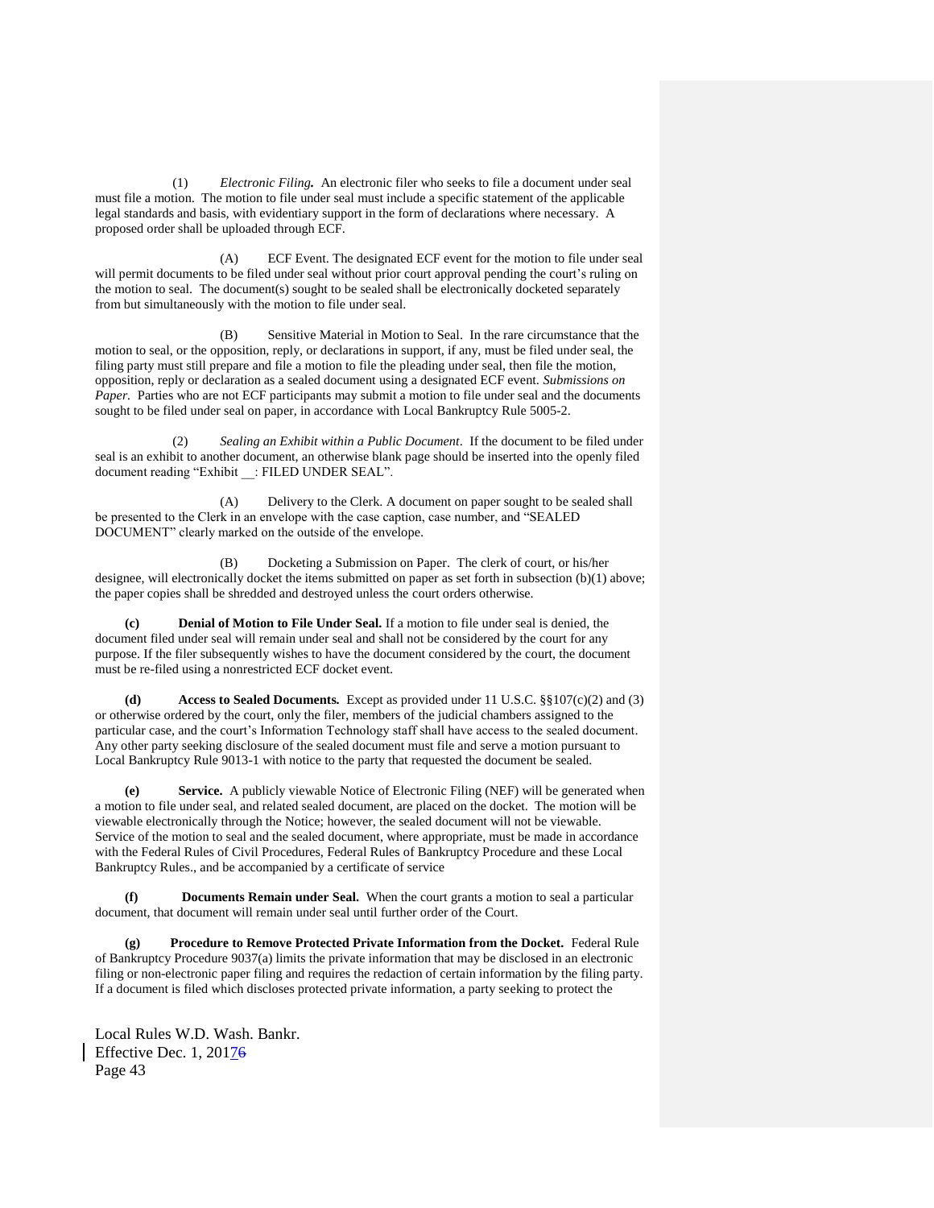(1) *Electronic Filing.* An electronic filer who seeks to file a document under seal must file a motion. The motion to file under seal must include a specific statement of the applicable legal standards and basis, with evidentiary support in the form of declarations where necessary. A proposed order shall be uploaded through ECF.

(A) ECF Event. The designated ECF event for the motion to file under seal will permit documents to be filed under seal without prior court approval pending the court's ruling on the motion to seal. The document(s) sought to be sealed shall be electronically docketed separately from but simultaneously with the motion to file under seal.

(B) Sensitive Material in Motion to Seal. In the rare circumstance that the motion to seal, or the opposition, reply, or declarations in support, if any, must be filed under seal, the filing party must still prepare and file a motion to file the pleading under seal, then file the motion, opposition, reply or declaration as a sealed document using a designated ECF event. *Submissions on Paper.* Parties who are not ECF participants may submit a motion to file under seal and the documents sought to be filed under seal on paper, in accordance with Local Bankruptcy Rule 5005-2.

(2) *Sealing an Exhibit within a Public Document*. If the document to be filed under seal is an exhibit to another document, an otherwise blank page should be inserted into the openly filed document reading "Exhibit __: FILED UNDER SEAL".

(A) Delivery to the Clerk. A document on paper sought to be sealed shall be presented to the Clerk in an envelope with the case caption, case number, and "SEALED DOCUMENT" clearly marked on the outside of the envelope.

(B) Docketing a Submission on Paper. The clerk of court, or his/her designee, will electronically docket the items submitted on paper as set forth in subsection (b)(1) above; the paper copies shall be shredded and destroyed unless the court orders otherwise.

**(c) Denial of Motion to File Under Seal.** If a motion to file under seal is denied, the document filed under seal will remain under seal and shall not be considered by the court for any purpose. If the filer subsequently wishes to have the document considered by the court, the document must be re-filed using a nonrestricted ECF docket event.

**(d) Access to Sealed Documents.** Except as provided under 11 U.S.C. §§107(c)(2) and (3) or otherwise ordered by the court, only the filer, members of the judicial chambers assigned to the particular case, and the court's Information Technology staff shall have access to the sealed document. Any other party seeking disclosure of the sealed document must file and serve a motion pursuant to Local Bankruptcy Rule 9013-1 with notice to the party that requested the document be sealed.

**(e) Service.** A publicly viewable Notice of Electronic Filing (NEF) will be generated when a motion to file under seal, and related sealed document, are placed on the docket. The motion will be viewable electronically through the Notice; however, the sealed document will not be viewable. Service of the motion to seal and the sealed document, where appropriate, must be made in accordance with the Federal Rules of Civil Procedures, Federal Rules of Bankruptcy Procedure and these Local Bankruptcy Rules., and be accompanied by a certificate of service

**(f) Documents Remain under Seal.** When the court grants a motion to seal a particular document, that document will remain under seal until further order of the Court.

**(g) Procedure to Remove Protected Private Information from the Docket.** Federal Rule of Bankruptcy Procedure 9037(a) limits the private information that may be disclosed in an electronic filing or non-electronic paper filing and requires the redaction of certain information by the filing party. If a document is filed which discloses protected private information, a party seeking to protect the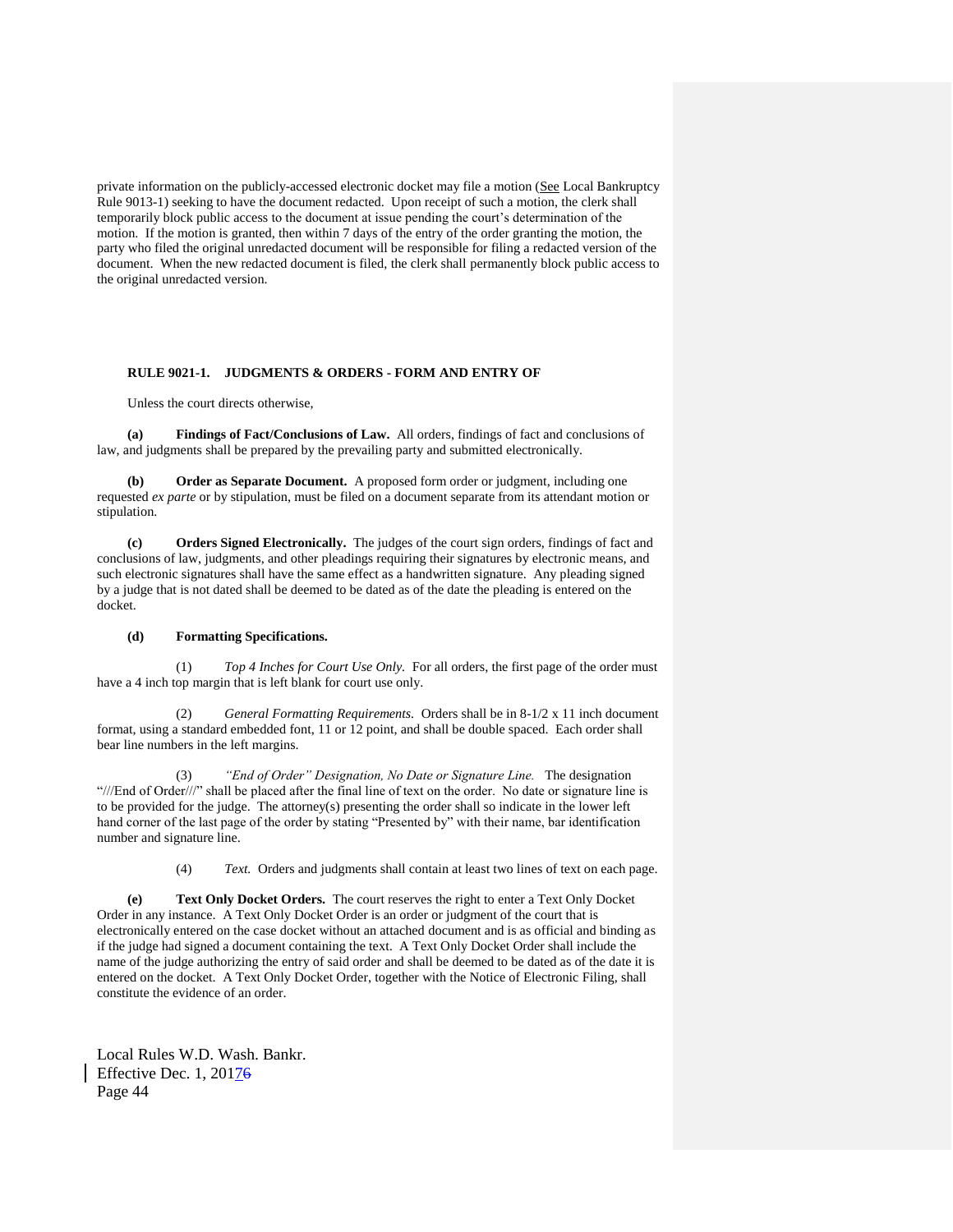private information on the publicly-accessed electronic docket may file a motion (See Local Bankruptcy Rule 9013-1) seeking to have the document redacted. Upon receipt of such a motion, the clerk shall temporarily block public access to the document at issue pending the court's determination of the motion. If the motion is granted, then within 7 days of the entry of the order granting the motion, the party who filed the original unredacted document will be responsible for filing a redacted version of the document. When the new redacted document is filed, the clerk shall permanently block public access to the original unredacted version.

## RULE 9021-1. JUDGMENTS & ORDERS - FORM AND ENTRY OF

Unless the court directs otherwise,

**(a) Findings of Fact/Conclusions of Law.** All orders, findings of fact and conclusions of law, and judgments shall be prepared by the prevailing party and submitted electronically.

**(b) Order as Separate Document.** A proposed form order or judgment, including one requested *ex parte* or by stipulation, must be filed on a document separate from its attendant motion or stipulation.

**(c) Orders Signed Electronically.** The judges of the court sign orders, findings of fact and conclusions of law, judgments, and other pleadings requiring their signatures by electronic means, and such electronic signatures shall have the same effect as a handwritten signature. Any pleading signed by a judge that is not dated shall be deemed to be dated as of the date the pleading is entered on the docket.

**(d) Formatting Specifications.**

(1) *Top 4 Inches for Court Use Only.* For all orders, the first page of the order must have a 4 inch top margin that is left blank for court use only.

(2) *General Formatting Requirements.* Orders shall be in 8-1/2 x 11 inch document format, using a standard embedded font, 11 or 12 point, and shall be double spaced. Each order shall bear line numbers in the left margins.

(3) *"End of Order" Designation, No Date or Signature Line.* The designation "///End of Order///" shall be placed after the final line of text on the order. No date or signature line is to be provided for the judge. The attorney(s) presenting the order shall so indicate in the lower left hand corner of the last page of the order by stating "Presented by" with their name, bar identification number and signature line.

(4) *Text.* Orders and judgments shall contain at least two lines of text on each page.

**(e) Text Only Docket Orders.** The court reserves the right to enter a Text Only Docket Order in any instance. A Text Only Docket Order is an order or judgment of the court that is electronically entered on the case docket without an attached document and is as official and binding as if the judge had signed a document containing the text. A Text Only Docket Order shall include the name of the judge authorizing the entry of said order and shall be deemed to be dated as of the date it is entered on the docket. A Text Only Docket Order, together with the Notice of Electronic Filing, shall constitute the evidence of an order.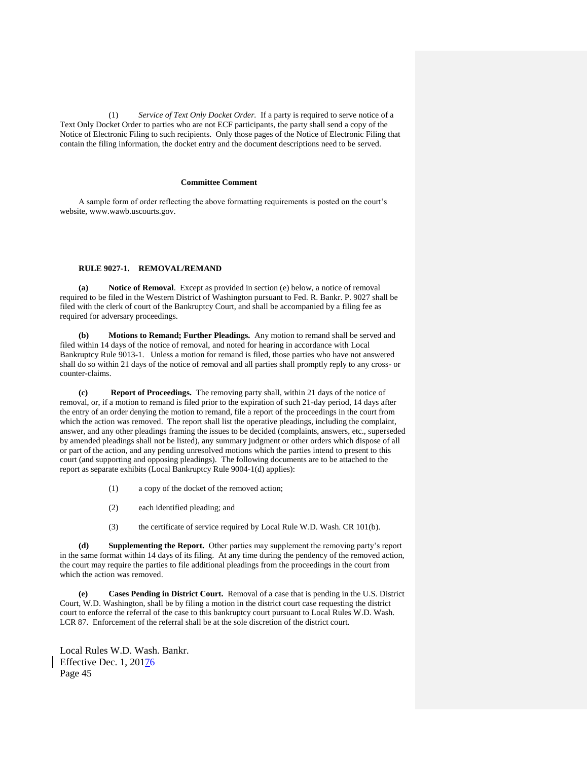(1) *Service of Text Only Docket Order.* If a party is required to serve notice of a Text Only Docket Order to parties who are not ECF participants, the party shall send a copy of the Notice of Electronic Filing to such recipients. Only those pages of the Notice of Electronic Filing that contain the filing information, the docket entry and the document descriptions need to be served.

**Committee Comment**

A sample form of order reflecting the above formatting requirements is posted on the court's website, www.wawb.uscourts.gov.

## RULE 9027-1. REMOVAL/REMAND

**(a) Notice of Removal**. Except as provided in section (e) below, a notice of removal required to be filed in the Western District of Washington pursuant to Fed. R. Bankr. P. 9027 shall be filed with the clerk of court of the Bankruptcy Court, and shall be accompanied by a filing fee as required for adversary proceedings.

**(b) Motions to Remand; Further Pleadings.** Any motion to remand shall be served and filed within 14 days of the notice of removal, and noted for hearing in accordance with Local Bankruptcy Rule 9013-1. Unless a motion for remand is filed, those parties who have not answered shall do so within 21 days of the notice of removal and all parties shall promptly reply to any cross- or counter-claims.

**(c) Report of Proceedings.** The removing party shall, within 21 days of the notice of removal, or, if a motion to remand is filed prior to the expiration of such 21-day period, 14 days after the entry of an order denying the motion to remand, file a report of the proceedings in the court from which the action was removed. The report shall list the operative pleadings, including the complaint, answer, and any other pleadings framing the issues to be decided (complaints, answers, etc., superseded by amended pleadings shall not be listed), any summary judgment or other orders which dispose of all or part of the action, and any pending unresolved motions which the parties intend to present to this court (and supporting and opposing pleadings). The following documents are to be attached to the report as separate exhibits (Local Bankruptcy Rule 9004-1(d) applies):

(1) a copy of the docket of the removed action;

(2) each identified pleading; and

(3) the certificate of service required by Local Rule W.D. Wash. CR 101(b).

**(d) Supplementing the Report.** Other parties may supplement the removing party's report in the same format within 14 days of its filing. At any time during the pendency of the removed action, the court may require the parties to file additional pleadings from the proceedings in the court from which the action was removed.

**(e) Cases Pending in District Court.** Removal of a case that is pending in the U.S. District Court, W.D. Washington, shall be by filing a motion in the district court case requesting the district court to enforce the referral of the case to this bankruptcy court pursuant to Local Rules W.D. Wash. LCR 87. Enforcement of the referral shall be at the sole discretion of the district court.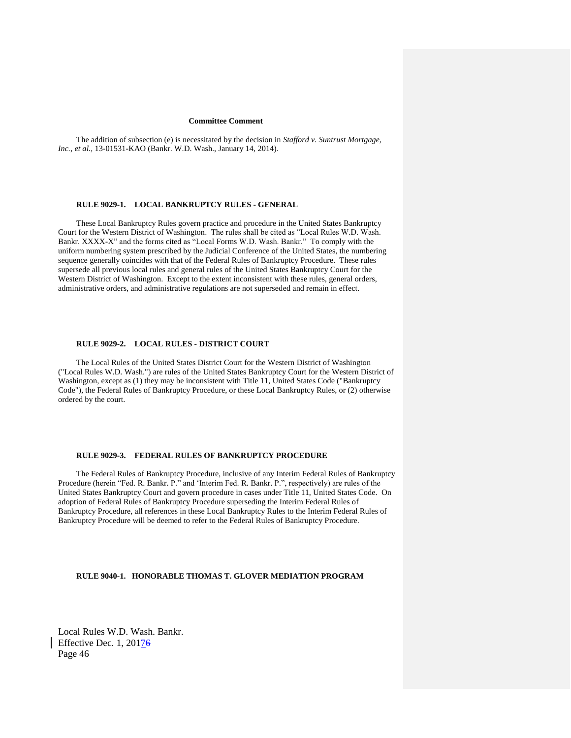**Committee Comment**

The addition of subsection (e) is necessitated by the decision in *Stafford v. Suntrust Mortgage, Inc., et al.*, 13-01531-KAO (Bankr. W.D. Wash., January 14, 2014).

**RULE 9029-1. LOCAL BANKRUPTCY RULES - GENERAL**

These Local Bankruptcy Rules govern practice and procedure in the United States Bankruptcy Court for the Western District of Washington. The rules shall be cited as "Local Rules W.D. Wash. Bankr. XXXX-X" and the forms cited as "Local Forms W.D. Wash. Bankr." To comply with the uniform numbering system prescribed by the Judicial Conference of the United States, the numbering sequence generally coincides with that of the Federal Rules of Bankruptcy Procedure. These rules supersede all previous local rules and general rules of the United States Bankruptcy Court for the Western District of Washington. Except to the extent inconsistent with these rules, general orders, administrative orders, and administrative regulations are not superseded and remain in effect.

**RULE 9029-2. LOCAL RULES - DISTRICT COURT**

The Local Rules of the United States District Court for the Western District of Washington ("Local Rules W.D. Wash.") are rules of the United States Bankruptcy Court for the Western District of Washington, except as (1) they may be inconsistent with Title 11, United States Code ("Bankruptcy Code"), the Federal Rules of Bankruptcy Procedure, or these Local Bankruptcy Rules, or (2) otherwise ordered by the court.

**RULE 9029-3. FEDERAL RULES OF BANKRUPTCY PROCEDURE**

The Federal Rules of Bankruptcy Procedure, inclusive of any Interim Federal Rules of Bankruptcy Procedure (herein "Fed. R. Bankr. P." and 'Interim Fed. R. Bankr. P.", respectively) are rules of the United States Bankruptcy Court and govern procedure in cases under Title 11, United States Code. On adoption of Federal Rules of Bankruptcy Procedure superseding the Interim Federal Rules of Bankruptcy Procedure, all references in these Local Bankruptcy Rules to the Interim Federal Rules of Bankruptcy Procedure will be deemed to refer to the Federal Rules of Bankruptcy Procedure.

**RULE 9040-1. HONORABLE THOMAS T. GLOVER MEDIATION PROGRAM**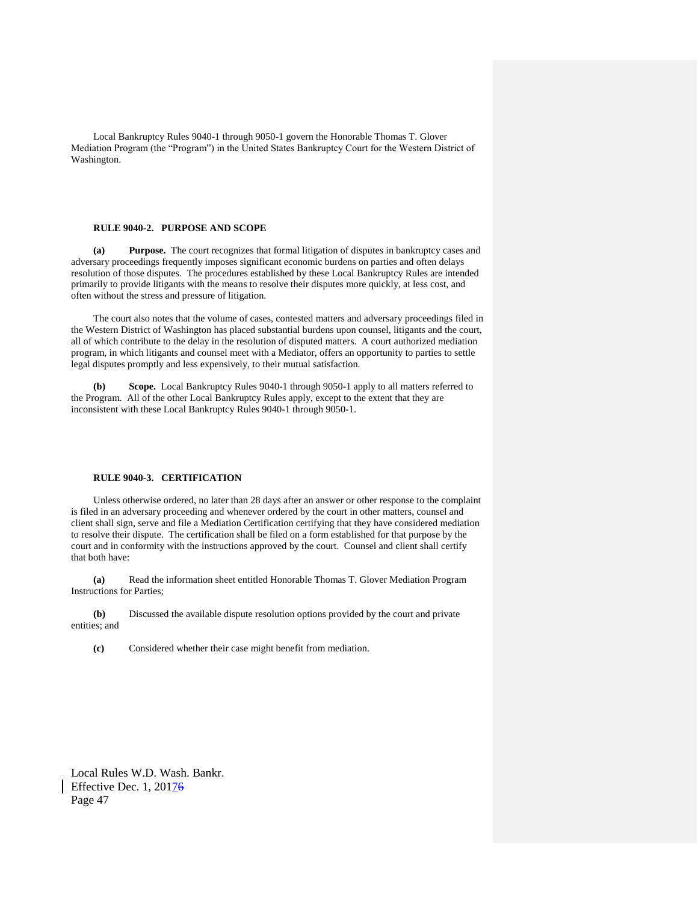Local Bankruptcy Rules 9040-1 through 9050-1 govern the Honorable Thomas T. Glover Mediation Program (the "Program") in the United States Bankruptcy Court for the Western District of Washington.

### RULE 9040-2. PURPOSE AND SCOPE

**(a) Purpose.** The court recognizes that formal litigation of disputes in bankruptcy cases and adversary proceedings frequently imposes significant economic burdens on parties and often delays resolution of those disputes. The procedures established by these Local Bankruptcy Rules are intended primarily to provide litigants with the means to resolve their disputes more quickly, at less cost, and often without the stress and pressure of litigation.

The court also notes that the volume of cases, contested matters and adversary proceedings filed in the Western District of Washington has placed substantial burdens upon counsel, litigants and the court, all of which contribute to the delay in the resolution of disputed matters. A court authorized mediation program, in which litigants and counsel meet with a Mediator, offers an opportunity to parties to settle legal disputes promptly and less expensively, to their mutual satisfaction.

**(b) Scope.** Local Bankruptcy Rules 9040-1 through 9050-1 apply to all matters referred to the Program. All of the other Local Bankruptcy Rules apply, except to the extent that they are inconsistent with these Local Bankruptcy Rules 9040-1 through 9050-1.

### RULE 9040-3. CERTIFICATION

Unless otherwise ordered, no later than 28 days after an answer or other response to the complaint is filed in an adversary proceeding and whenever ordered by the court in other matters, counsel and client shall sign, serve and file a Mediation Certification certifying that they have considered mediation to resolve their dispute. The certification shall be filed on a form established for that purpose by the court and in conformity with the instructions approved by the court. Counsel and client shall certify that both have:

**(a)** Read the information sheet entitled Honorable Thomas T. Glover Mediation Program Instructions for Parties;

**(b)** Discussed the available dispute resolution options provided by the court and private entities; and

**(c)** Considered whether their case might benefit from mediation.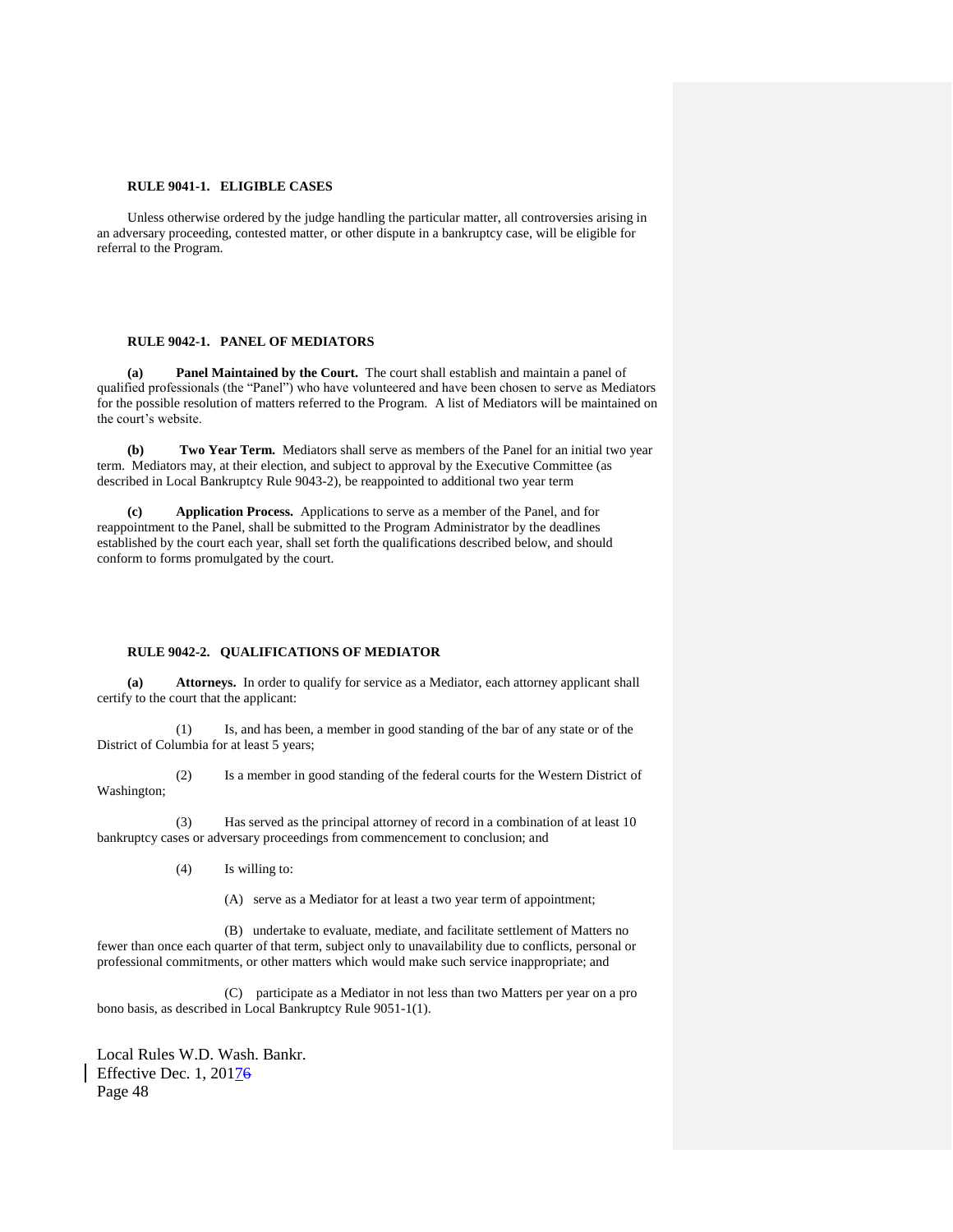### RULE 9041-1. ELIGIBLE CASES

Unless otherwise ordered by the judge handling the particular matter, all controversies arising in an adversary proceeding, contested matter, or other dispute in a bankruptcy case, will be eligible for referral to the Program.

### RULE 9042-1. PANEL OF MEDIATORS

**(a) Panel Maintained by the Court.** The court shall establish and maintain a panel of qualified professionals (the "Panel") who have volunteered and have been chosen to serve as Mediators for the possible resolution of matters referred to the Program. A list of Mediators will be maintained on the court's website.

**(b) Two Year Term.** Mediators shall serve as members of the Panel for an initial two year term. Mediators may, at their election, and subject to approval by the Executive Committee (as described in Local Bankruptcy Rule 9043-2), be reappointed to additional two year term

**(c) Application Process.** Applications to serve as a member of the Panel, and for reappointment to the Panel, shall be submitted to the Program Administrator by the deadlines established by the court each year, shall set forth the qualifications described below, and should conform to forms promulgated by the court.

### RULE 9042-2. QUALIFICATIONS OF MEDIATOR

**(a) Attorneys.** In order to qualify for service as a Mediator, each attorney applicant shall certify to the court that the applicant:

(1) Is, and has been, a member in good standing of the bar of any state or of the District of Columbia for at least 5 years;

(2) Is a member in good standing of the federal courts for the Western District of Washington;

(3) Has served as the principal attorney of record in a combination of at least 10 bankruptcy cases or adversary proceedings from commencement to conclusion; and

(4) Is willing to:

(A) serve as a Mediator for at least a two year term of appointment;

(B) undertake to evaluate, mediate, and facilitate settlement of Matters no fewer than once each quarter of that term, subject only to unavailability due to conflicts, personal or professional commitments, or other matters which would make such service inappropriate; and

(C) participate as a Mediator in not less than two Matters per year on a pro bono basis, as described in Local Bankruptcy Rule 9051-1(1).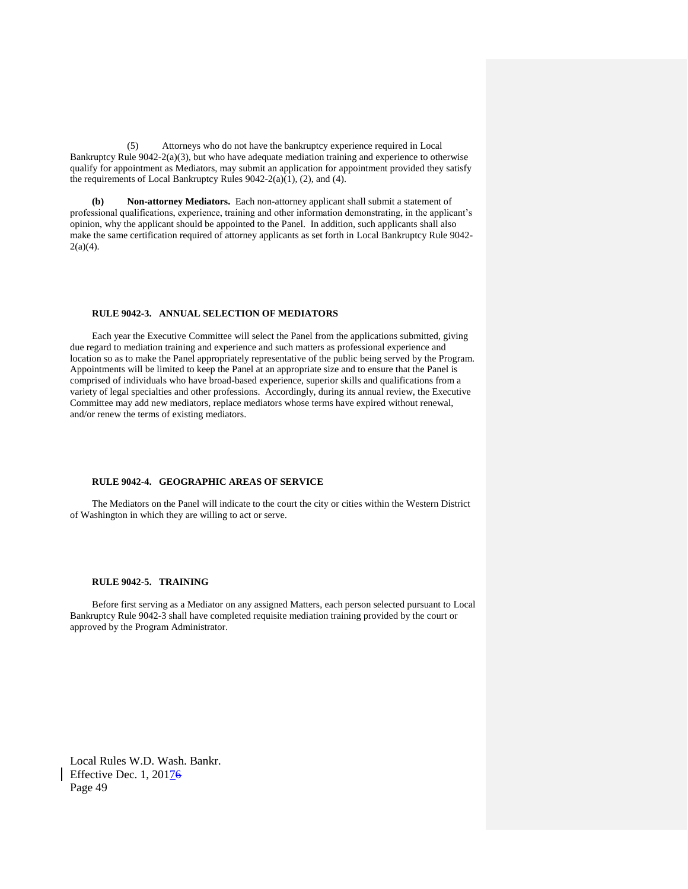(5) Attorneys who do not have the bankruptcy experience required in Local Bankruptcy Rule 9042-2(a)(3), but who have adequate mediation training and experience to otherwise qualify for appointment as Mediators, may submit an application for appointment provided they satisfy the requirements of Local Bankruptcy Rules 9042-2(a)(1), (2), and (4).

**(b) Non-attorney Mediators.** Each non-attorney applicant shall submit a statement of professional qualifications, experience, training and other information demonstrating, in the applicant's opinion, why the applicant should be appointed to the Panel. In addition, such applicants shall also make the same certification required of attorney applicants as set forth in Local Bankruptcy Rule 9042-2(a)(4).

### RULE 9042-3. ANNUAL SELECTION OF MEDIATORS

Each year the Executive Committee will select the Panel from the applications submitted, giving due regard to mediation training and experience and such matters as professional experience and location so as to make the Panel appropriately representative of the public being served by the Program. Appointments will be limited to keep the Panel at an appropriate size and to ensure that the Panel is comprised of individuals who have broad-based experience, superior skills and qualifications from a variety of legal specialties and other professions. Accordingly, during its annual review, the Executive Committee may add new mediators, replace mediators whose terms have expired without renewal, and/or renew the terms of existing mediators.

### RULE 9042-4. GEOGRAPHIC AREAS OF SERVICE

The Mediators on the Panel will indicate to the court the city or cities within the Western District of Washington in which they are willing to act or serve.

### RULE 9042-5. TRAINING

Before first serving as a Mediator on any assigned Matters, each person selected pursuant to Local Bankruptcy Rule 9042-3 shall have completed requisite mediation training provided by the court or approved by the Program Administrator.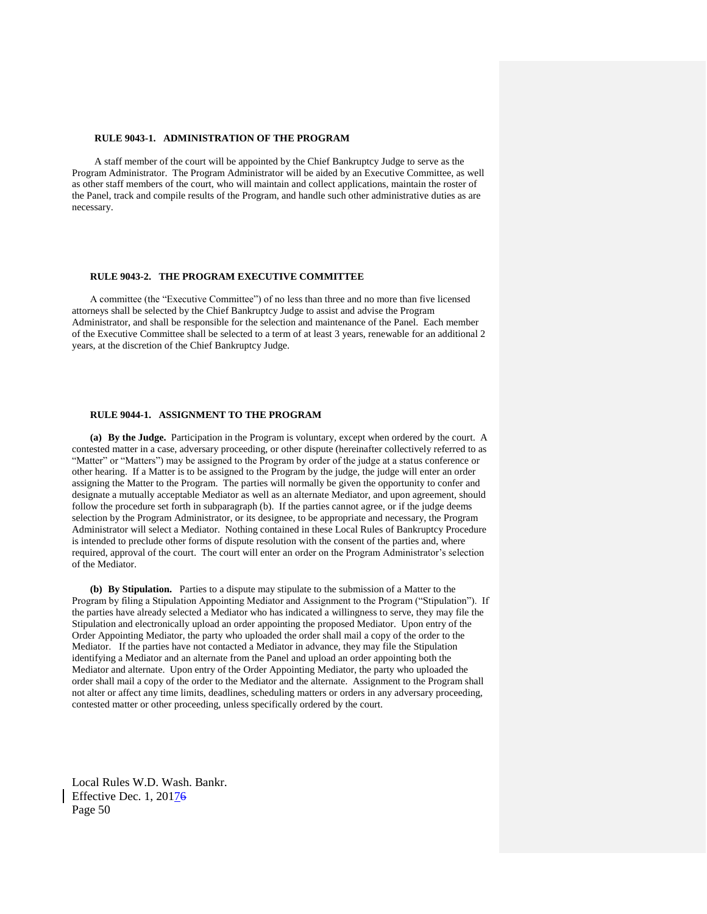## RULE 9043-1. ADMINISTRATION OF THE PROGRAM

A staff member of the court will be appointed by the Chief Bankruptcy Judge to serve as the Program Administrator. The Program Administrator will be aided by an Executive Committee, as well as other staff members of the court, who will maintain and collect applications, maintain the roster of the Panel, track and compile results of the Program, and handle such other administrative duties as are necessary.

## RULE 9043-2. THE PROGRAM EXECUTIVE COMMITTEE

A committee (the "Executive Committee") of no less than three and no more than five licensed attorneys shall be selected by the Chief Bankruptcy Judge to assist and advise the Program Administrator, and shall be responsible for the selection and maintenance of the Panel. Each member of the Executive Committee shall be selected to a term of at least 3 years, renewable for an additional 2 years, at the discretion of the Chief Bankruptcy Judge.

## RULE 9044-1. ASSIGNMENT TO THE PROGRAM

**(a) By the Judge.** Participation in the Program is voluntary, except when ordered by the court. A contested matter in a case, adversary proceeding, or other dispute (hereinafter collectively referred to as "Matter" or "Matters") may be assigned to the Program by order of the judge at a status conference or other hearing. If a Matter is to be assigned to the Program by the judge, the judge will enter an order assigning the Matter to the Program. The parties will normally be given the opportunity to confer and designate a mutually acceptable Mediator as well as an alternate Mediator, and upon agreement, should follow the procedure set forth in subparagraph (b). If the parties cannot agree, or if the judge deems selection by the Program Administrator, or its designee, to be appropriate and necessary, the Program Administrator will select a Mediator. Nothing contained in these Local Rules of Bankruptcy Procedure is intended to preclude other forms of dispute resolution with the consent of the parties and, where required, approval of the court. The court will enter an order on the Program Administrator's selection of the Mediator.

**(b) By Stipulation.** Parties to a dispute may stipulate to the submission of a Matter to the Program by filing a Stipulation Appointing Mediator and Assignment to the Program ("Stipulation"). If the parties have already selected a Mediator who has indicated a willingness to serve, they may file the Stipulation and electronically upload an order appointing the proposed Mediator. Upon entry of the Order Appointing Mediator, the party who uploaded the order shall mail a copy of the order to the Mediator. If the parties have not contacted a Mediator in advance, they may file the Stipulation identifying a Mediator and an alternate from the Panel and upload an order appointing both the Mediator and alternate. Upon entry of the Order Appointing Mediator, the party who uploaded the order shall mail a copy of the order to the Mediator and the alternate. Assignment to the Program shall not alter or affect any time limits, deadlines, scheduling matters or orders in any adversary proceeding, contested matter or other proceeding, unless specifically ordered by the court.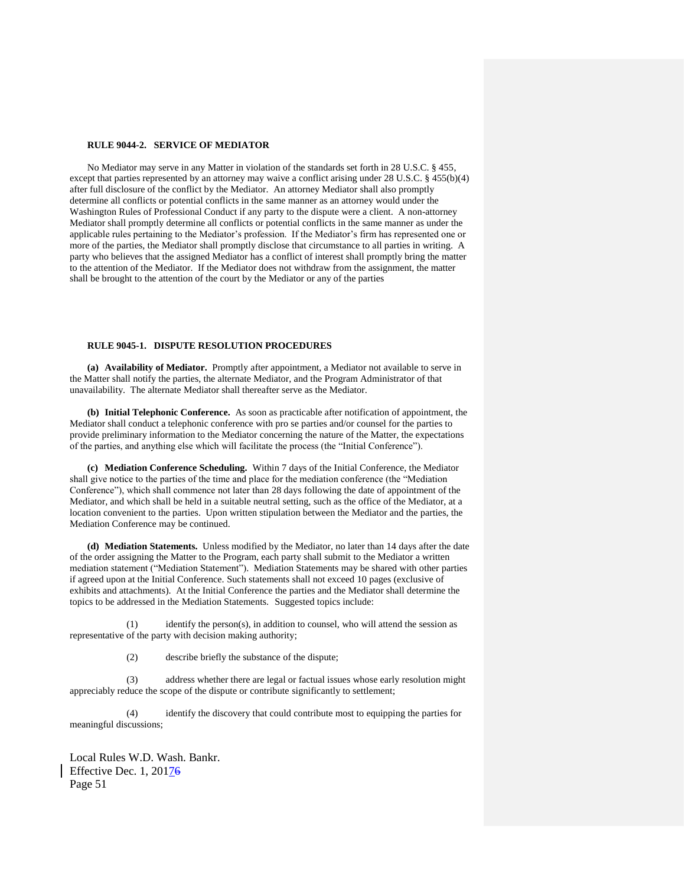### RULE 9044-2. SERVICE OF MEDIATOR

No Mediator may serve in any Matter in violation of the standards set forth in 28 U.S.C. § 455, except that parties represented by an attorney may waive a conflict arising under 28 U.S.C. § 455(b)(4) after full disclosure of the conflict by the Mediator. An attorney Mediator shall also promptly determine all conflicts or potential conflicts in the same manner as an attorney would under the Washington Rules of Professional Conduct if any party to the dispute were a client. A non-attorney Mediator shall promptly determine all conflicts or potential conflicts in the same manner as under the applicable rules pertaining to the Mediator's profession. If the Mediator's firm has represented one or more of the parties, the Mediator shall promptly disclose that circumstance to all parties in writing. A party who believes that the assigned Mediator has a conflict of interest shall promptly bring the matter to the attention of the Mediator. If the Mediator does not withdraw from the assignment, the matter shall be brought to the attention of the court by the Mediator or any of the parties

### RULE 9045-1. DISPUTE RESOLUTION PROCEDURES

**(a) Availability of Mediator.** Promptly after appointment, a Mediator not available to serve in the Matter shall notify the parties, the alternate Mediator, and the Program Administrator of that unavailability. The alternate Mediator shall thereafter serve as the Mediator.

**(b) Initial Telephonic Conference.** As soon as practicable after notification of appointment, the Mediator shall conduct a telephonic conference with pro se parties and/or counsel for the parties to provide preliminary information to the Mediator concerning the nature of the Matter, the expectations of the parties, and anything else which will facilitate the process (the "Initial Conference").

**(c) Mediation Conference Scheduling.** Within 7 days of the Initial Conference, the Mediator shall give notice to the parties of the time and place for the mediation conference (the "Mediation Conference"), which shall commence not later than 28 days following the date of appointment of the Mediator, and which shall be held in a suitable neutral setting, such as the office of the Mediator, at a location convenient to the parties. Upon written stipulation between the Mediator and the parties, the Mediation Conference may be continued.

**(d) Mediation Statements.** Unless modified by the Mediator, no later than 14 days after the date of the order assigning the Matter to the Program, each party shall submit to the Mediator a written mediation statement ("Mediation Statement"). Mediation Statements may be shared with other parties if agreed upon at the Initial Conference. Such statements shall not exceed 10 pages (exclusive of exhibits and attachments). At the Initial Conference the parties and the Mediator shall determine the topics to be addressed in the Mediation Statements. Suggested topics include:

(1) identify the person(s), in addition to counsel, who will attend the session as representative of the party with decision making authority;

(2) describe briefly the substance of the dispute;

(3) address whether there are legal or factual issues whose early resolution might appreciably reduce the scope of the dispute or contribute significantly to settlement;

(4) identify the discovery that could contribute most to equipping the parties for meaningful discussions;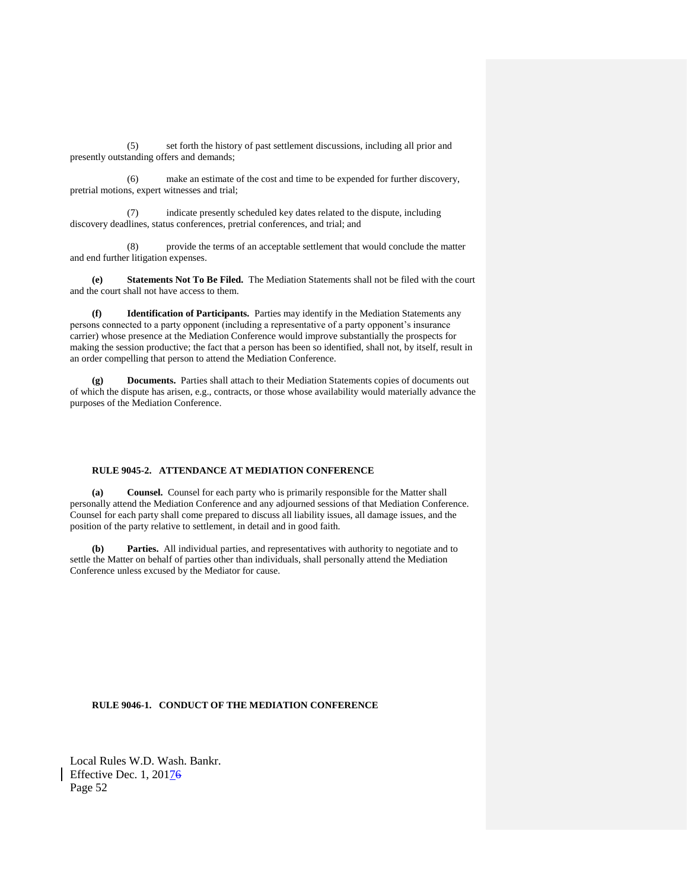(5) set forth the history of past settlement discussions, including all prior and presently outstanding offers and demands;

(6) make an estimate of the cost and time to be expended for further discovery, pretrial motions, expert witnesses and trial;

(7) indicate presently scheduled key dates related to the dispute, including discovery deadlines, status conferences, pretrial conferences, and trial; and

(8) provide the terms of an acceptable settlement that would conclude the matter and end further litigation expenses.

**(e) Statements Not To Be Filed.** The Mediation Statements shall not be filed with the court and the court shall not have access to them.

**(f) Identification of Participants.** Parties may identify in the Mediation Statements any persons connected to a party opponent (including a representative of a party opponent's insurance carrier) whose presence at the Mediation Conference would improve substantially the prospects for making the session productive; the fact that a person has been so identified, shall not, by itself, result in an order compelling that person to attend the Mediation Conference.

**(g) Documents.** Parties shall attach to their Mediation Statements copies of documents out of which the dispute has arisen, e.g., contracts, or those whose availability would materially advance the purposes of the Mediation Conference.

### RULE 9045-2. ATTENDANCE AT MEDIATION CONFERENCE

**(a) Counsel.** Counsel for each party who is primarily responsible for the Matter shall personally attend the Mediation Conference and any adjourned sessions of that Mediation Conference. Counsel for each party shall come prepared to discuss all liability issues, all damage issues, and the position of the party relative to settlement, in detail and in good faith.

**(b) Parties.** All individual parties, and representatives with authority to negotiate and to settle the Matter on behalf of parties other than individuals, shall personally attend the Mediation Conference unless excused by the Mediator for cause.

### RULE 9046-1. CONDUCT OF THE MEDIATION CONFERENCE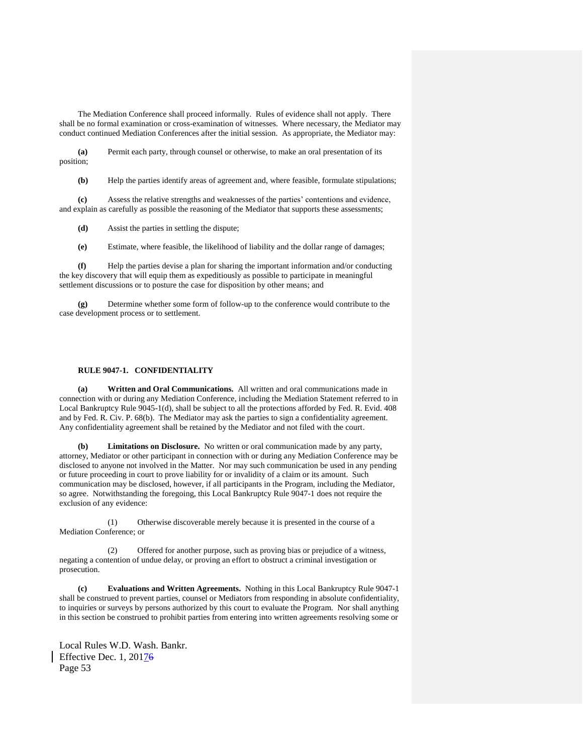The Mediation Conference shall proceed informally. Rules of evidence shall not apply. There shall be no formal examination or cross-examination of witnesses. Where necessary, the Mediator may conduct continued Mediation Conferences after the initial session. As appropriate, the Mediator may:

**(a)** Permit each party, through counsel or otherwise, to make an oral presentation of its position;

**(b)** Help the parties identify areas of agreement and, where feasible, formulate stipulations;

**(c)** Assess the relative strengths and weaknesses of the parties' contentions and evidence, and explain as carefully as possible the reasoning of the Mediator that supports these assessments;

**(d)** Assist the parties in settling the dispute;

**(e)** Estimate, where feasible, the likelihood of liability and the dollar range of damages;

**(f)** Help the parties devise a plan for sharing the important information and/or conducting the key discovery that will equip them as expeditiously as possible to participate in meaningful settlement discussions or to posture the case for disposition by other means; and

**(g)** Determine whether some form of follow-up to the conference would contribute to the case development process or to settlement.

### RULE 9047-1. CONFIDENTIALITY

**(a) Written and Oral Communications.** All written and oral communications made in connection with or during any Mediation Conference, including the Mediation Statement referred to in Local Bankruptcy Rule 9045-1(d), shall be subject to all the protections afforded by Fed. R. Evid. 408 and by Fed. R. Civ. P. 68(b). The Mediator may ask the parties to sign a confidentiality agreement. Any confidentiality agreement shall be retained by the Mediator and not filed with the court.

**(b) Limitations on Disclosure.** No written or oral communication made by any party, attorney, Mediator or other participant in connection with or during any Mediation Conference may be disclosed to anyone not involved in the Matter. Nor may such communication be used in any pending or future proceeding in court to prove liability for or invalidity of a claim or its amount. Such communication may be disclosed, however, if all participants in the Program, including the Mediator, so agree. Notwithstanding the foregoing, this Local Bankruptcy Rule 9047-1 does not require the exclusion of any evidence:

(1) Otherwise discoverable merely because it is presented in the course of a Mediation Conference; or

(2) Offered for another purpose, such as proving bias or prejudice of a witness, negating a contention of undue delay, or proving an effort to obstruct a criminal investigation or prosecution.

**(c) Evaluations and Written Agreements.** Nothing in this Local Bankruptcy Rule 9047-1 shall be construed to prevent parties, counsel or Mediators from responding in absolute confidentiality, to inquiries or surveys by persons authorized by this court to evaluate the Program. Nor shall anything in this section be construed to prohibit parties from entering into written agreements resolving some or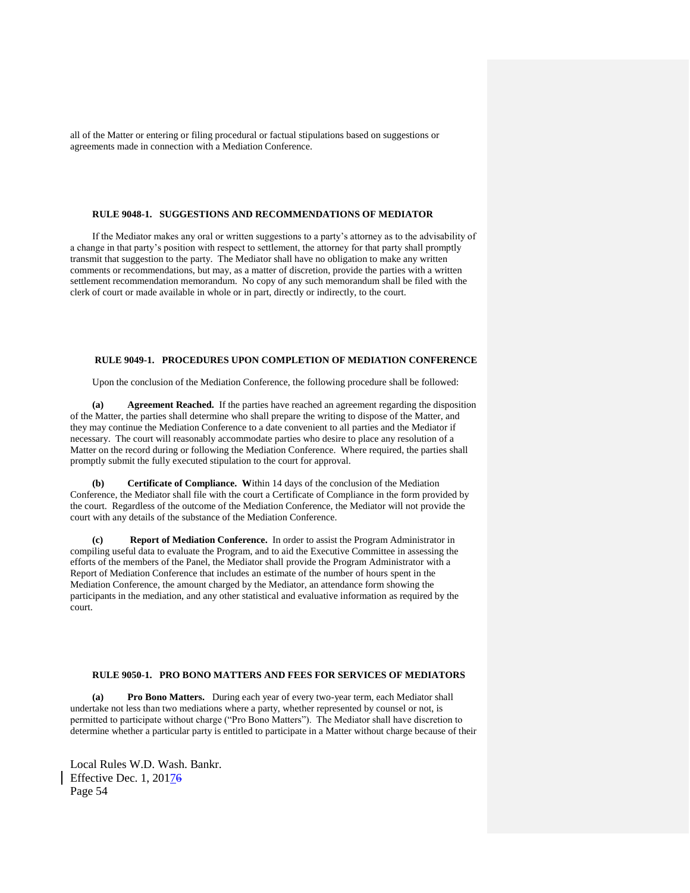all of the Matter or entering or filing procedural or factual stipulations based on suggestions or agreements made in connection with a Mediation Conference.

### RULE 9048-1. SUGGESTIONS AND RECOMMENDATIONS OF MEDIATOR

If the Mediator makes any oral or written suggestions to a party's attorney as to the advisability of a change in that party's position with respect to settlement, the attorney for that party shall promptly transmit that suggestion to the party. The Mediator shall have no obligation to make any written comments or recommendations, but may, as a matter of discretion, provide the parties with a written settlement recommendation memorandum. No copy of any such memorandum shall be filed with the clerk of court or made available in whole or in part, directly or indirectly, to the court.

### RULE 9049-1. PROCEDURES UPON COMPLETION OF MEDIATION CONFERENCE

Upon the conclusion of the Mediation Conference, the following procedure shall be followed:

**(a) Agreement Reached.** If the parties have reached an agreement regarding the disposition of the Matter, the parties shall determine who shall prepare the writing to dispose of the Matter, and they may continue the Mediation Conference to a date convenient to all parties and the Mediator if necessary. The court will reasonably accommodate parties who desire to place any resolution of a Matter on the record during or following the Mediation Conference. Where required, the parties shall promptly submit the fully executed stipulation to the court for approval.

**(b) Certificate of Compliance.** Within 14 days of the conclusion of the Mediation Conference, the Mediator shall file with the court a Certificate of Compliance in the form provided by the court. Regardless of the outcome of the Mediation Conference, the Mediator will not provide the court with any details of the substance of the Mediation Conference.

**(c) Report of Mediation Conference.** In order to assist the Program Administrator in compiling useful data to evaluate the Program, and to aid the Executive Committee in assessing the efforts of the members of the Panel, the Mediator shall provide the Program Administrator with a Report of Mediation Conference that includes an estimate of the number of hours spent in the Mediation Conference, the amount charged by the Mediator, an attendance form showing the participants in the mediation, and any other statistical and evaluative information as required by the court.

### RULE 9050-1. PRO BONO MATTERS AND FEES FOR SERVICES OF MEDIATORS

**(a) Pro Bono Matters.** During each year of every two-year term, each Mediator shall undertake not less than two mediations where a party, whether represented by counsel or not, is permitted to participate without charge ("Pro Bono Matters"). The Mediator shall have discretion to determine whether a particular party is entitled to participate in a Matter without charge because of their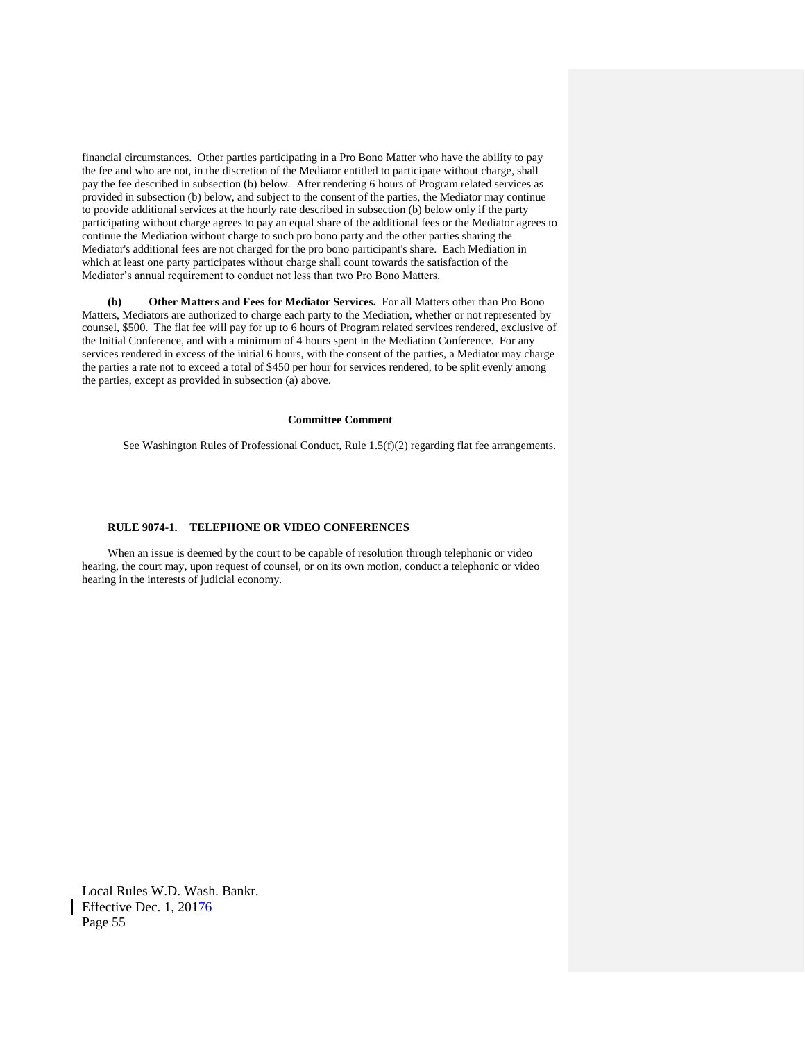financial circumstances. Other parties participating in a Pro Bono Matter who have the ability to pay the fee and who are not, in the discretion of the Mediator entitled to participate without charge, shall pay the fee described in subsection (b) below. After rendering 6 hours of Program related services as provided in subsection (b) below, and subject to the consent of the parties, the Mediator may continue to provide additional services at the hourly rate described in subsection (b) below only if the party participating without charge agrees to pay an equal share of the additional fees or the Mediator agrees to continue the Mediation without charge to such pro bono party and the other parties sharing the Mediator's additional fees are not charged for the pro bono participant's share. Each Mediation in which at least one party participates without charge shall count towards the satisfaction of the Mediator's annual requirement to conduct not less than two Pro Bono Matters.

**(b) Other Matters and Fees for Mediator Services.** For all Matters other than Pro Bono Matters, Mediators are authorized to charge each party to the Mediation, whether or not represented by counsel, $500. The flat fee will pay for up to 6 hours of Program related services rendered, exclusive of the Initial Conference, and with a minimum of 4 hours spent in the Mediation Conference. For any services rendered in excess of the initial 6 hours, with the consent of the parties, a Mediator may charge the parties a rate not to exceed a total of $450 per hour for services rendered, to be split evenly among the parties, except as provided in subsection (a) above.

**Committee Comment**

See Washington Rules of Professional Conduct, Rule 1.5(f)(2) regarding flat fee arrangements.

## RULE 9074-1. TELEPHONE OR VIDEO CONFERENCES

When an issue is deemed by the court to be capable of resolution through telephonic or video hearing, the court may, upon request of counsel, or on its own motion, conduct a telephonic or video hearing in the interests of judicial economy.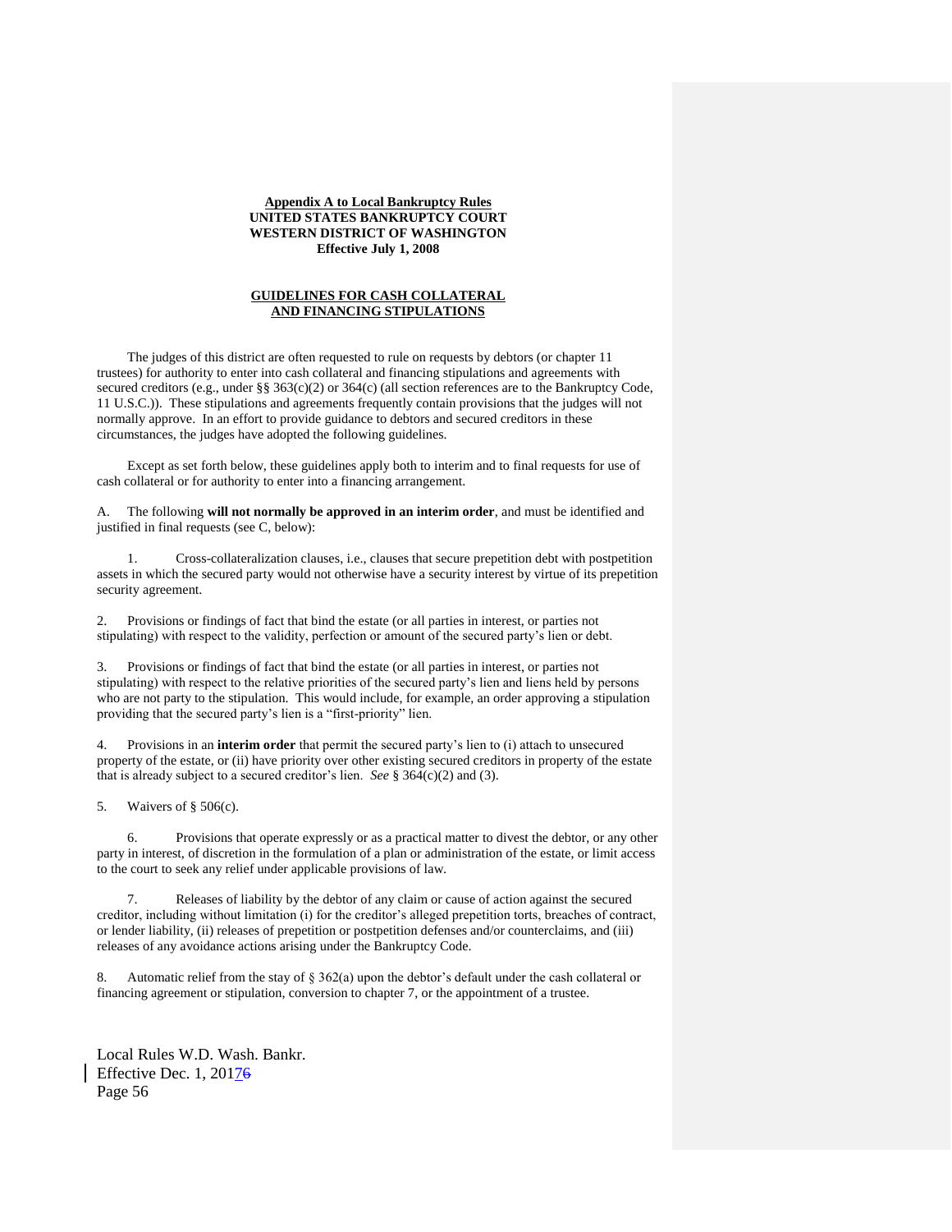**Appendix A to Local Bankruptcy Rules**
**UNITED STATES BANKRUPTCY COURT**
**WESTERN DISTRICT OF WASHINGTON**
**Effective July 1, 2008**

**GUIDELINES FOR CASH COLLATERAL AND FINANCING STIPULATIONS**

The judges of this district are often requested to rule on requests by debtors (or chapter 11 trustees) for authority to enter into cash collateral and financing stipulations and agreements with secured creditors (e.g., under §§ 363(c)(2) or 364(c) (all section references are to the Bankruptcy Code, 11 U.S.C.)). These stipulations and agreements frequently contain provisions that the judges will not normally approve. In an effort to provide guidance to debtors and secured creditors in these circumstances, the judges have adopted the following guidelines.

Except as set forth below, these guidelines apply both to interim and to final requests for use of cash collateral or for authority to enter into a financing arrangement.

A. The following **will not normally be approved in an interim order**, and must be identified and justified in final requests (see C, below):

1. Cross-collateralization clauses, i.e., clauses that secure prepetition debt with postpetition assets in which the secured party would not otherwise have a security interest by virtue of its prepetition security agreement.

2. Provisions or findings of fact that bind the estate (or all parties in interest, or parties not stipulating) with respect to the validity, perfection or amount of the secured party's lien or debt.

3. Provisions or findings of fact that bind the estate (or all parties in interest, or parties not stipulating) with respect to the relative priorities of the secured party's lien and liens held by persons who are not party to the stipulation. This would include, for example, an order approving a stipulation providing that the secured party's lien is a "first-priority" lien.

4. Provisions in an **interim order** that permit the secured party's lien to (i) attach to unsecured property of the estate, or (ii) have priority over other existing secured creditors in property of the estate that is already subject to a secured creditor's lien. *See* § 364(c)(2) and (3).

5. Waivers of § 506(c).

6. Provisions that operate expressly or as a practical matter to divest the debtor, or any other party in interest, of discretion in the formulation of a plan or administration of the estate, or limit access to the court to seek any relief under applicable provisions of law.

7. Releases of liability by the debtor of any claim or cause of action against the secured creditor, including without limitation (i) for the creditor's alleged prepetition torts, breaches of contract, or lender liability, (ii) releases of prepetition or postpetition defenses and/or counterclaims, and (iii) releases of any avoidance actions arising under the Bankruptcy Code.

8. Automatic relief from the stay of § 362(a) upon the debtor's default under the cash collateral or financing agreement or stipulation, conversion to chapter 7, or the appointment of a trustee.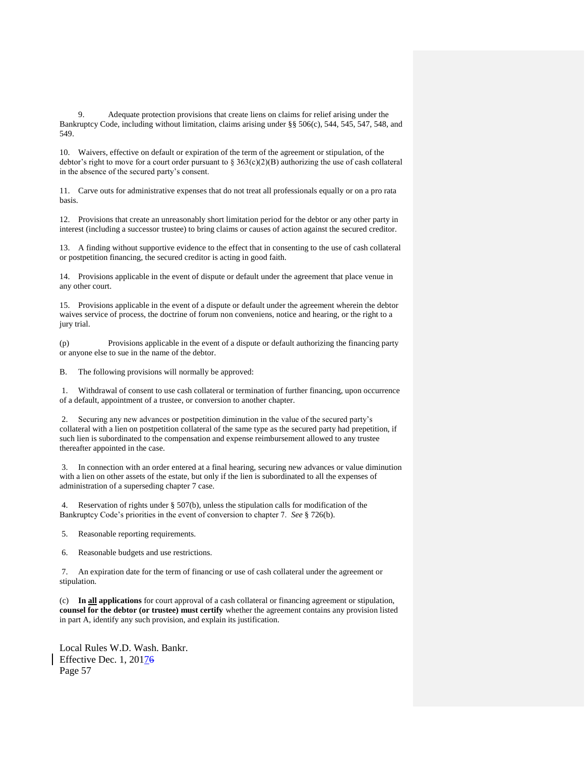9. Adequate protection provisions that create liens on claims for relief arising under the Bankruptcy Code, including without limitation, claims arising under §§ 506(c), 544, 545, 547, 548, and 549.

10. Waivers, effective on default or expiration of the term of the agreement or stipulation, of the debtor's right to move for a court order pursuant to § 363(c)(2)(B) authorizing the use of cash collateral in the absence of the secured party's consent.

11. Carve outs for administrative expenses that do not treat all professionals equally or on a pro rata basis.

12. Provisions that create an unreasonably short limitation period for the debtor or any other party in interest (including a successor trustee) to bring claims or causes of action against the secured creditor.

13. A finding without supportive evidence to the effect that in consenting to the use of cash collateral or postpetition financing, the secured creditor is acting in good faith.

14. Provisions applicable in the event of dispute or default under the agreement that place venue in any other court.

15. Provisions applicable in the event of a dispute or default under the agreement wherein the debtor waives service of process, the doctrine of forum non conveniens, notice and hearing, or the right to a jury trial.

(p) Provisions applicable in the event of a dispute or default authorizing the financing party or anyone else to sue in the name of the debtor.

B. The following provisions will normally be approved:

1. Withdrawal of consent to use cash collateral or termination of further financing, upon occurrence of a default, appointment of a trustee, or conversion to another chapter.

2. Securing any new advances or postpetition diminution in the value of the secured party's collateral with a lien on postpetition collateral of the same type as the secured party had prepetition, if such lien is subordinated to the compensation and expense reimbursement allowed to any trustee thereafter appointed in the case.

3. In connection with an order entered at a final hearing, securing new advances or value diminution with a lien on other assets of the estate, but only if the lien is subordinated to all the expenses of administration of a superseding chapter 7 case.

4. Reservation of rights under § 507(b), unless the stipulation calls for modification of the Bankruptcy Code's priorities in the event of conversion to chapter 7. *See* § 726(b).

5. Reasonable reporting requirements.

6. Reasonable budgets and use restrictions.

7. An expiration date for the term of financing or use of cash collateral under the agreement or stipulation.

(c) **In <u>all</u> applications** for court approval of a cash collateral or financing agreement or stipulation, **counsel for the debtor (or trustee) must certify** whether the agreement contains any provision listed in part A, identify any such provision, and explain its justification.